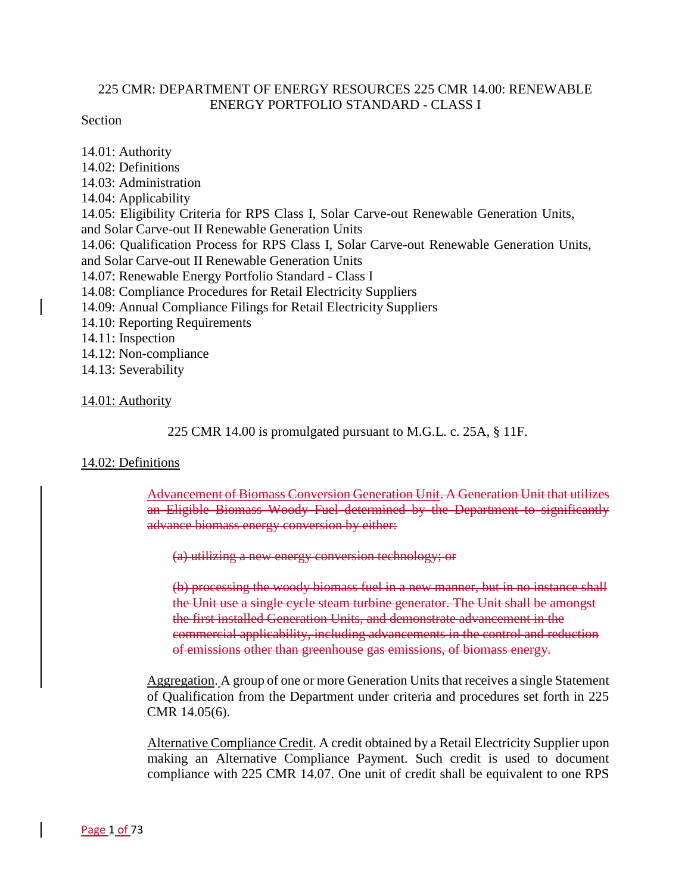# 225 CMR: DEPARTMENT OF ENERGY RESOURCES 225 CMR 14.00: RENEWABLE ENERGY PORTFOLIO STANDARD - CLASS I

Section

14.01: Authority
14.02: Definitions
14.03: Administration
14.04: Applicability
14.05: Eligibility Criteria for RPS Class I, Solar Carve-out Renewable Generation Units, and Solar Carve-out II Renewable Generation Units
14.06: Qualification Process for RPS Class I, Solar Carve-out Renewable Generation Units, and Solar Carve-out II Renewable Generation Units
14.07: Renewable Energy Portfolio Standard - Class I
14.08: Compliance Procedures for Retail Electricity Suppliers
14.09: Annual Compliance Filings for Retail Electricity Suppliers
14.10: Reporting Requirements
14.11: Inspection
14.12: Non-compliance
14.13: Severability

## 14.01: Authority

225 CMR 14.00 is promulgated pursuant to M.G.L. c. 25A, § 11F.

## 14.02: Definitions

~~Advancement of Biomass Conversion Generation Unit. A Generation Unit that utilizes an Eligible Biomass Woody Fuel determined by the Department to significantly advance biomass energy conversion by either:~~

~~(a) utilizing a new energy conversion technology; or~~

~~(b) processing the woody biomass fuel in a new manner, but in no instance shall the Unit use a single cycle steam turbine generator. The Unit shall be amongst the first installed Generation Units, and demonstrate advancement in the commercial applicability, including advancements in the control and reduction of emissions other than greenhouse gas emissions, of biomass energy.~~

Aggregation. A group of one or more Generation Units that receives a single Statement of Qualification from the Department under criteria and procedures set forth in 225 CMR 14.05(6).

Alternative Compliance Credit. A credit obtained by a Retail Electricity Supplier upon making an Alternative Compliance Payment. Such credit is used to document compliance with 225 CMR 14.07. One unit of credit shall be equivalent to one RPS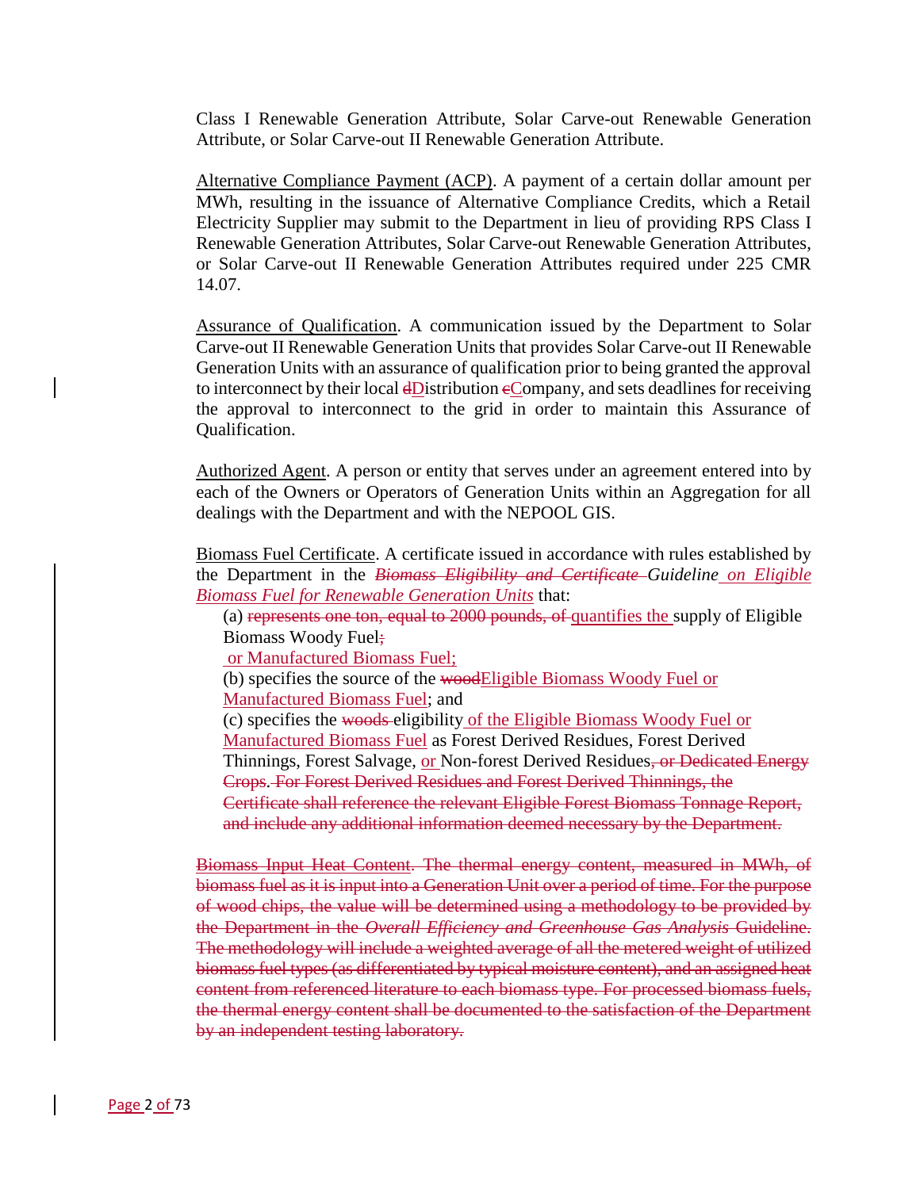Class I Renewable Generation Attribute, Solar Carve-out Renewable Generation Attribute, or Solar Carve-out II Renewable Generation Attribute.

Alternative Compliance Payment (ACP). A payment of a certain dollar amount per MWh, resulting in the issuance of Alternative Compliance Credits, which a Retail Electricity Supplier may submit to the Department in lieu of providing RPS Class I Renewable Generation Attributes, Solar Carve-out Renewable Generation Attributes, or Solar Carve-out II Renewable Generation Attributes required under 225 CMR 14.07.

Assurance of Qualification. A communication issued by the Department to Solar Carve-out II Renewable Generation Units that provides Solar Carve-out II Renewable Generation Units with an assurance of qualification prior to being granted the approval to interconnect by their local ~~d~~Distribution ~~c~~Company, and sets deadlines for receiving the approval to interconnect to the grid in order to maintain this Assurance of Qualification.

Authorized Agent. A person or entity that serves under an agreement entered into by each of the Owners or Operators of Generation Units within an Aggregation for all dealings with the Department and with the NEPOOL GIS.

Biomass Fuel Certificate. A certificate issued in accordance with rules established by the Department in the ~~*Biomass Eligibility and Certificate*~~ *Guideline on Eligible Biomass Fuel for Renewable Generation Units* that:

(a) ~~represents one ton, equal to 2000 pounds, of~~ quantifies the supply of Eligible Biomass Woody Fuel~~;~~ or Manufactured Biomass Fuel;

(b) specifies the source of the ~~wood~~Eligible Biomass Woody Fuel or Manufactured Biomass Fuel; and

(c) specifies the ~~woods~~ eligibility of the Eligible Biomass Woody Fuel or Manufactured Biomass Fuel as Forest Derived Residues, Forest Derived Thinnings, Forest Salvage, or Non-forest Derived Residues~~, or Dedicated Energy Crops. For Forest Derived Residues and Forest Derived Thinnings, the Certificate shall reference the relevant Eligible Forest Biomass Tonnage Report, and include any additional information deemed necessary by the Department.~~

~~Biomass Input Heat Content. The thermal energy content, measured in MWh, of biomass fuel as it is input into a Generation Unit over a period of time. For the purpose of wood chips, the value will be determined using a methodology to be provided by the Department in the *Overall Efficiency and Greenhouse Gas Analysis* Guideline. The methodology will include a weighted average of all the metered weight of utilized biomass fuel types (as differentiated by typical moisture content), and an assigned heat content from referenced literature to each biomass type. For processed biomass fuels, the thermal energy content shall be documented to the satisfaction of the Department by an independent testing laboratory.~~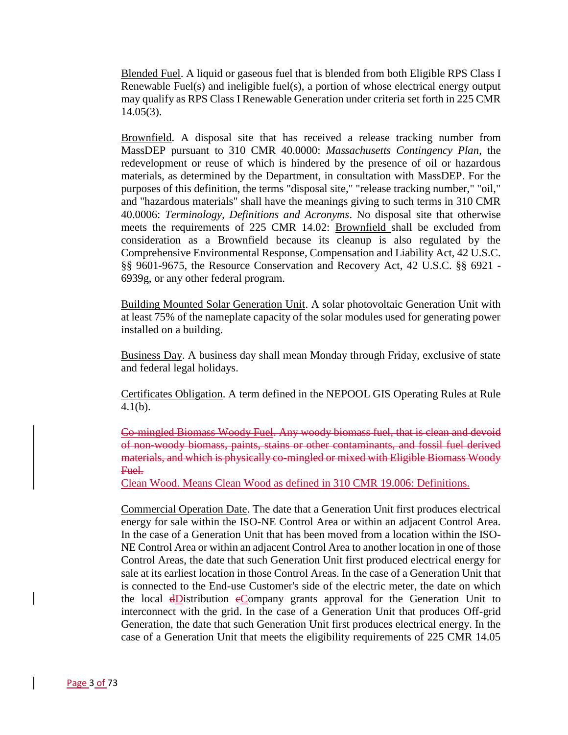Blended Fuel. A liquid or gaseous fuel that is blended from both Eligible RPS Class I Renewable Fuel(s) and ineligible fuel(s), a portion of whose electrical energy output may qualify as RPS Class I Renewable Generation under criteria set forth in 225 CMR 14.05(3).

Brownfield. A disposal site that has received a release tracking number from MassDEP pursuant to 310 CMR 40.0000: *Massachusetts Contingency Plan*, the redevelopment or reuse of which is hindered by the presence of oil or hazardous materials, as determined by the Department, in consultation with MassDEP. For the purposes of this definition, the terms "disposal site," "release tracking number," "oil," and "hazardous materials" shall have the meanings giving to such terms in 310 CMR 40.0006: *Terminology, Definitions and Acronyms*. No disposal site that otherwise meets the requirements of 225 CMR 14.02: Brownfield shall be excluded from consideration as a Brownfield because its cleanup is also regulated by the Comprehensive Environmental Response, Compensation and Liability Act, 42 U.S.C. §§ 9601-9675, the Resource Conservation and Recovery Act, 42 U.S.C. §§ 6921 - 6939g, or any other federal program.

Building Mounted Solar Generation Unit. A solar photovoltaic Generation Unit with at least 75% of the nameplate capacity of the solar modules used for generating power installed on a building.

Business Day. A business day shall mean Monday through Friday, exclusive of state and federal legal holidays.

Certificates Obligation. A term defined in the NEPOOL GIS Operating Rules at Rule 4.1(b).

~~Co-mingled Biomass Woody Fuel. Any woody biomass fuel, that is clean and devoid of non-woody biomass, paints, stains or other contaminants, and fossil fuel derived materials, and which is physically co-mingled or mixed with Eligible Biomass Woody Fuel.~~

Clean Wood. Means Clean Wood as defined in 310 CMR 19.006: Definitions.

Commercial Operation Date. The date that a Generation Unit first produces electrical energy for sale within the ISO-NE Control Area or within an adjacent Control Area. In the case of a Generation Unit that has been moved from a location within the ISO-NE Control Area or within an adjacent Control Area to another location in one of those Control Areas, the date that such Generation Unit first produced electrical energy for sale at its earliest location in those Control Areas. In the case of a Generation Unit that is connected to the End-use Customer's side of the electric meter, the date on which the local ~~d~~Distribution ~~c~~Company grants approval for the Generation Unit to interconnect with the grid. In the case of a Generation Unit that produces Off-grid Generation, the date that such Generation Unit first produces electrical energy. In the case of a Generation Unit that meets the eligibility requirements of 225 CMR 14.05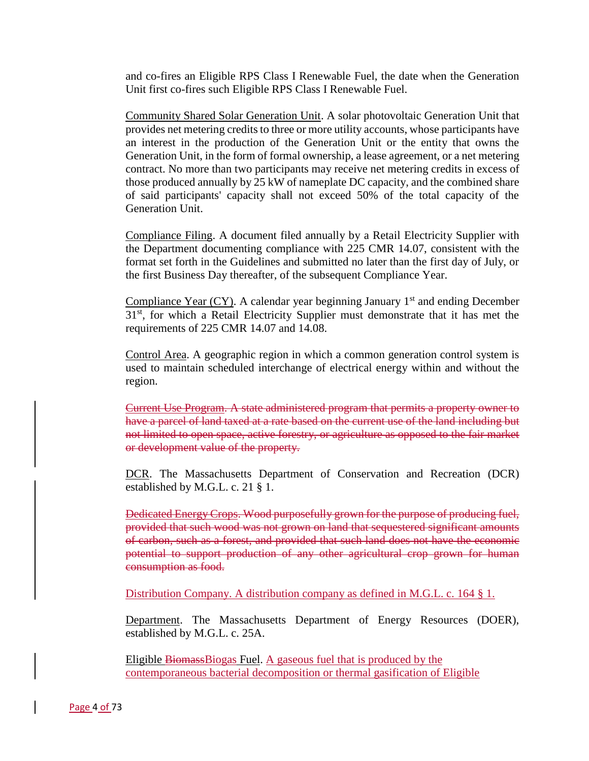and co-fires an Eligible RPS Class I Renewable Fuel, the date when the Generation Unit first co-fires such Eligible RPS Class I Renewable Fuel.

Community Shared Solar Generation Unit. A solar photovoltaic Generation Unit that provides net metering credits to three or more utility accounts, whose participants have an interest in the production of the Generation Unit or the entity that owns the Generation Unit, in the form of formal ownership, a lease agreement, or a net metering contract. No more than two participants may receive net metering credits in excess of those produced annually by 25 kW of nameplate DC capacity, and the combined share of said participants' capacity shall not exceed 50% of the total capacity of the Generation Unit.

Compliance Filing. A document filed annually by a Retail Electricity Supplier with the Department documenting compliance with 225 CMR 14.07, consistent with the format set forth in the Guidelines and submitted no later than the first day of July, or the first Business Day thereafter, of the subsequent Compliance Year.

Compliance Year (CY). A calendar year beginning January 1st and ending December 31st, for which a Retail Electricity Supplier must demonstrate that it has met the requirements of 225 CMR 14.07 and 14.08.

Control Area. A geographic region in which a common generation control system is used to maintain scheduled interchange of electrical energy within and without the region.

~~Current Use Program. A state administered program that permits a property owner to have a parcel of land taxed at a rate based on the current use of the land including but not limited to open space, active forestry, or agriculture as opposed to the fair market or development value of the property.~~

DCR. The Massachusetts Department of Conservation and Recreation (DCR) established by M.G.L. c. 21 § 1.

~~Dedicated Energy Crops. Wood purposefully grown for the purpose of producing fuel, provided that such wood was not grown on land that sequestered significant amounts of carbon, such as a forest, and provided that such land does not have the economic potential to support production of any other agricultural crop grown for human consumption as food.~~

Distribution Company. A distribution company as defined in M.G.L. c. 164 § 1.

Department. The Massachusetts Department of Energy Resources (DOER), established by M.G.L. c. 25A.

Eligible ~~Biomass~~Biogas Fuel. A gaseous fuel that is produced by the contemporaneous bacterial decomposition or thermal gasification of Eligible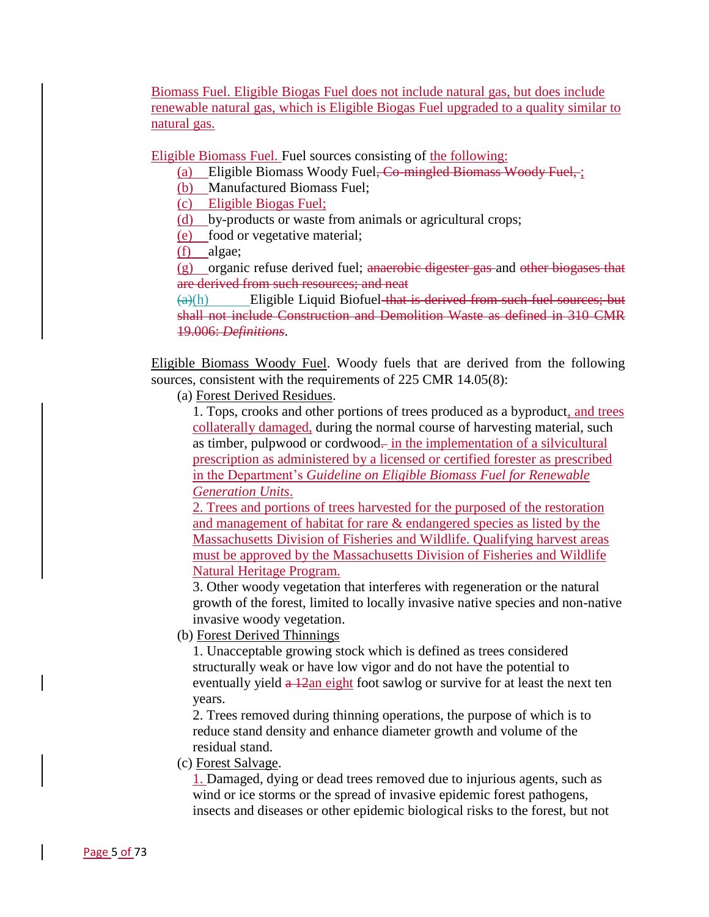Biomass Fuel. Eligible Biogas Fuel does not include natural gas, but does include renewable natural gas, which is Eligible Biogas Fuel upgraded to a quality similar to natural gas.

Eligible Biomass Fuel. Fuel sources consisting of the following:

(a) Eligible Biomass Woody Fuel~~, Co-mingled Biomass Woody Fuel, ~~;
(b) Manufactured Biomass Fuel;
(c) Eligible Biogas Fuel;
(d) by-products or waste from animals or agricultural crops;
(e) food or vegetative material;
(f) algae;
(g) organic refuse derived fuel; ~~anaerobic digester gas~~ and ~~other biogases that are derived from such resources; and neat~~
~~(a)~~(h) Eligible Liquid Biofuel~~ that is derived from such fuel sources; but shall not include Construction and Demolition Waste as defined in 310 CMR 19.006: *Definitions*~~.

Eligible Biomass Woody Fuel. Woody fuels that are derived from the following sources, consistent with the requirements of 225 CMR 14.05(8):

(a) Forest Derived Residues.

1. Tops, crooks and other portions of trees produced as a byproduct, and trees collaterally damaged, during the normal course of harvesting material, such as timber, pulpwood or cordwood~~.~~ in the implementation of a silvicultural prescription as administered by a licensed or certified forester as prescribed in the Department's *Guideline on Eligible Biomass Fuel for Renewable Generation Units*.

2. Trees and portions of trees harvested for the purposed of the restoration and management of habitat for rare & endangered species as listed by the Massachusetts Division of Fisheries and Wildlife. Qualifying harvest areas must be approved by the Massachusetts Division of Fisheries and Wildlife Natural Heritage Program.

3. Other woody vegetation that interferes with regeneration or the natural growth of the forest, limited to locally invasive native species and non-native invasive woody vegetation.

(b) Forest Derived Thinnings

1. Unacceptable growing stock which is defined as trees considered structurally weak or have low vigor and do not have the potential to eventually yield ~~a 12~~an eight foot sawlog or survive for at least the next ten years.

2. Trees removed during thinning operations, the purpose of which is to reduce stand density and enhance diameter growth and volume of the residual stand.

(c) Forest Salvage.

1. Damaged, dying or dead trees removed due to injurious agents, such as wind or ice storms or the spread of invasive epidemic forest pathogens, insects and diseases or other epidemic biological risks to the forest, but not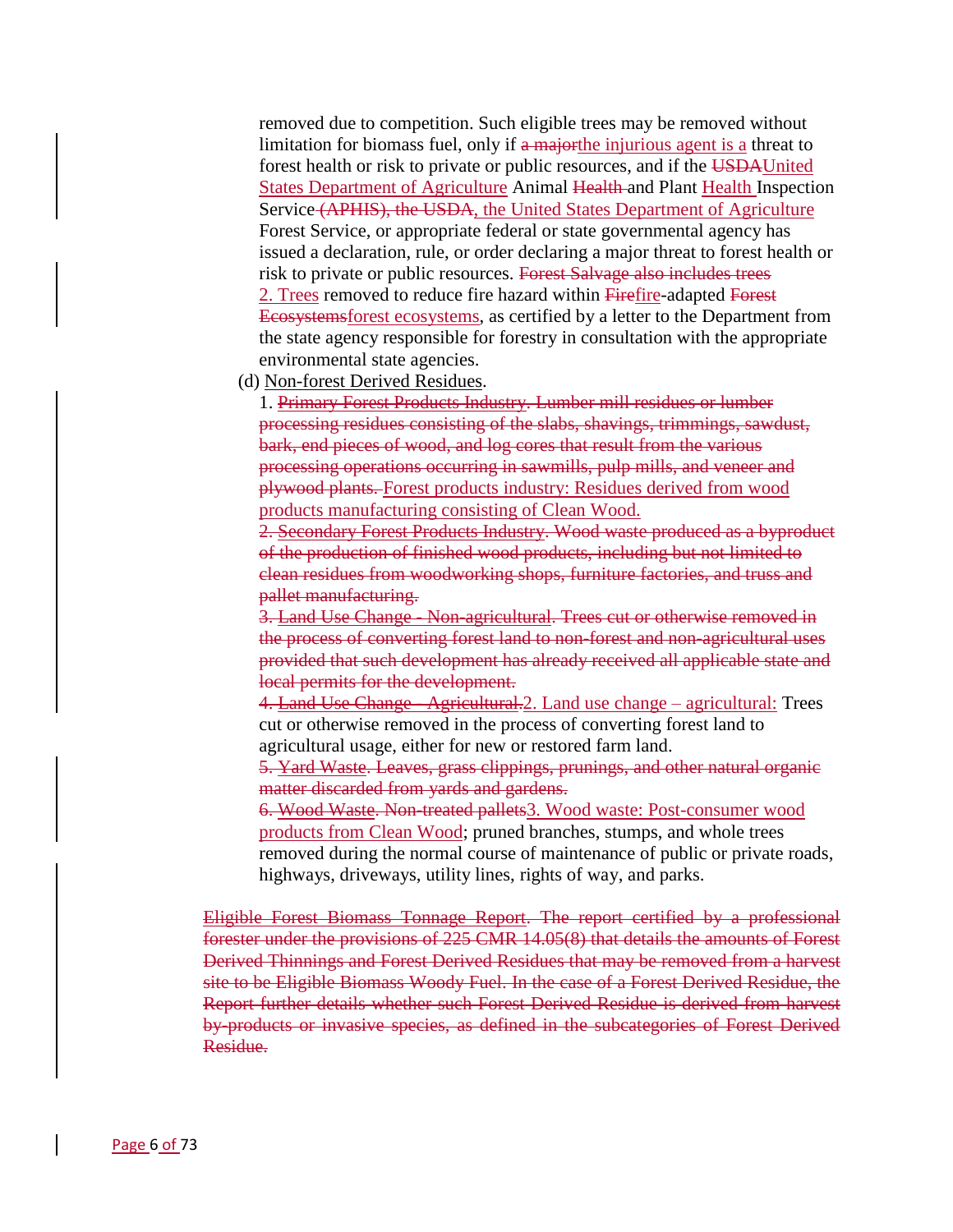removed due to competition. Such eligible trees may be removed without limitation for biomass fuel, only if ~~a major~~the injurious agent is a threat to forest health or risk to private or public resources, and if the ~~USDA~~United States Department of Agriculture Animal ~~Health~~ and Plant Health Inspection Service ~~(APHIS), the USDA~~, the United States Department of Agriculture Forest Service, or appropriate federal or state governmental agency has issued a declaration, rule, or order declaring a major threat to forest health or risk to private or public resources. ~~Forest Salvage also includes trees~~ 2. Trees removed to reduce fire hazard within ~~Fire~~fire-adapted ~~Forest Ecosystems~~forest ecosystems, as certified by a letter to the Department from the state agency responsible for forestry in consultation with the appropriate environmental state agencies.

(d) Non-forest Derived Residues.

1. ~~Primary Forest Products Industry. Lumber mill residues or lumber processing residues consisting of the slabs, shavings, trimmings, sawdust, bark, end pieces of wood, and log cores that result from the various processing operations occurring in sawmills, pulp mills, and veneer and plywood plants.~~ Forest products industry: Residues derived from wood products manufacturing consisting of Clean Wood.

~~2. Secondary Forest Products Industry. Wood waste produced as a byproduct of the production of finished wood products, including but not limited to clean residues from woodworking shops, furniture factories, and truss and pallet manufacturing.~~

~~3. Land Use Change - Non-agricultural. Trees cut or otherwise removed in the process of converting forest land to non-forest and non-agricultural uses provided that such development has already received all applicable state and local permits for the development.~~

~~4. Land Use Change - Agricultural.~~2. Land use change – agricultural: Trees cut or otherwise removed in the process of converting forest land to agricultural usage, either for new or restored farm land.

~~5. Yard Waste. Leaves, grass clippings, prunings, and other natural organic matter discarded from yards and gardens.~~

~~6. Wood Waste. Non-treated pallets~~3. Wood waste: Post-consumer wood products from Clean Wood; pruned branches, stumps, and whole trees removed during the normal course of maintenance of public or private roads, highways, driveways, utility lines, rights of way, and parks.

~~Eligible Forest Biomass Tonnage Report. The report certified by a professional forester under the provisions of 225 CMR 14.05(8) that details the amounts of Forest Derived Thinnings and Forest Derived Residues that may be removed from a harvest site to be Eligible Biomass Woody Fuel. In the case of a Forest Derived Residue, the Report further details whether such Forest Derived Residue is derived from harvest by-products or invasive species, as defined in the subcategories of Forest Derived Residue.~~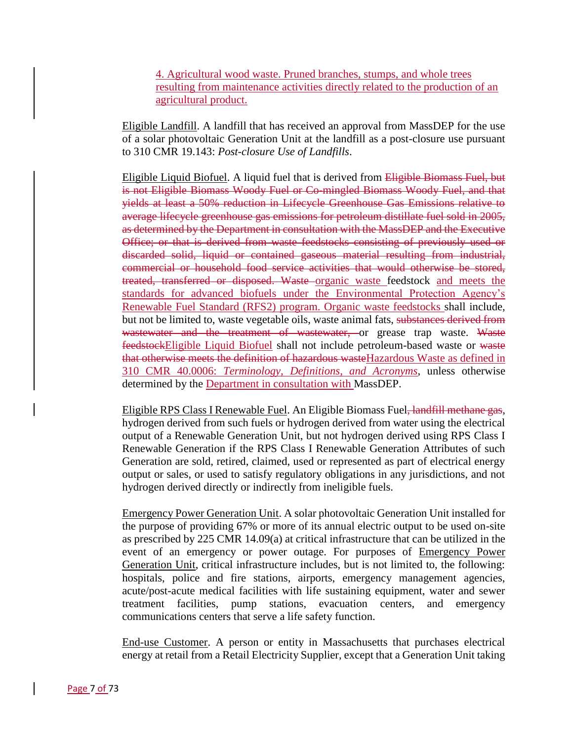4. Agricultural wood waste. Pruned branches, stumps, and whole trees resulting from maintenance activities directly related to the production of an agricultural product.

Eligible Landfill. A landfill that has received an approval from MassDEP for the use of a solar photovoltaic Generation Unit at the landfill as a post-closure use pursuant to 310 CMR 19.143: *Post-closure Use of Landfills*.

Eligible Liquid Biofuel. A liquid fuel that is derived from ~~Eligible Biomass Fuel, but is not Eligible Biomass Woody Fuel or Co-mingled Biomass Woody Fuel, and that yields at least a 50% reduction in Lifecycle Greenhouse Gas Emissions relative to average lifecycle greenhouse gas emissions for petroleum distillate fuel sold in 2005, as determined by the Department in consultation with the MassDEP and the Executive Office; or that is derived from waste feedstocks consisting of previously used or discarded solid, liquid or contained gaseous material resulting from industrial, commercial or household food service activities that would otherwise be stored, treated, transferred or disposed. Waste~~ organic waste feedstock and meets the standards for advanced biofuels under the Environmental Protection Agency's Renewable Fuel Standard (RFS2) program. Organic waste feedstocks shall include, but not be limited to, waste vegetable oils, waste animal fats, ~~substances derived from wastewater and the treatment of wastewater,~~ or grease trap waste. ~~Waste feedstock~~Eligible Liquid Biofuel shall not include petroleum-based waste or ~~waste that otherwise meets the definition of hazardous waste~~Hazardous Waste as defined in 310 CMR 40.0006: *Terminology, Definitions, and Acronyms*, unless otherwise determined by the Department in consultation with MassDEP.

Eligible RPS Class I Renewable Fuel. An Eligible Biomass Fuel~~, landfill methane gas~~, hydrogen derived from such fuels or hydrogen derived from water using the electrical output of a Renewable Generation Unit, but not hydrogen derived using RPS Class I Renewable Generation if the RPS Class I Renewable Generation Attributes of such Generation are sold, retired, claimed, used or represented as part of electrical energy output or sales, or used to satisfy regulatory obligations in any jurisdictions, and not hydrogen derived directly or indirectly from ineligible fuels.

Emergency Power Generation Unit. A solar photovoltaic Generation Unit installed for the purpose of providing 67% or more of its annual electric output to be used on-site as prescribed by 225 CMR 14.09(a) at critical infrastructure that can be utilized in the event of an emergency or power outage. For purposes of Emergency Power Generation Unit, critical infrastructure includes, but is not limited to, the following: hospitals, police and fire stations, airports, emergency management agencies, acute/post-acute medical facilities with life sustaining equipment, water and sewer treatment facilities, pump stations, evacuation centers, and emergency communications centers that serve a life safety function.

End-use Customer. A person or entity in Massachusetts that purchases electrical energy at retail from a Retail Electricity Supplier, except that a Generation Unit taking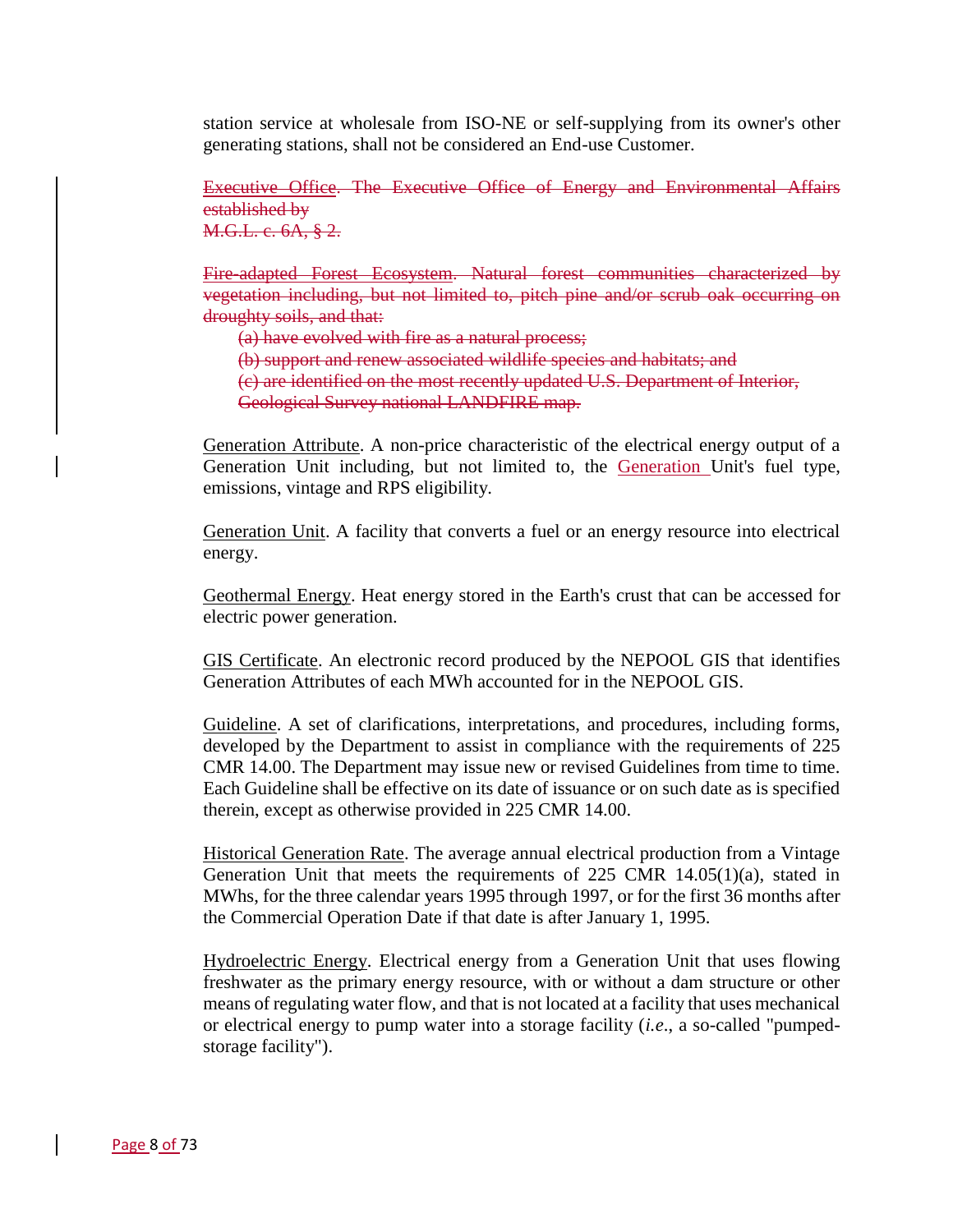station service at wholesale from ISO-NE or self-supplying from its owner's other generating stations, shall not be considered an End-use Customer.

~~Executive Office. The Executive Office of Energy and Environmental Affairs established by M.G.L. c. 6A, § 2.~~

~~Fire-adapted Forest Ecosystem. Natural forest communities characterized by vegetation including, but not limited to, pitch pine and/or scrub oak occurring on droughty soils, and that:~~

~~(a) have evolved with fire as a natural process;~~

~~(b) support and renew associated wildlife species and habitats; and~~

~~(c) are identified on the most recently updated U.S. Department of Interior, Geological Survey national LANDFIRE map.~~

Generation Attribute. A non-price characteristic of the electrical energy output of a Generation Unit including, but not limited to, the Generation Unit's fuel type, emissions, vintage and RPS eligibility.

Generation Unit. A facility that converts a fuel or an energy resource into electrical energy.

Geothermal Energy. Heat energy stored in the Earth's crust that can be accessed for electric power generation.

GIS Certificate. An electronic record produced by the NEPOOL GIS that identifies Generation Attributes of each MWh accounted for in the NEPOOL GIS.

Guideline. A set of clarifications, interpretations, and procedures, including forms, developed by the Department to assist in compliance with the requirements of 225 CMR 14.00. The Department may issue new or revised Guidelines from time to time. Each Guideline shall be effective on its date of issuance or on such date as is specified therein, except as otherwise provided in 225 CMR 14.00.

Historical Generation Rate. The average annual electrical production from a Vintage Generation Unit that meets the requirements of 225 CMR 14.05(1)(a), stated in MWhs, for the three calendar years 1995 through 1997, or for the first 36 months after the Commercial Operation Date if that date is after January 1, 1995.

Hydroelectric Energy. Electrical energy from a Generation Unit that uses flowing freshwater as the primary energy resource, with or without a dam structure or other means of regulating water flow, and that is not located at a facility that uses mechanical or electrical energy to pump water into a storage facility (*i.e*., a so-called "pumped-storage facility").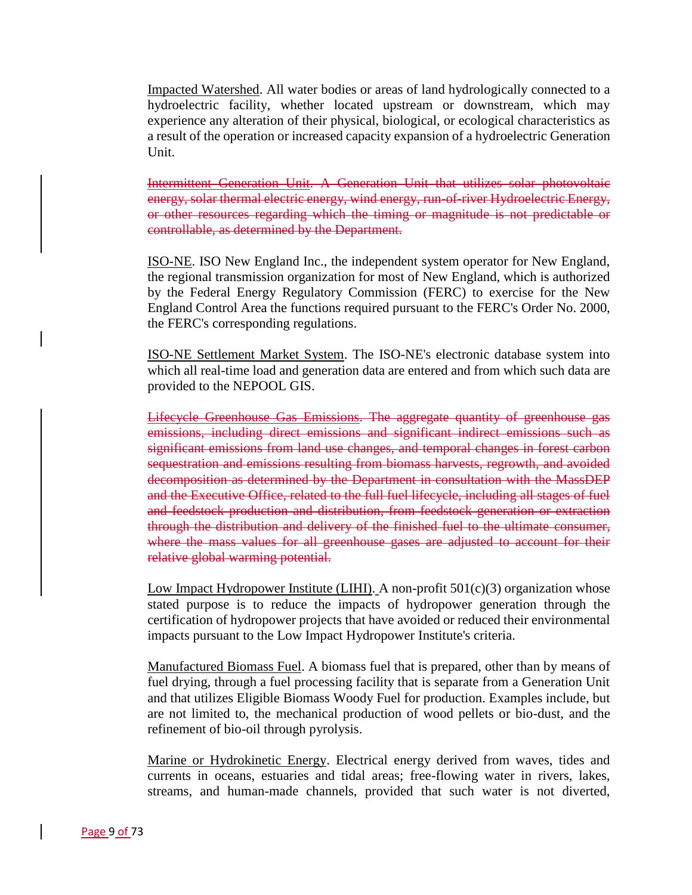Impacted Watershed. All water bodies or areas of land hydrologically connected to a hydroelectric facility, whether located upstream or downstream, which may experience any alteration of their physical, biological, or ecological characteristics as a result of the operation or increased capacity expansion of a hydroelectric Generation Unit.

~~Intermittent Generation Unit. A Generation Unit that utilizes solar photovoltaic energy, solar thermal electric energy, wind energy, run-of-river Hydroelectric Energy, or other resources regarding which the timing or magnitude is not predictable or controllable, as determined by the Department.~~

ISO-NE. ISO New England Inc., the independent system operator for New England, the regional transmission organization for most of New England, which is authorized by the Federal Energy Regulatory Commission (FERC) to exercise for the New England Control Area the functions required pursuant to the FERC's Order No. 2000, the FERC's corresponding regulations.

ISO-NE Settlement Market System. The ISO-NE's electronic database system into which all real-time load and generation data are entered and from which such data are provided to the NEPOOL GIS.

~~Lifecycle Greenhouse Gas Emissions. The aggregate quantity of greenhouse gas emissions, including direct emissions and significant indirect emissions such as significant emissions from land use changes, and temporal changes in forest carbon sequestration and emissions resulting from biomass harvests, regrowth, and avoided decomposition as determined by the Department in consultation with the MassDEP and the Executive Office, related to the full fuel lifecycle, including all stages of fuel and feedstock production and distribution, from feedstock generation or extraction through the distribution and delivery of the finished fuel to the ultimate consumer, where the mass values for all greenhouse gases are adjusted to account for their relative global warming potential.~~

Low Impact Hydropower Institute (LIHI). A non-profit 501(c)(3) organization whose stated purpose is to reduce the impacts of hydropower generation through the certification of hydropower projects that have avoided or reduced their environmental impacts pursuant to the Low Impact Hydropower Institute's criteria.

Manufactured Biomass Fuel. A biomass fuel that is prepared, other than by means of fuel drying, through a fuel processing facility that is separate from a Generation Unit and that utilizes Eligible Biomass Woody Fuel for production. Examples include, but are not limited to, the mechanical production of wood pellets or bio-dust, and the refinement of bio-oil through pyrolysis.

Marine or Hydrokinetic Energy. Electrical energy derived from waves, tides and currents in oceans, estuaries and tidal areas; free-flowing water in rivers, lakes, streams, and human-made channels, provided that such water is not diverted,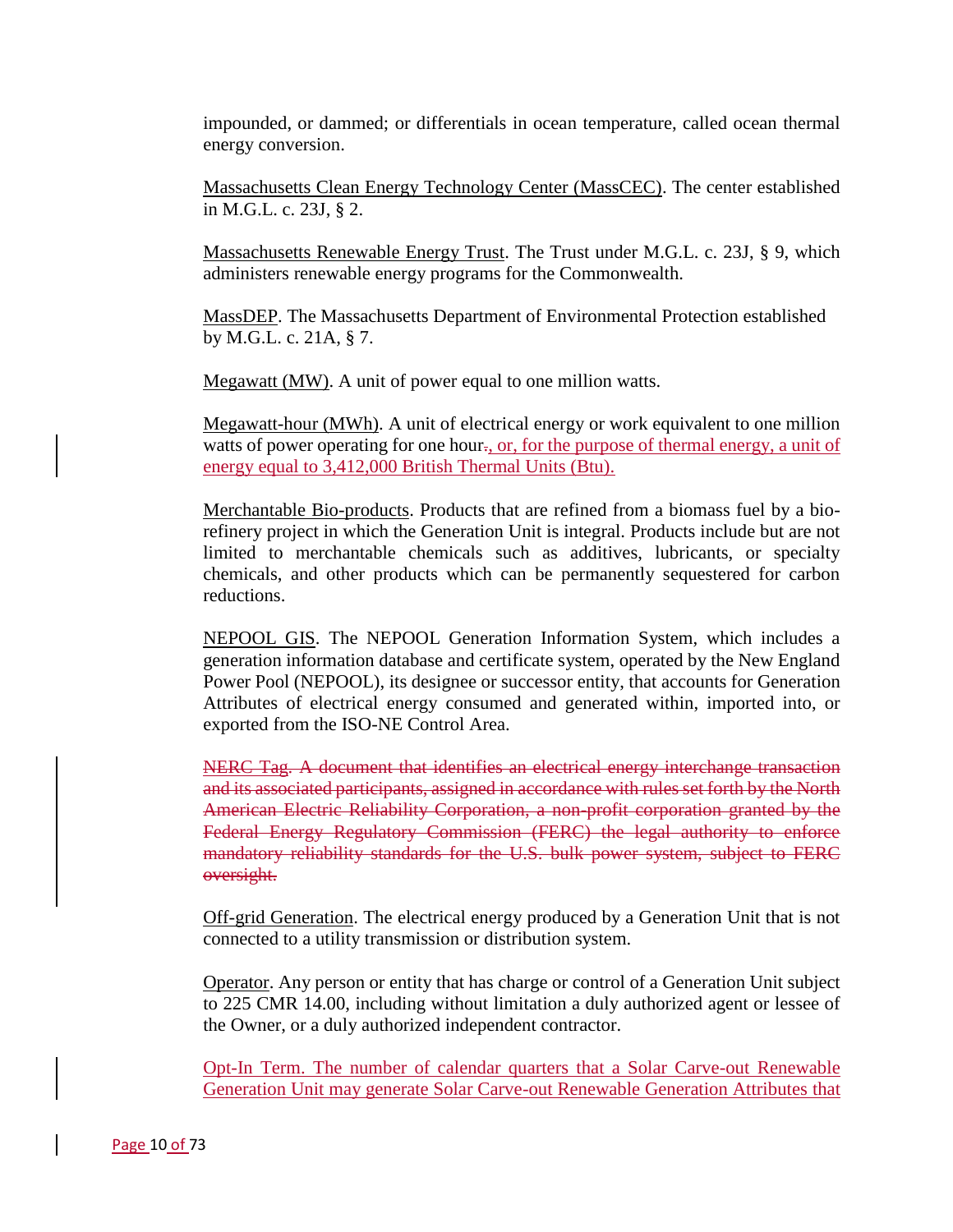impounded, or dammed; or differentials in ocean temperature, called ocean thermal energy conversion.

Massachusetts Clean Energy Technology Center (MassCEC). The center established in M.G.L. c. 23J, § 2.

Massachusetts Renewable Energy Trust. The Trust under M.G.L. c. 23J, § 9, which administers renewable energy programs for the Commonwealth.

MassDEP. The Massachusetts Department of Environmental Protection established by M.G.L. c. 21A, § 7.

Megawatt (MW). A unit of power equal to one million watts.

Megawatt-hour (MWh). A unit of electrical energy or work equivalent to one million watts of power operating for one hour~~.~~, or, for the purpose of thermal energy, a unit of energy equal to 3,412,000 British Thermal Units (Btu).

Merchantable Bio-products. Products that are refined from a biomass fuel by a bio-refinery project in which the Generation Unit is integral. Products include but are not limited to merchantable chemicals such as additives, lubricants, or specialty chemicals, and other products which can be permanently sequestered for carbon reductions.

NEPOOL GIS. The NEPOOL Generation Information System, which includes a generation information database and certificate system, operated by the New England Power Pool (NEPOOL), its designee or successor entity, that accounts for Generation Attributes of electrical energy consumed and generated within, imported into, or exported from the ISO-NE Control Area.

~~NERC Tag. A document that identifies an electrical energy interchange transaction and its associated participants, assigned in accordance with rules set forth by the North American Electric Reliability Corporation, a non-profit corporation granted by the Federal Energy Regulatory Commission (FERC) the legal authority to enforce mandatory reliability standards for the U.S. bulk power system, subject to FERC oversight.~~

Off-grid Generation. The electrical energy produced by a Generation Unit that is not connected to a utility transmission or distribution system.

Operator. Any person or entity that has charge or control of a Generation Unit subject to 225 CMR 14.00, including without limitation a duly authorized agent or lessee of the Owner, or a duly authorized independent contractor.

Opt-In Term. The number of calendar quarters that a Solar Carve-out Renewable Generation Unit may generate Solar Carve-out Renewable Generation Attributes that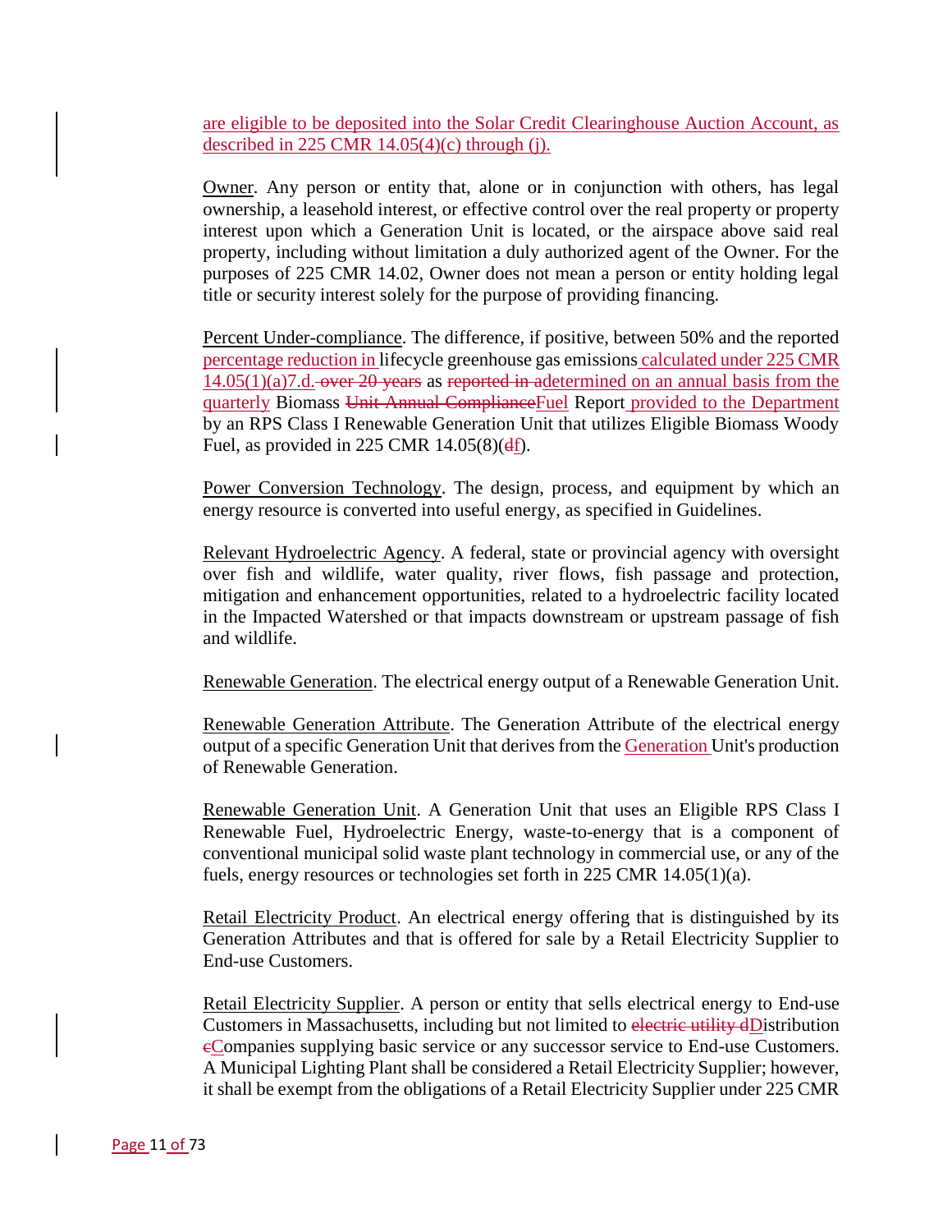are eligible to be deposited into the Solar Credit Clearinghouse Auction Account, as described in 225 CMR 14.05(4)(c) through (j).

Owner. Any person or entity that, alone or in conjunction with others, has legal ownership, a leasehold interest, or effective control over the real property or property interest upon which a Generation Unit is located, or the airspace above said real property, including without limitation a duly authorized agent of the Owner. For the purposes of 225 CMR 14.02, Owner does not mean a person or entity holding legal title or security interest solely for the purpose of providing financing.

Percent Under-compliance. The difference, if positive, between 50% and the reported percentage reduction in lifecycle greenhouse gas emissions calculated under 225 CMR 14.05(1)(a)7.d. ~~over 20 years~~ as ~~reported in a~~determined on an annual basis from the quarterly Biomass ~~Unit Annual Compliance~~Fuel Report provided to the Department by an RPS Class I Renewable Generation Unit that utilizes Eligible Biomass Woody Fuel, as provided in 225 CMR 14.05(8)(~~d~~f).

Power Conversion Technology. The design, process, and equipment by which an energy resource is converted into useful energy, as specified in Guidelines.

Relevant Hydroelectric Agency. A federal, state or provincial agency with oversight over fish and wildlife, water quality, river flows, fish passage and protection, mitigation and enhancement opportunities, related to a hydroelectric facility located in the Impacted Watershed or that impacts downstream or upstream passage of fish and wildlife.

Renewable Generation. The electrical energy output of a Renewable Generation Unit.

Renewable Generation Attribute. The Generation Attribute of the electrical energy output of a specific Generation Unit that derives from the Generation Unit's production of Renewable Generation.

Renewable Generation Unit. A Generation Unit that uses an Eligible RPS Class I Renewable Fuel, Hydroelectric Energy, waste-to-energy that is a component of conventional municipal solid waste plant technology in commercial use, or any of the fuels, energy resources or technologies set forth in 225 CMR 14.05(1)(a).

Retail Electricity Product. An electrical energy offering that is distinguished by its Generation Attributes and that is offered for sale by a Retail Electricity Supplier to End-use Customers.

Retail Electricity Supplier. A person or entity that sells electrical energy to End-use Customers in Massachusetts, including but not limited to ~~electric utility d~~Distribution ~~c~~Companies supplying basic service or any successor service to End-use Customers. A Municipal Lighting Plant shall be considered a Retail Electricity Supplier; however, it shall be exempt from the obligations of a Retail Electricity Supplier under 225 CMR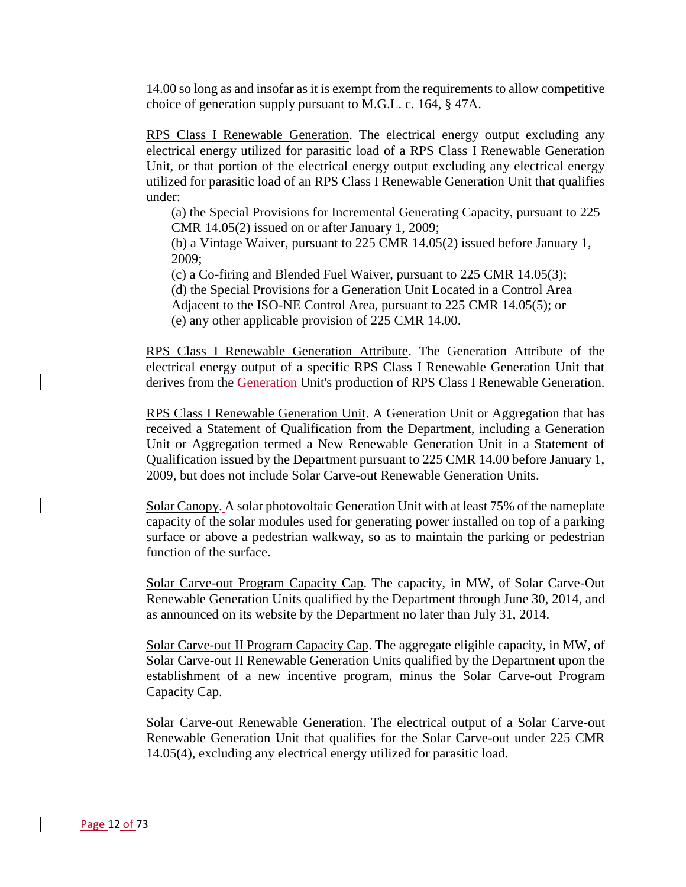14.00 so long as and insofar as it is exempt from the requirements to allow competitive choice of generation supply pursuant to M.G.L. c. 164, § 47A.

RPS Class I Renewable Generation. The electrical energy output excluding any electrical energy utilized for parasitic load of a RPS Class I Renewable Generation Unit, or that portion of the electrical energy output excluding any electrical energy utilized for parasitic load of an RPS Class I Renewable Generation Unit that qualifies under:

(a) the Special Provisions for Incremental Generating Capacity, pursuant to 225 CMR 14.05(2) issued on or after January 1, 2009;
(b) a Vintage Waiver, pursuant to 225 CMR 14.05(2) issued before January 1, 2009;
(c) a Co-firing and Blended Fuel Waiver, pursuant to 225 CMR 14.05(3);
(d) the Special Provisions for a Generation Unit Located in a Control Area Adjacent to the ISO-NE Control Area, pursuant to 225 CMR 14.05(5); or
(e) any other applicable provision of 225 CMR 14.00.

RPS Class I Renewable Generation Attribute. The Generation Attribute of the electrical energy output of a specific RPS Class I Renewable Generation Unit that derives from the Generation Unit's production of RPS Class I Renewable Generation.

RPS Class I Renewable Generation Unit. A Generation Unit or Aggregation that has received a Statement of Qualification from the Department, including a Generation Unit or Aggregation termed a New Renewable Generation Unit in a Statement of Qualification issued by the Department pursuant to 225 CMR 14.00 before January 1, 2009, but does not include Solar Carve-out Renewable Generation Units.

Solar Canopy. A solar photovoltaic Generation Unit with at least 75% of the nameplate capacity of the solar modules used for generating power installed on top of a parking surface or above a pedestrian walkway, so as to maintain the parking or pedestrian function of the surface.

Solar Carve-out Program Capacity Cap. The capacity, in MW, of Solar Carve-Out Renewable Generation Units qualified by the Department through June 30, 2014, and as announced on its website by the Department no later than July 31, 2014.

Solar Carve-out II Program Capacity Cap. The aggregate eligible capacity, in MW, of Solar Carve-out II Renewable Generation Units qualified by the Department upon the establishment of a new incentive program, minus the Solar Carve-out Program Capacity Cap.

Solar Carve-out Renewable Generation. The electrical output of a Solar Carve-out Renewable Generation Unit that qualifies for the Solar Carve-out under 225 CMR 14.05(4), excluding any electrical energy utilized for parasitic load.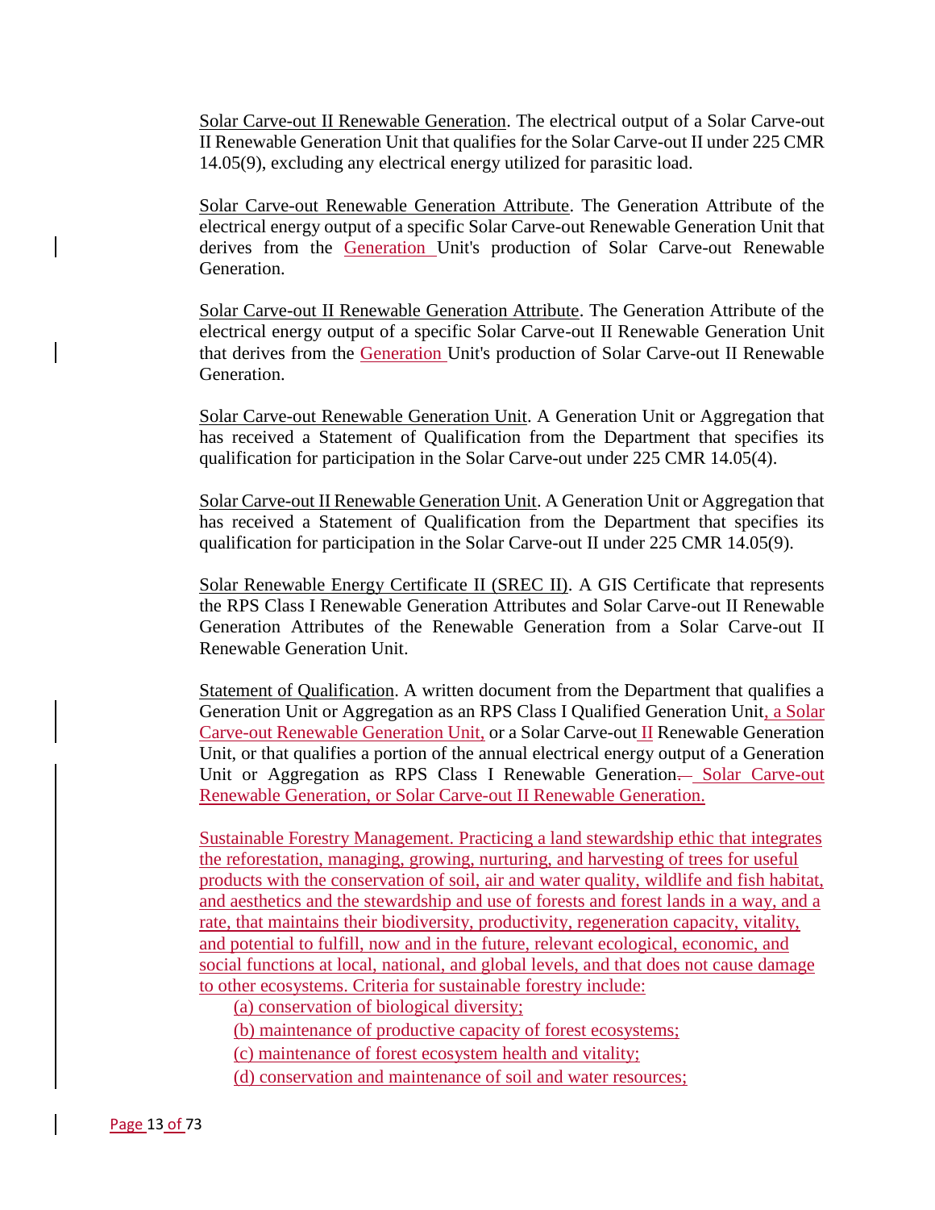Solar Carve-out II Renewable Generation. The electrical output of a Solar Carve-out II Renewable Generation Unit that qualifies for the Solar Carve-out II under 225 CMR 14.05(9), excluding any electrical energy utilized for parasitic load.

Solar Carve-out Renewable Generation Attribute. The Generation Attribute of the electrical energy output of a specific Solar Carve-out Renewable Generation Unit that derives from the Generation Unit's production of Solar Carve-out Renewable Generation.

Solar Carve-out II Renewable Generation Attribute. The Generation Attribute of the electrical energy output of a specific Solar Carve-out II Renewable Generation Unit that derives from the Generation Unit's production of Solar Carve-out II Renewable Generation.

Solar Carve-out Renewable Generation Unit. A Generation Unit or Aggregation that has received a Statement of Qualification from the Department that specifies its qualification for participation in the Solar Carve-out under 225 CMR 14.05(4).

Solar Carve-out II Renewable Generation Unit. A Generation Unit or Aggregation that has received a Statement of Qualification from the Department that specifies its qualification for participation in the Solar Carve-out II under 225 CMR 14.05(9).

Solar Renewable Energy Certificate II (SREC II). A GIS Certificate that represents the RPS Class I Renewable Generation Attributes and Solar Carve-out II Renewable Generation Attributes of the Renewable Generation from a Solar Carve-out II Renewable Generation Unit.

Statement of Qualification. A written document from the Department that qualifies a Generation Unit or Aggregation as an RPS Class I Qualified Generation Unit, a Solar Carve-out Renewable Generation Unit, or a Solar Carve-out II Renewable Generation Unit, or that qualifies a portion of the annual electrical energy output of a Generation Unit or Aggregation as RPS Class I Renewable Generation, Solar Carve-out Renewable Generation, or Solar Carve-out II Renewable Generation.

Sustainable Forestry Management. Practicing a land stewardship ethic that integrates the reforestation, managing, growing, nurturing, and harvesting of trees for useful products with the conservation of soil, air and water quality, wildlife and fish habitat, and aesthetics and the stewardship and use of forests and forest lands in a way, and a rate, that maintains their biodiversity, productivity, regeneration capacity, vitality, and potential to fulfill, now and in the future, relevant ecological, economic, and social functions at local, national, and global levels, and that does not cause damage to other ecosystems. Criteria for sustainable forestry include:

(a) conservation of biological diversity;

(b) maintenance of productive capacity of forest ecosystems;

(c) maintenance of forest ecosystem health and vitality;

(d) conservation and maintenance of soil and water resources;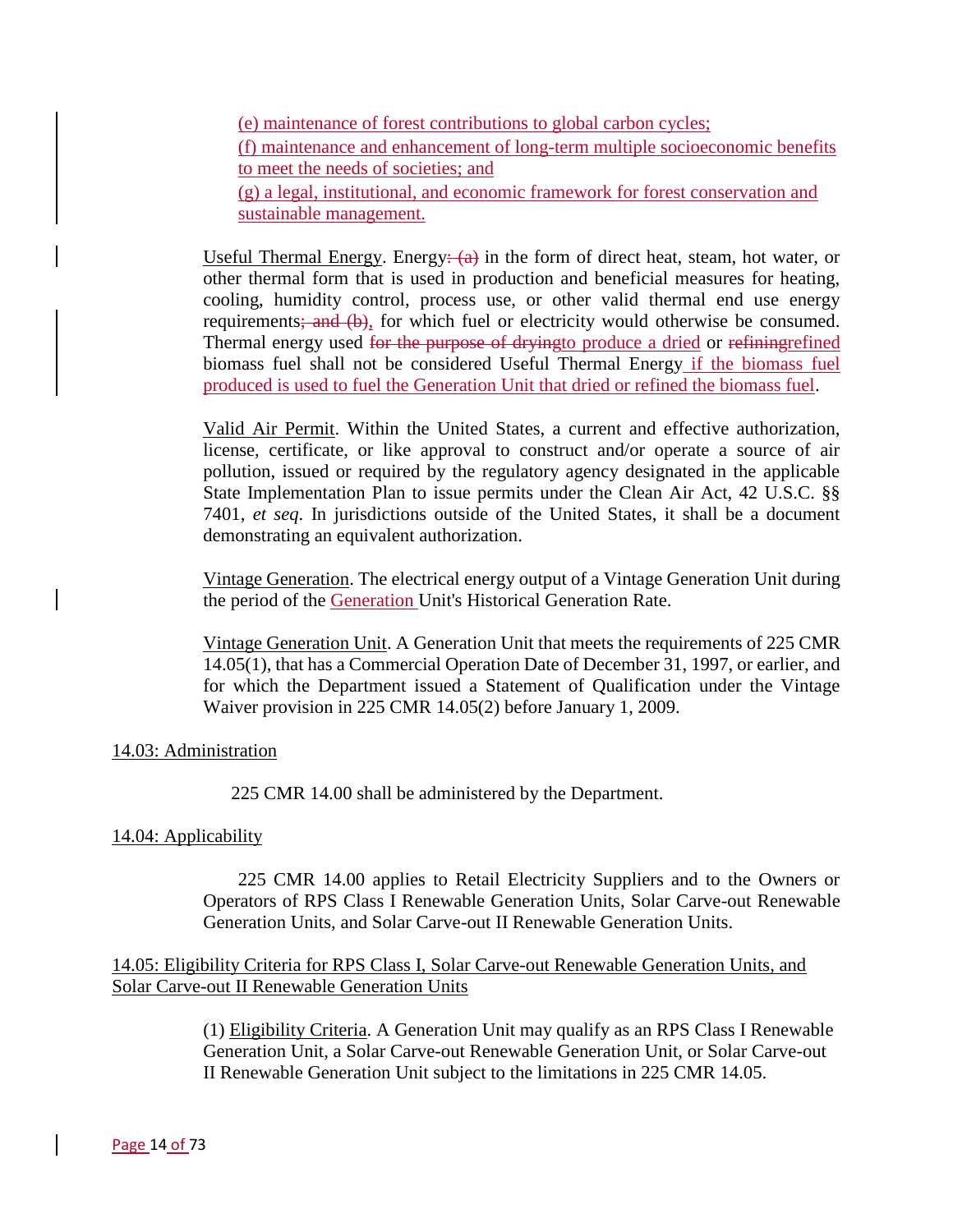(e) maintenance of forest contributions to global carbon cycles;
(f) maintenance and enhancement of long-term multiple socioeconomic benefits to meet the needs of societies; and
(g) a legal, institutional, and economic framework for forest conservation and sustainable management.

Useful Thermal Energy. Energy~~: (a)~~ in the form of direct heat, steam, hot water, or other thermal form that is used in production and beneficial measures for heating, cooling, humidity control, process use, or other valid thermal end use energy requirements~~; and (b)~~, for which fuel or electricity would otherwise be consumed. Thermal energy used ~~for the purpose of drying~~to produce a dried or ~~refining~~refined biomass fuel shall not be considered Useful Thermal Energy if the biomass fuel produced is used to fuel the Generation Unit that dried or refined the biomass fuel.

Valid Air Permit. Within the United States, a current and effective authorization, license, certificate, or like approval to construct and/or operate a source of air pollution, issued or required by the regulatory agency designated in the applicable State Implementation Plan to issue permits under the Clean Air Act, 42 U.S.C. §§ 7401, *et seq*. In jurisdictions outside of the United States, it shall be a document demonstrating an equivalent authorization.

Vintage Generation. The electrical energy output of a Vintage Generation Unit during the period of the Generation Unit's Historical Generation Rate.

Vintage Generation Unit. A Generation Unit that meets the requirements of 225 CMR 14.05(1), that has a Commercial Operation Date of December 31, 1997, or earlier, and for which the Department issued a Statement of Qualification under the Vintage Waiver provision in 225 CMR 14.05(2) before January 1, 2009.

## 14.03: Administration

225 CMR 14.00 shall be administered by the Department.

## 14.04: Applicability

225 CMR 14.00 applies to Retail Electricity Suppliers and to the Owners or Operators of RPS Class I Renewable Generation Units, Solar Carve-out Renewable Generation Units, and Solar Carve-out II Renewable Generation Units.

## 14.05: Eligibility Criteria for RPS Class I, Solar Carve-out Renewable Generation Units, and Solar Carve-out II Renewable Generation Units

(1) Eligibility Criteria. A Generation Unit may qualify as an RPS Class I Renewable Generation Unit, a Solar Carve-out Renewable Generation Unit, or Solar Carve-out II Renewable Generation Unit subject to the limitations in 225 CMR 14.05.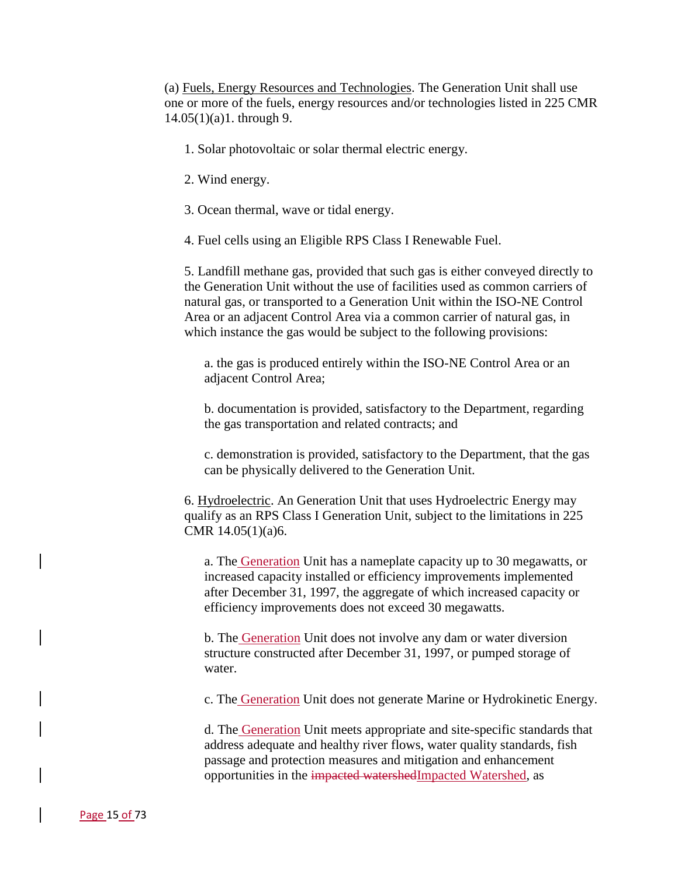(a) Fuels, Energy Resources and Technologies. The Generation Unit shall use one or more of the fuels, energy resources and/or technologies listed in 225 CMR 14.05(1)(a)1. through 9.

1. Solar photovoltaic or solar thermal electric energy.

2. Wind energy.

3. Ocean thermal, wave or tidal energy.

4. Fuel cells using an Eligible RPS Class I Renewable Fuel.

5. Landfill methane gas, provided that such gas is either conveyed directly to the Generation Unit without the use of facilities used as common carriers of natural gas, or transported to a Generation Unit within the ISO-NE Control Area or an adjacent Control Area via a common carrier of natural gas, in which instance the gas would be subject to the following provisions:

a. the gas is produced entirely within the ISO-NE Control Area or an adjacent Control Area;

b. documentation is provided, satisfactory to the Department, regarding the gas transportation and related contracts; and

c. demonstration is provided, satisfactory to the Department, that the gas can be physically delivered to the Generation Unit.

6. Hydroelectric. An Generation Unit that uses Hydroelectric Energy may qualify as an RPS Class I Generation Unit, subject to the limitations in 225 CMR 14.05(1)(a)6.

a. The Generation Unit has a nameplate capacity up to 30 megawatts, or increased capacity installed or efficiency improvements implemented after December 31, 1997, the aggregate of which increased capacity or efficiency improvements does not exceed 30 megawatts.

b. The Generation Unit does not involve any dam or water diversion structure constructed after December 31, 1997, or pumped storage of water.

c. The Generation Unit does not generate Marine or Hydrokinetic Energy.

d. The Generation Unit meets appropriate and site-specific standards that address adequate and healthy river flows, water quality standards, fish passage and protection measures and mitigation and enhancement opportunities in the ~~impacted watershed~~Impacted Watershed, as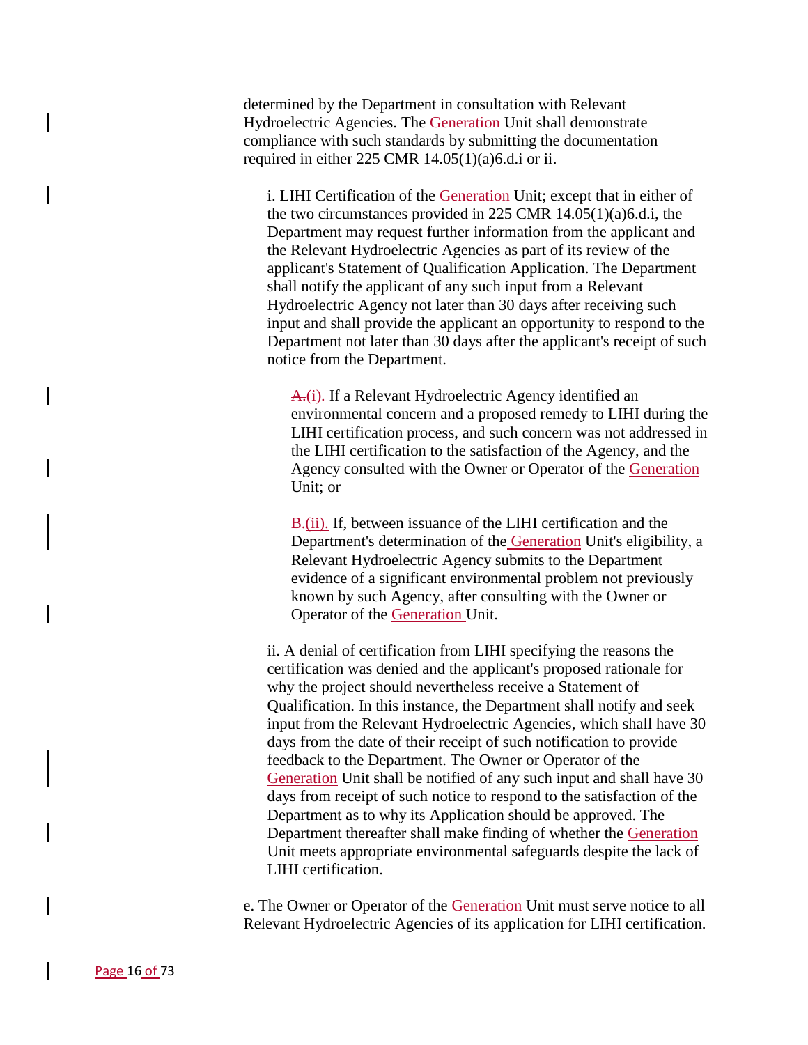determined by the Department in consultation with Relevant Hydroelectric Agencies. The Generation Unit shall demonstrate compliance with such standards by submitting the documentation required in either 225 CMR 14.05(1)(a)6.d.i or ii.

i. LIHI Certification of the Generation Unit; except that in either of the two circumstances provided in 225 CMR 14.05(1)(a)6.d.i, the Department may request further information from the applicant and the Relevant Hydroelectric Agencies as part of its review of the applicant's Statement of Qualification Application. The Department shall notify the applicant of any such input from a Relevant Hydroelectric Agency not later than 30 days after receiving such input and shall provide the applicant an opportunity to respond to the Department not later than 30 days after the applicant's receipt of such notice from the Department.

~~A.~~(i). If a Relevant Hydroelectric Agency identified an environmental concern and a proposed remedy to LIHI during the LIHI certification process, and such concern was not addressed in the LIHI certification to the satisfaction of the Agency, and the Agency consulted with the Owner or Operator of the Generation Unit; or

~~B.~~(ii). If, between issuance of the LIHI certification and the Department's determination of the Generation Unit's eligibility, a Relevant Hydroelectric Agency submits to the Department evidence of a significant environmental problem not previously known by such Agency, after consulting with the Owner or Operator of the Generation Unit.

ii. A denial of certification from LIHI specifying the reasons the certification was denied and the applicant's proposed rationale for why the project should nevertheless receive a Statement of Qualification. In this instance, the Department shall notify and seek input from the Relevant Hydroelectric Agencies, which shall have 30 days from the date of their receipt of such notification to provide feedback to the Department. The Owner or Operator of the Generation Unit shall be notified of any such input and shall have 30 days from receipt of such notice to respond to the satisfaction of the Department as to why its Application should be approved. The Department thereafter shall make finding of whether the Generation Unit meets appropriate environmental safeguards despite the lack of LIHI certification.

e. The Owner or Operator of the Generation Unit must serve notice to all Relevant Hydroelectric Agencies of its application for LIHI certification.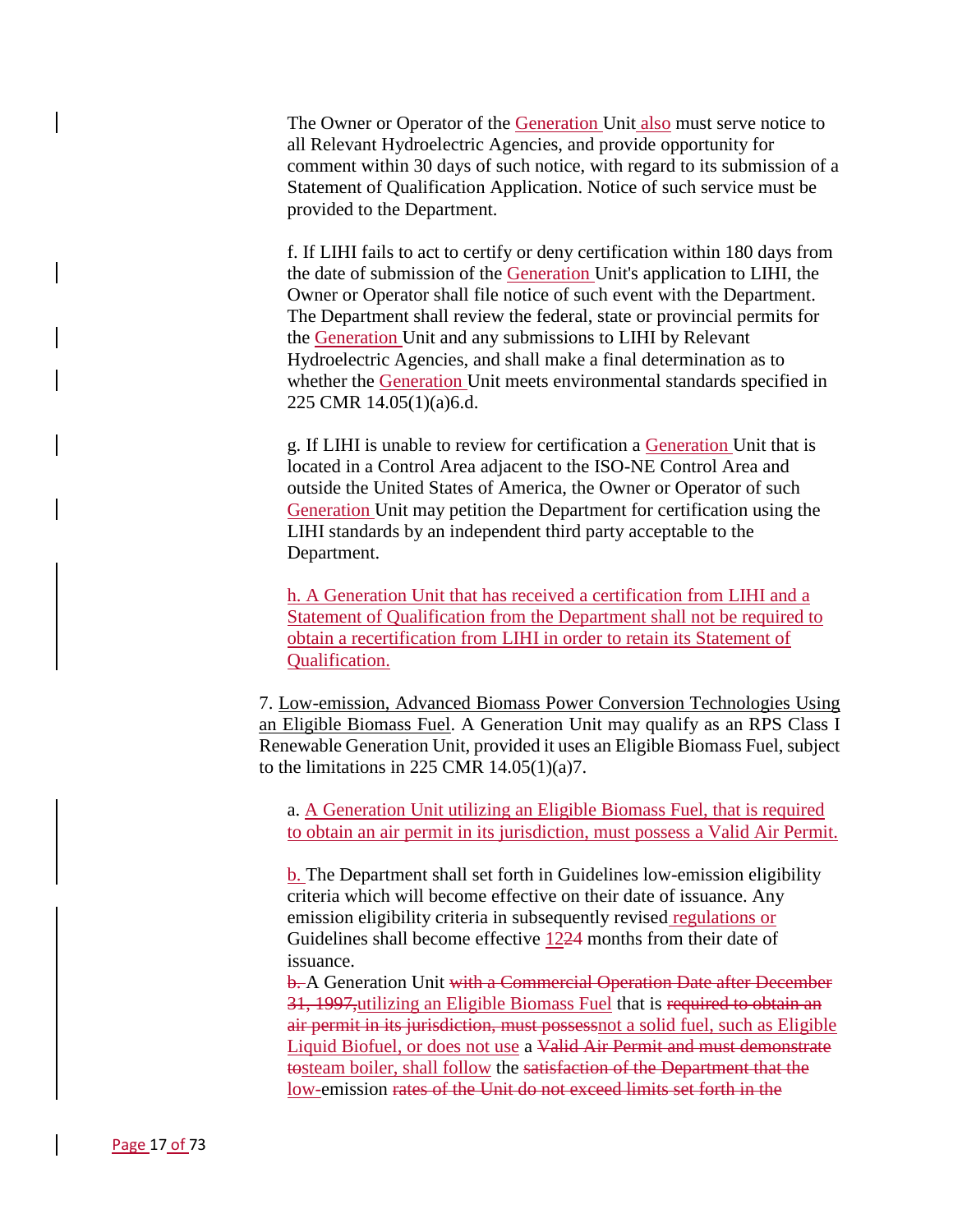The Owner or Operator of the Generation Unit also must serve notice to all Relevant Hydroelectric Agencies, and provide opportunity for comment within 30 days of such notice, with regard to its submission of a Statement of Qualification Application. Notice of such service must be provided to the Department.

f. If LIHI fails to act to certify or deny certification within 180 days from the date of submission of the Generation Unit's application to LIHI, the Owner or Operator shall file notice of such event with the Department. The Department shall review the federal, state or provincial permits for the Generation Unit and any submissions to LIHI by Relevant Hydroelectric Agencies, and shall make a final determination as to whether the Generation Unit meets environmental standards specified in 225 CMR 14.05(1)(a)6.d.

g. If LIHI is unable to review for certification a Generation Unit that is located in a Control Area adjacent to the ISO-NE Control Area and outside the United States of America, the Owner or Operator of such Generation Unit may petition the Department for certification using the LIHI standards by an independent third party acceptable to the Department.

h. A Generation Unit that has received a certification from LIHI and a Statement of Qualification from the Department shall not be required to obtain a recertification from LIHI in order to retain its Statement of Qualification.

7. Low-emission, Advanced Biomass Power Conversion Technologies Using an Eligible Biomass Fuel. A Generation Unit may qualify as an RPS Class I Renewable Generation Unit, provided it uses an Eligible Biomass Fuel, subject to the limitations in 225 CMR 14.05(1)(a)7.

a. A Generation Unit utilizing an Eligible Biomass Fuel, that is required to obtain an air permit in its jurisdiction, must possess a Valid Air Permit.

b. The Department shall set forth in Guidelines low-emission eligibility criteria which will become effective on their date of issuance. Any emission eligibility criteria in subsequently revised regulations or Guidelines shall become effective 1224 months from their date of issuance.

~~b.~~ A Generation Unit ~~with a Commercial Operation Date after December 31, 1997,~~utilizing an Eligible Biomass Fuel that is ~~required to obtain an air permit in its jurisdiction, must possess~~not a solid fuel, such as Eligible Liquid Biofuel, or does not use a ~~Valid Air Permit and must demonstrate to~~steam boiler, shall follow the ~~satisfaction of the Department that the~~ low-emission ~~rates of the Unit do not exceed limits set forth in the~~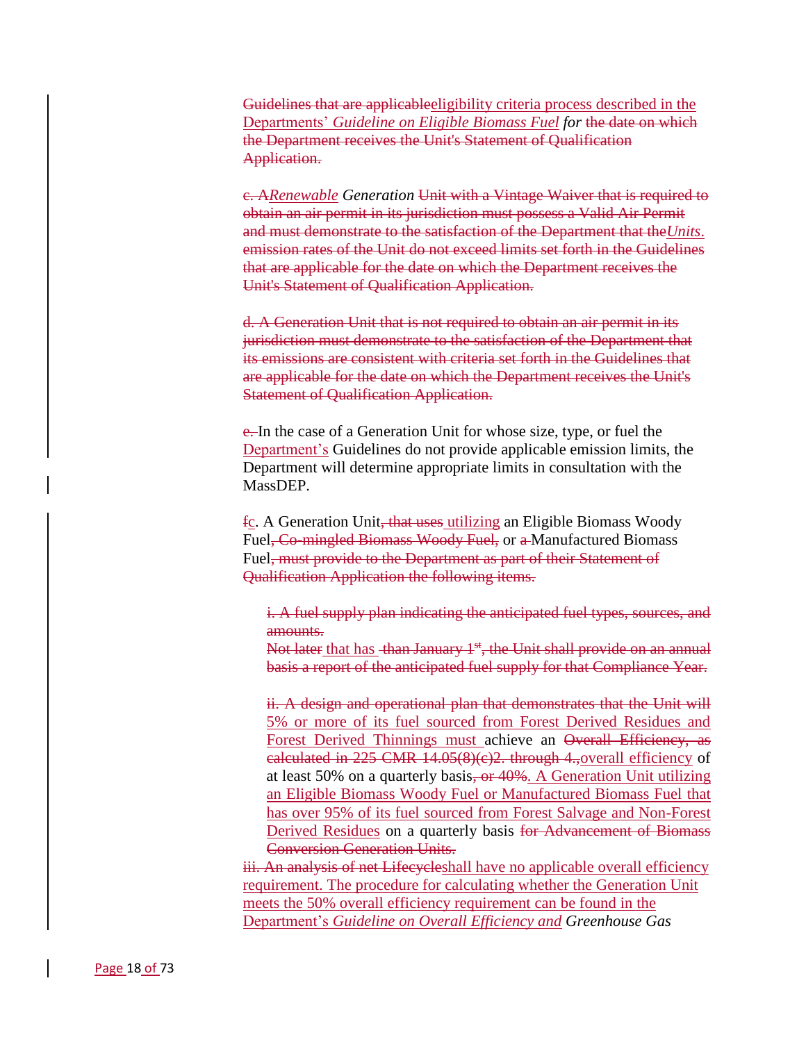Guidelines that are applicableeligibility criteria process described in the Departments' *Guideline on Eligible Biomass Fuel* *for* the date on which the Department receives the Unit's Statement of Qualification Application.

c. A*Renewable* *Generation* Unit with a Vintage Waiver that is required to obtain an air permit in its jurisdiction must possess a Valid Air Permit and must demonstrate to the satisfaction of the Department that the*Units*. emission rates of the Unit do not exceed limits set forth in the Guidelines that are applicable for the date on which the Department receives the Unit's Statement of Qualification Application.

d. A Generation Unit that is not required to obtain an air permit in its jurisdiction must demonstrate to the satisfaction of the Department that its emissions are consistent with criteria set forth in the Guidelines that are applicable for the date on which the Department receives the Unit's Statement of Qualification Application.

e. In the case of a Generation Unit for whose size, type, or fuel the Department's Guidelines do not provide applicable emission limits, the Department will determine appropriate limits in consultation with the MassDEP.

fc. A Generation Unit, that uses utilizing an Eligible Biomass Woody Fuel, Co-mingled Biomass Woody Fuel, or a Manufactured Biomass Fuel, must provide to the Department as part of their Statement of Qualification Application the following items.

i. A fuel supply plan indicating the anticipated fuel types, sources, and amounts.
Not later that has than January 1st, the Unit shall provide on an annual basis a report of the anticipated fuel supply for that Compliance Year.

ii. A design and operational plan that demonstrates that the Unit will 5% or more of its fuel sourced from Forest Derived Residues and Forest Derived Thinnings must achieve an Overall Efficiency, as calculated in 225 CMR 14.05(8)(c)2. through 4.,overall efficiency of at least 50% on a quarterly basis, or 40%. A Generation Unit utilizing an Eligible Biomass Woody Fuel or Manufactured Biomass Fuel that has over 95% of its fuel sourced from Forest Salvage and Non-Forest Derived Residues on a quarterly basis for Advancement of Biomass Conversion Generation Units.

iii. An analysis of net Lifecycleshall have no applicable overall efficiency requirement. The procedure for calculating whether the Generation Unit meets the 50% overall efficiency requirement can be found in the Department's *Guideline on Overall Efficiency and* *Greenhouse Gas*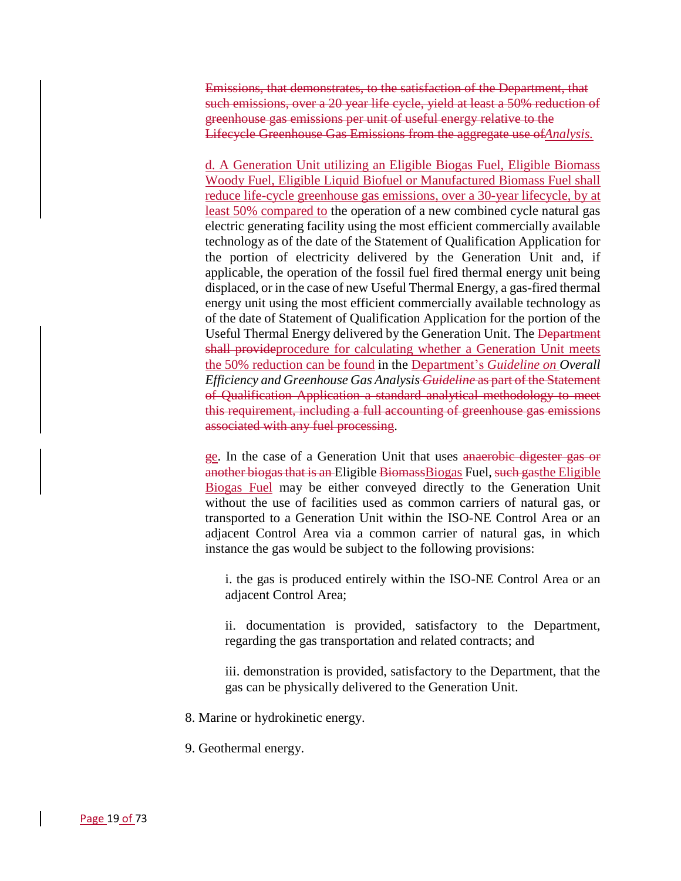Emissions, that demonstrates, to the satisfaction of the Department, that such emissions, over a 20 year life cycle, yield at least a 50% reduction of greenhouse gas emissions per unit of useful energy relative to the Lifecycle Greenhouse Gas Emissions from the aggregate use of*Analysis.*

d. A Generation Unit utilizing an Eligible Biogas Fuel, Eligible Biomass Woody Fuel, Eligible Liquid Biofuel or Manufactured Biomass Fuel shall reduce life-cycle greenhouse gas emissions, over a 30-year lifecycle, by at least 50% compared to the operation of a new combined cycle natural gas electric generating facility using the most efficient commercially available technology as of the date of the Statement of Qualification Application for the portion of electricity delivered by the Generation Unit and, if applicable, the operation of the fossil fuel fired thermal energy unit being displaced, or in the case of new Useful Thermal Energy, a gas-fired thermal energy unit using the most efficient commercially available technology as of the date of Statement of Qualification Application for the portion of the Useful Thermal Energy delivered by the Generation Unit. The Department shall provideprocedure for calculating whether a Generation Unit meets the 50% reduction can be found in the Department's *Guideline on Overall Efficiency and Greenhouse Gas Analysis Guideline* as part of the Statement of Qualification Application a standard analytical methodology to meet this requirement, including a full accounting of greenhouse gas emissions associated with any fuel processing.

ge. In the case of a Generation Unit that uses anaerobic digester gas or another biogas that is an Eligible BiomassBiogas Fuel, such gasthe Eligible Biogas Fuel may be either conveyed directly to the Generation Unit without the use of facilities used as common carriers of natural gas, or transported to a Generation Unit within the ISO-NE Control Area or an adjacent Control Area via a common carrier of natural gas, in which instance the gas would be subject to the following provisions:

i. the gas is produced entirely within the ISO-NE Control Area or an adjacent Control Area;

ii. documentation is provided, satisfactory to the Department, regarding the gas transportation and related contracts; and

iii. demonstration is provided, satisfactory to the Department, that the gas can be physically delivered to the Generation Unit.

8. Marine or hydrokinetic energy.

9. Geothermal energy.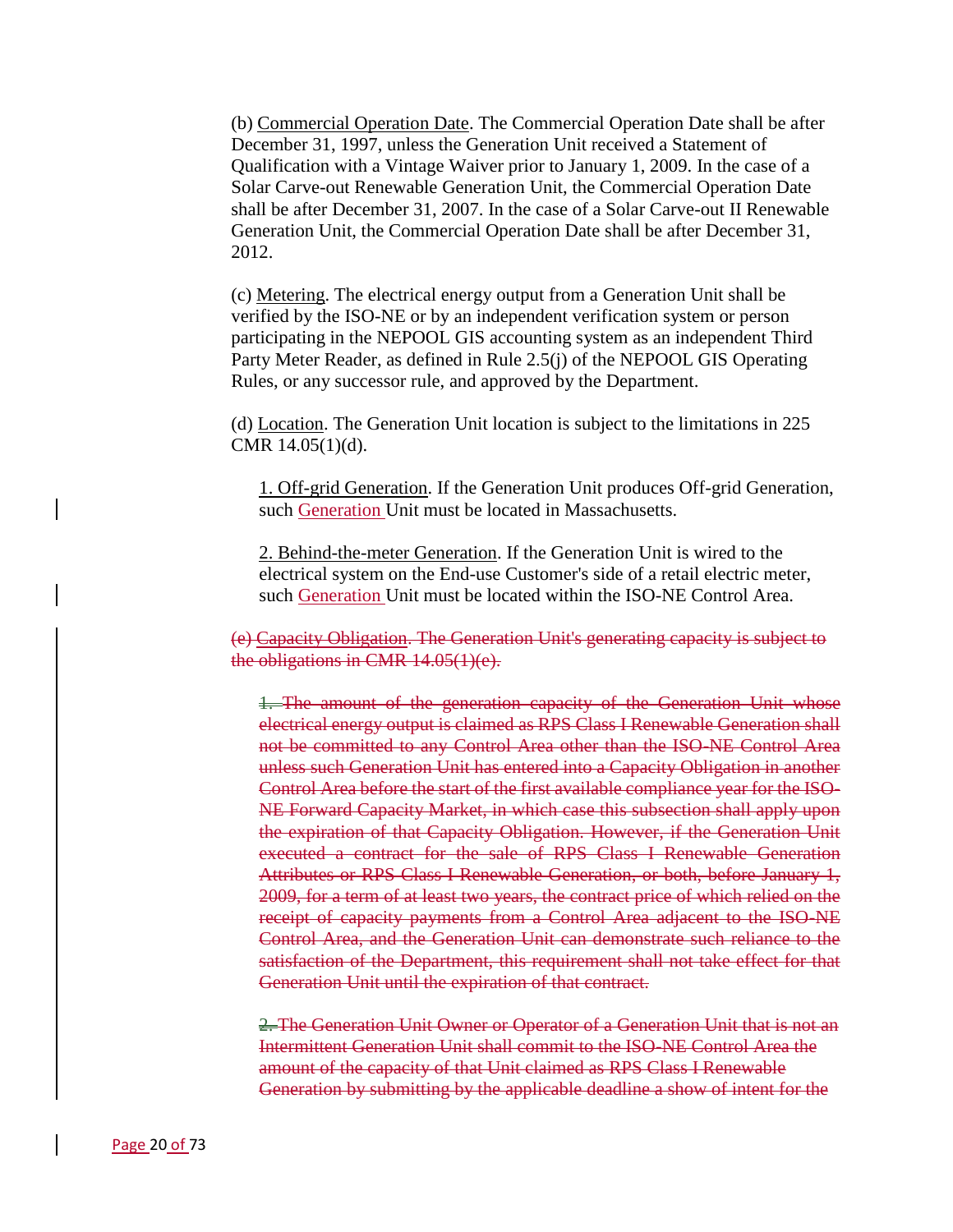(b) Commercial Operation Date. The Commercial Operation Date shall be after December 31, 1997, unless the Generation Unit received a Statement of Qualification with a Vintage Waiver prior to January 1, 2009. In the case of a Solar Carve-out Renewable Generation Unit, the Commercial Operation Date shall be after December 31, 2007. In the case of a Solar Carve-out II Renewable Generation Unit, the Commercial Operation Date shall be after December 31, 2012.

(c) Metering. The electrical energy output from a Generation Unit shall be verified by the ISO-NE or by an independent verification system or person participating in the NEPOOL GIS accounting system as an independent Third Party Meter Reader, as defined in Rule 2.5(j) of the NEPOOL GIS Operating Rules, or any successor rule, and approved by the Department.

(d) Location. The Generation Unit location is subject to the limitations in 225 CMR 14.05(1)(d).

1. Off-grid Generation. If the Generation Unit produces Off-grid Generation, such Generation Unit must be located in Massachusetts.

2. Behind-the-meter Generation. If the Generation Unit is wired to the electrical system on the End-use Customer's side of a retail electric meter, such Generation Unit must be located within the ISO-NE Control Area.

~~(e) Capacity Obligation. The Generation Unit's generating capacity is subject to the obligations in CMR 14.05(1)(e).~~

~~1. The amount of the generation capacity of the Generation Unit whose electrical energy output is claimed as RPS Class I Renewable Generation shall not be committed to any Control Area other than the ISO-NE Control Area unless such Generation Unit has entered into a Capacity Obligation in another Control Area before the start of the first available compliance year for the ISO-NE Forward Capacity Market, in which case this subsection shall apply upon the expiration of that Capacity Obligation. However, if the Generation Unit executed a contract for the sale of RPS Class I Renewable Generation Attributes or RPS Class I Renewable Generation, or both, before January 1, 2009, for a term of at least two years, the contract price of which relied on the receipt of capacity payments from a Control Area adjacent to the ISO-NE Control Area, and the Generation Unit can demonstrate such reliance to the satisfaction of the Department, this requirement shall not take effect for that Generation Unit until the expiration of that contract.~~

~~2. The Generation Unit Owner or Operator of a Generation Unit that is not an Intermittent Generation Unit shall commit to the ISO-NE Control Area the amount of the capacity of that Unit claimed as RPS Class I Renewable Generation by submitting by the applicable deadline a show of intent for the~~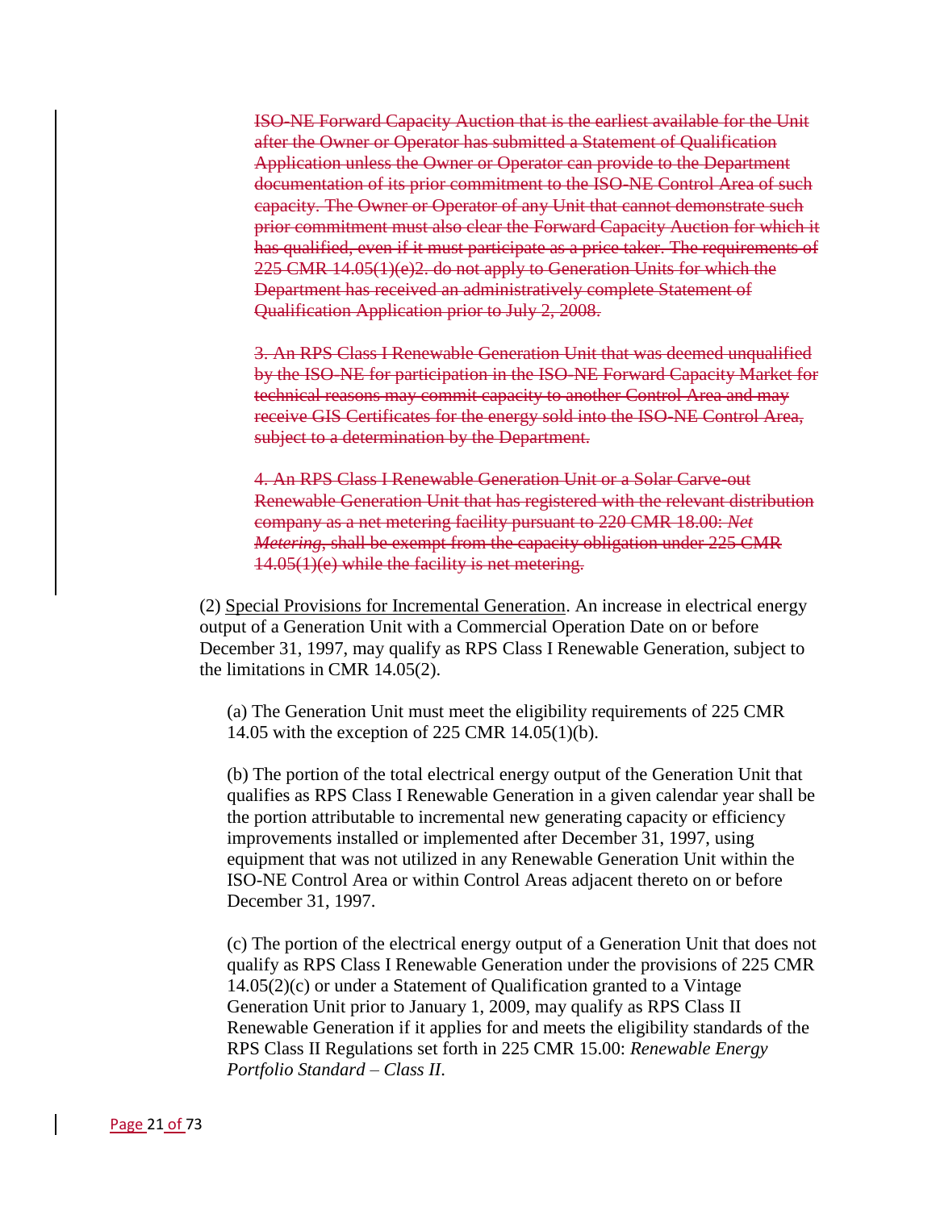~~ISO-NE Forward Capacity Auction that is the earliest available for the Unit after the Owner or Operator has submitted a Statement of Qualification Application unless the Owner or Operator can provide to the Department documentation of its prior commitment to the ISO-NE Control Area of such capacity. The Owner or Operator of any Unit that cannot demonstrate such prior commitment must also clear the Forward Capacity Auction for which it has qualified, even if it must participate as a price taker. The requirements of 225 CMR 14.05(1)(e)2. do not apply to Generation Units for which the Department has received an administratively complete Statement of Qualification Application prior to July 2, 2008.~~

~~3. An RPS Class I Renewable Generation Unit that was deemed unqualified by the ISO-NE for participation in the ISO-NE Forward Capacity Market for technical reasons may commit capacity to another Control Area and may receive GIS Certificates for the energy sold into the ISO-NE Control Area, subject to a determination by the Department.~~

~~4. An RPS Class I Renewable Generation Unit or a Solar Carve-out Renewable Generation Unit that has registered with the relevant distribution company as a net metering facility pursuant to 220 CMR 18.00: *Net Metering*, shall be exempt from the capacity obligation under 225 CMR 14.05(1)(e) while the facility is net metering.~~

(2) Special Provisions for Incremental Generation. An increase in electrical energy output of a Generation Unit with a Commercial Operation Date on or before December 31, 1997, may qualify as RPS Class I Renewable Generation, subject to the limitations in CMR 14.05(2).

(a) The Generation Unit must meet the eligibility requirements of 225 CMR 14.05 with the exception of 225 CMR 14.05(1)(b).

(b) The portion of the total electrical energy output of the Generation Unit that qualifies as RPS Class I Renewable Generation in a given calendar year shall be the portion attributable to incremental new generating capacity or efficiency improvements installed or implemented after December 31, 1997, using equipment that was not utilized in any Renewable Generation Unit within the ISO-NE Control Area or within Control Areas adjacent thereto on or before December 31, 1997.

(c) The portion of the electrical energy output of a Generation Unit that does not qualify as RPS Class I Renewable Generation under the provisions of 225 CMR 14.05(2)(c) or under a Statement of Qualification granted to a Vintage Generation Unit prior to January 1, 2009, may qualify as RPS Class II Renewable Generation if it applies for and meets the eligibility standards of the RPS Class II Regulations set forth in 225 CMR 15.00: *Renewable Energy Portfolio Standard – Class II*.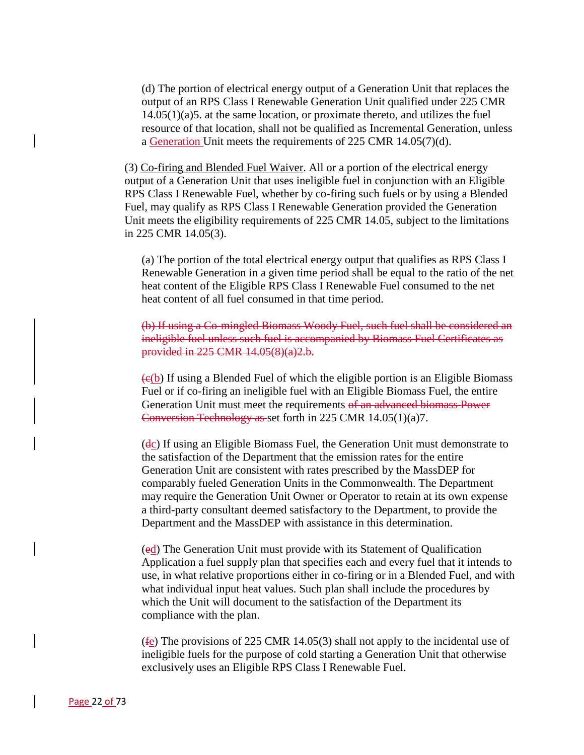(d) The portion of electrical energy output of a Generation Unit that replaces the output of an RPS Class I Renewable Generation Unit qualified under 225 CMR 14.05(1)(a)5. at the same location, or proximate thereto, and utilizes the fuel resource of that location, shall not be qualified as Incremental Generation, unless a Generation Unit meets the requirements of 225 CMR 14.05(7)(d).

(3) Co-firing and Blended Fuel Waiver. All or a portion of the electrical energy output of a Generation Unit that uses ineligible fuel in conjunction with an Eligible RPS Class I Renewable Fuel, whether by co-firing such fuels or by using a Blended Fuel, may qualify as RPS Class I Renewable Generation provided the Generation Unit meets the eligibility requirements of 225 CMR 14.05, subject to the limitations in 225 CMR 14.05(3).

(a) The portion of the total electrical energy output that qualifies as RPS Class I Renewable Generation in a given time period shall be equal to the ratio of the net heat content of the Eligible RPS Class I Renewable Fuel consumed to the net heat content of all fuel consumed in that time period.

~~(b) If using a Co-mingled Biomass Woody Fuel, such fuel shall be considered an ineligible fuel unless such fuel is accompanied by Biomass Fuel Certificates as provided in 225 CMR 14.05(8)(a)2.b.~~

(~~c~~b) If using a Blended Fuel of which the eligible portion is an Eligible Biomass Fuel or if co-firing an ineligible fuel with an Eligible Biomass Fuel, the entire Generation Unit must meet the requirements ~~of an advanced biomass Power Conversion Technology as~~ set forth in 225 CMR 14.05(1)(a)7.

(~~d~~c) If using an Eligible Biomass Fuel, the Generation Unit must demonstrate to the satisfaction of the Department that the emission rates for the entire Generation Unit are consistent with rates prescribed by the MassDEP for comparably fueled Generation Units in the Commonwealth. The Department may require the Generation Unit Owner or Operator to retain at its own expense a third-party consultant deemed satisfactory to the Department, to provide the Department and the MassDEP with assistance in this determination.

(~~e~~d) The Generation Unit must provide with its Statement of Qualification Application a fuel supply plan that specifies each and every fuel that it intends to use, in what relative proportions either in co-firing or in a Blended Fuel, and with what individual input heat values. Such plan shall include the procedures by which the Unit will document to the satisfaction of the Department its compliance with the plan.

(~~f~~e) The provisions of 225 CMR 14.05(3) shall not apply to the incidental use of ineligible fuels for the purpose of cold starting a Generation Unit that otherwise exclusively uses an Eligible RPS Class I Renewable Fuel.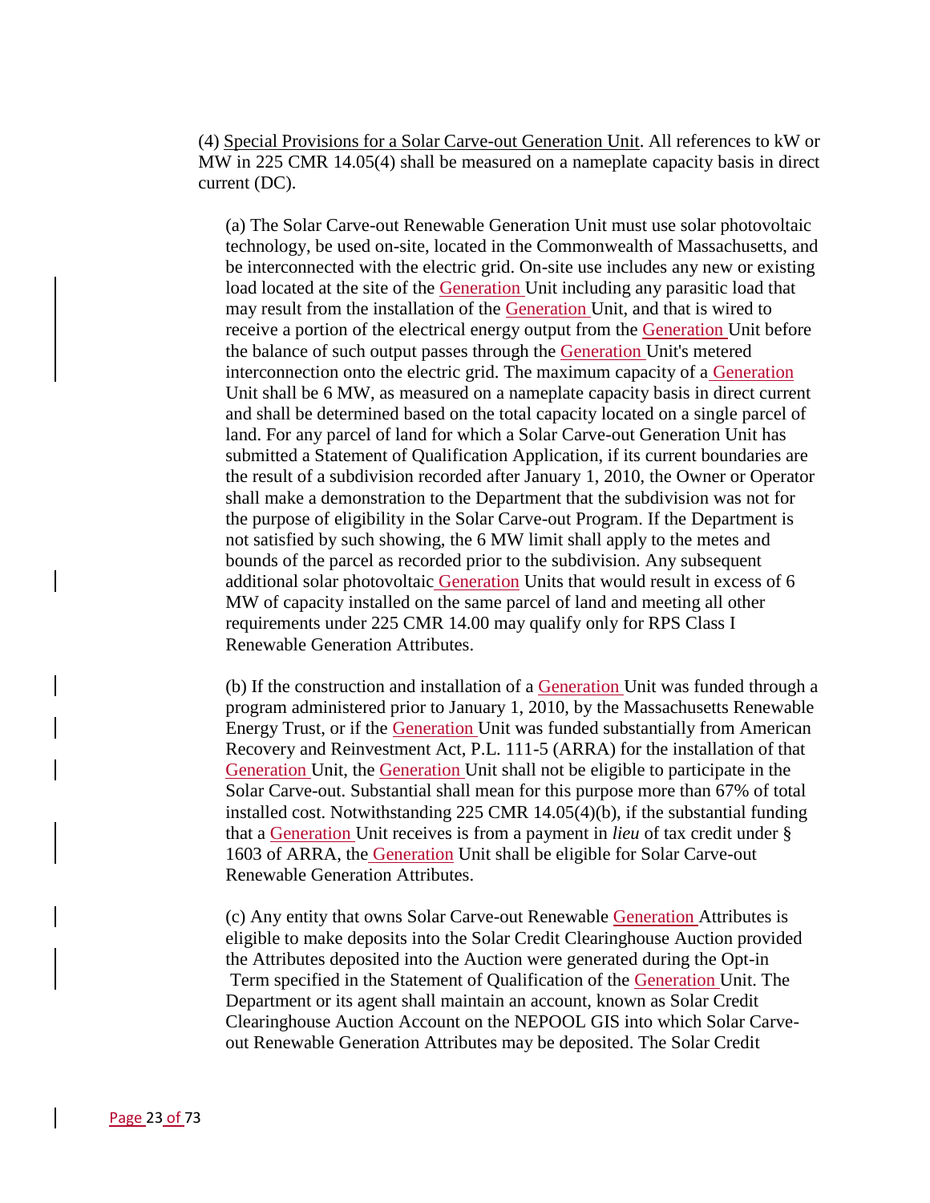(4) Special Provisions for a Solar Carve-out Generation Unit. All references to kW or MW in 225 CMR 14.05(4) shall be measured on a nameplate capacity basis in direct current (DC).

(a) The Solar Carve-out Renewable Generation Unit must use solar photovoltaic technology, be used on-site, located in the Commonwealth of Massachusetts, and be interconnected with the electric grid. On-site use includes any new or existing load located at the site of the Generation Unit including any parasitic load that may result from the installation of the Generation Unit, and that is wired to receive a portion of the electrical energy output from the Generation Unit before the balance of such output passes through the Generation Unit's metered interconnection onto the electric grid. The maximum capacity of a Generation Unit shall be 6 MW, as measured on a nameplate capacity basis in direct current and shall be determined based on the total capacity located on a single parcel of land. For any parcel of land for which a Solar Carve-out Generation Unit has submitted a Statement of Qualification Application, if its current boundaries are the result of a subdivision recorded after January 1, 2010, the Owner or Operator shall make a demonstration to the Department that the subdivision was not for the purpose of eligibility in the Solar Carve-out Program. If the Department is not satisfied by such showing, the 6 MW limit shall apply to the metes and bounds of the parcel as recorded prior to the subdivision. Any subsequent additional solar photovoltaic Generation Units that would result in excess of 6 MW of capacity installed on the same parcel of land and meeting all other requirements under 225 CMR 14.00 may qualify only for RPS Class I Renewable Generation Attributes.

(b) If the construction and installation of a Generation Unit was funded through a program administered prior to January 1, 2010, by the Massachusetts Renewable Energy Trust, or if the Generation Unit was funded substantially from American Recovery and Reinvestment Act, P.L. 111-5 (ARRA) for the installation of that Generation Unit, the Generation Unit shall not be eligible to participate in the Solar Carve-out. Substantial shall mean for this purpose more than 67% of total installed cost. Notwithstanding 225 CMR 14.05(4)(b), if the substantial funding that a Generation Unit receives is from a payment in *lieu* of tax credit under § 1603 of ARRA, the Generation Unit shall be eligible for Solar Carve-out Renewable Generation Attributes.

(c) Any entity that owns Solar Carve-out Renewable Generation Attributes is eligible to make deposits into the Solar Credit Clearinghouse Auction provided the Attributes deposited into the Auction were generated during the Opt-in Term specified in the Statement of Qualification of the Generation Unit. The Department or its agent shall maintain an account, known as Solar Credit Clearinghouse Auction Account on the NEPOOL GIS into which Solar Carve-out Renewable Generation Attributes may be deposited. The Solar Credit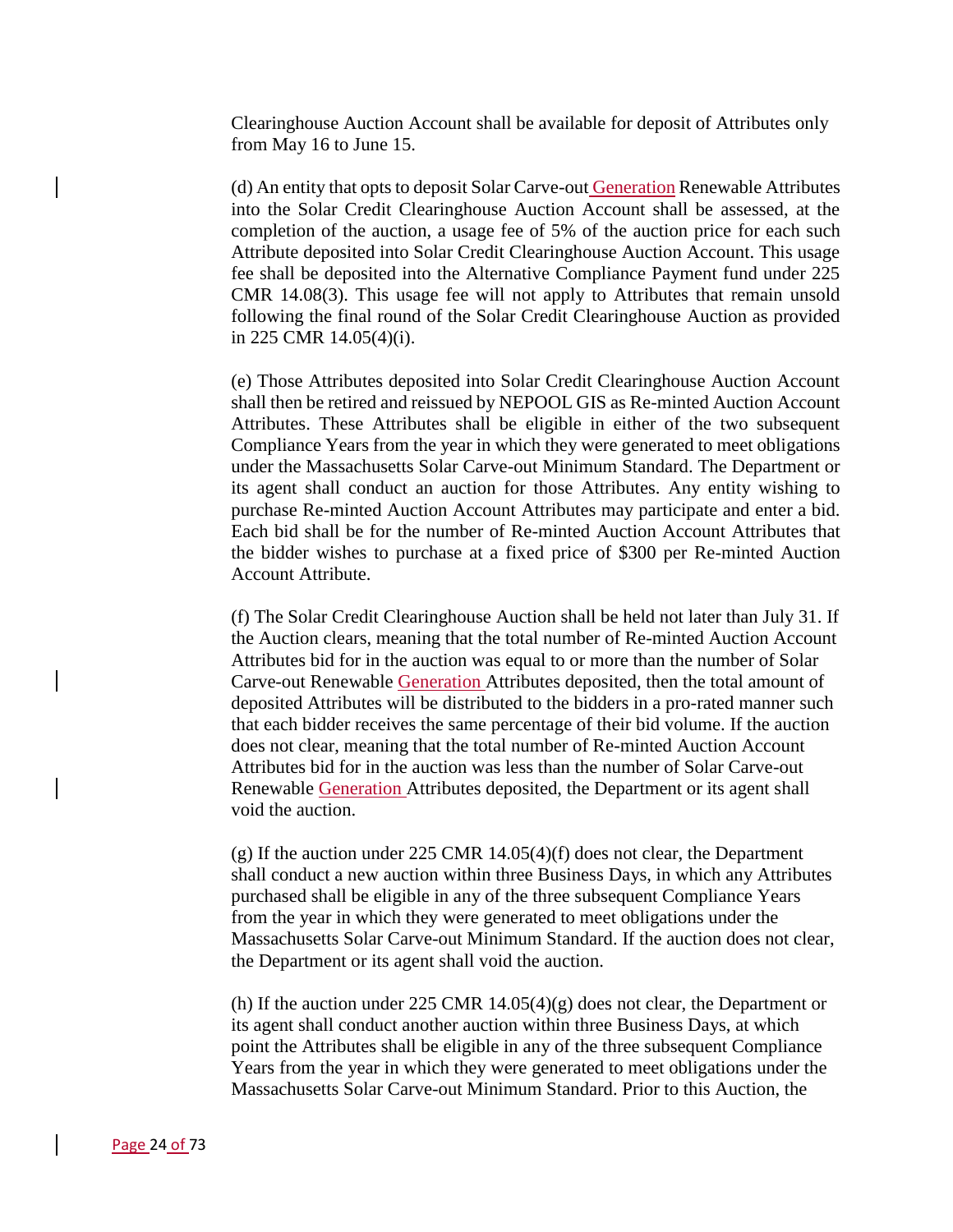Clearinghouse Auction Account shall be available for deposit of Attributes only from May 16 to June 15.

(d) An entity that opts to deposit Solar Carve-out Generation Renewable Attributes into the Solar Credit Clearinghouse Auction Account shall be assessed, at the completion of the auction, a usage fee of 5% of the auction price for each such Attribute deposited into Solar Credit Clearinghouse Auction Account. This usage fee shall be deposited into the Alternative Compliance Payment fund under 225 CMR 14.08(3). This usage fee will not apply to Attributes that remain unsold following the final round of the Solar Credit Clearinghouse Auction as provided in 225 CMR 14.05(4)(i).

(e) Those Attributes deposited into Solar Credit Clearinghouse Auction Account shall then be retired and reissued by NEPOOL GIS as Re-minted Auction Account Attributes. These Attributes shall be eligible in either of the two subsequent Compliance Years from the year in which they were generated to meet obligations under the Massachusetts Solar Carve-out Minimum Standard. The Department or its agent shall conduct an auction for those Attributes. Any entity wishing to purchase Re-minted Auction Account Attributes may participate and enter a bid. Each bid shall be for the number of Re-minted Auction Account Attributes that the bidder wishes to purchase at a fixed price of $300 per Re-minted Auction Account Attribute.

(f) The Solar Credit Clearinghouse Auction shall be held not later than July 31. If the Auction clears, meaning that the total number of Re-minted Auction Account Attributes bid for in the auction was equal to or more than the number of Solar Carve-out Renewable Generation Attributes deposited, then the total amount of deposited Attributes will be distributed to the bidders in a pro-rated manner such that each bidder receives the same percentage of their bid volume. If the auction does not clear, meaning that the total number of Re-minted Auction Account Attributes bid for in the auction was less than the number of Solar Carve-out Renewable Generation Attributes deposited, the Department or its agent shall void the auction.

(g) If the auction under 225 CMR 14.05(4)(f) does not clear, the Department shall conduct a new auction within three Business Days, in which any Attributes purchased shall be eligible in any of the three subsequent Compliance Years from the year in which they were generated to meet obligations under the Massachusetts Solar Carve-out Minimum Standard. If the auction does not clear, the Department or its agent shall void the auction.

(h) If the auction under 225 CMR 14.05(4)(g) does not clear, the Department or its agent shall conduct another auction within three Business Days, at which point the Attributes shall be eligible in any of the three subsequent Compliance Years from the year in which they were generated to meet obligations under the Massachusetts Solar Carve-out Minimum Standard. Prior to this Auction, the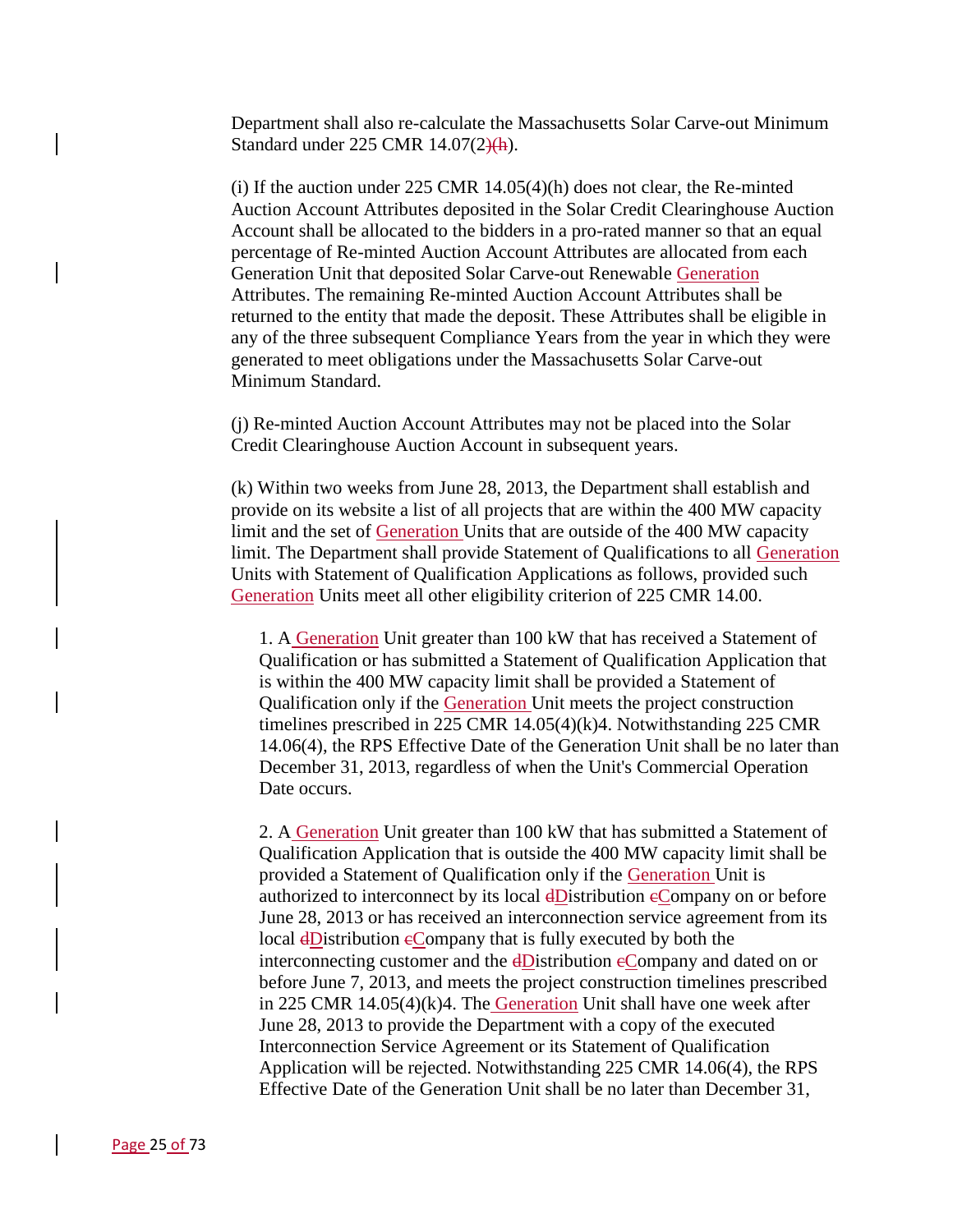Department shall also re-calculate the Massachusetts Solar Carve-out Minimum Standard under 225 CMR 14.07(2)(h).

(i) If the auction under 225 CMR 14.05(4)(h) does not clear, the Re-minted Auction Account Attributes deposited in the Solar Credit Clearinghouse Auction Account shall be allocated to the bidders in a pro-rated manner so that an equal percentage of Re-minted Auction Account Attributes are allocated from each Generation Unit that deposited Solar Carve-out Renewable Generation Attributes. The remaining Re-minted Auction Account Attributes shall be returned to the entity that made the deposit. These Attributes shall be eligible in any of the three subsequent Compliance Years from the year in which they were generated to meet obligations under the Massachusetts Solar Carve-out Minimum Standard.

(j) Re-minted Auction Account Attributes may not be placed into the Solar Credit Clearinghouse Auction Account in subsequent years.

(k) Within two weeks from June 28, 2013, the Department shall establish and provide on its website a list of all projects that are within the 400 MW capacity limit and the set of Generation Units that are outside of the 400 MW capacity limit. The Department shall provide Statement of Qualifications to all Generation Units with Statement of Qualification Applications as follows, provided such Generation Units meet all other eligibility criterion of 225 CMR 14.00.

1. A Generation Unit greater than 100 kW that has received a Statement of Qualification or has submitted a Statement of Qualification Application that is within the 400 MW capacity limit shall be provided a Statement of Qualification only if the Generation Unit meets the project construction timelines prescribed in 225 CMR 14.05(4)(k)4. Notwithstanding 225 CMR 14.06(4), the RPS Effective Date of the Generation Unit shall be no later than December 31, 2013, regardless of when the Unit's Commercial Operation Date occurs.

2. A Generation Unit greater than 100 kW that has submitted a Statement of Qualification Application that is outside the 400 MW capacity limit shall be provided a Statement of Qualification only if the Generation Unit is authorized to interconnect by its local Distribution Company on or before June 28, 2013 or has received an interconnection service agreement from its local Distribution Company that is fully executed by both the interconnecting customer and the Distribution Company and dated on or before June 7, 2013, and meets the project construction timelines prescribed in 225 CMR 14.05(4)(k)4. The Generation Unit shall have one week after June 28, 2013 to provide the Department with a copy of the executed Interconnection Service Agreement or its Statement of Qualification Application will be rejected. Notwithstanding 225 CMR 14.06(4), the RPS Effective Date of the Generation Unit shall be no later than December 31,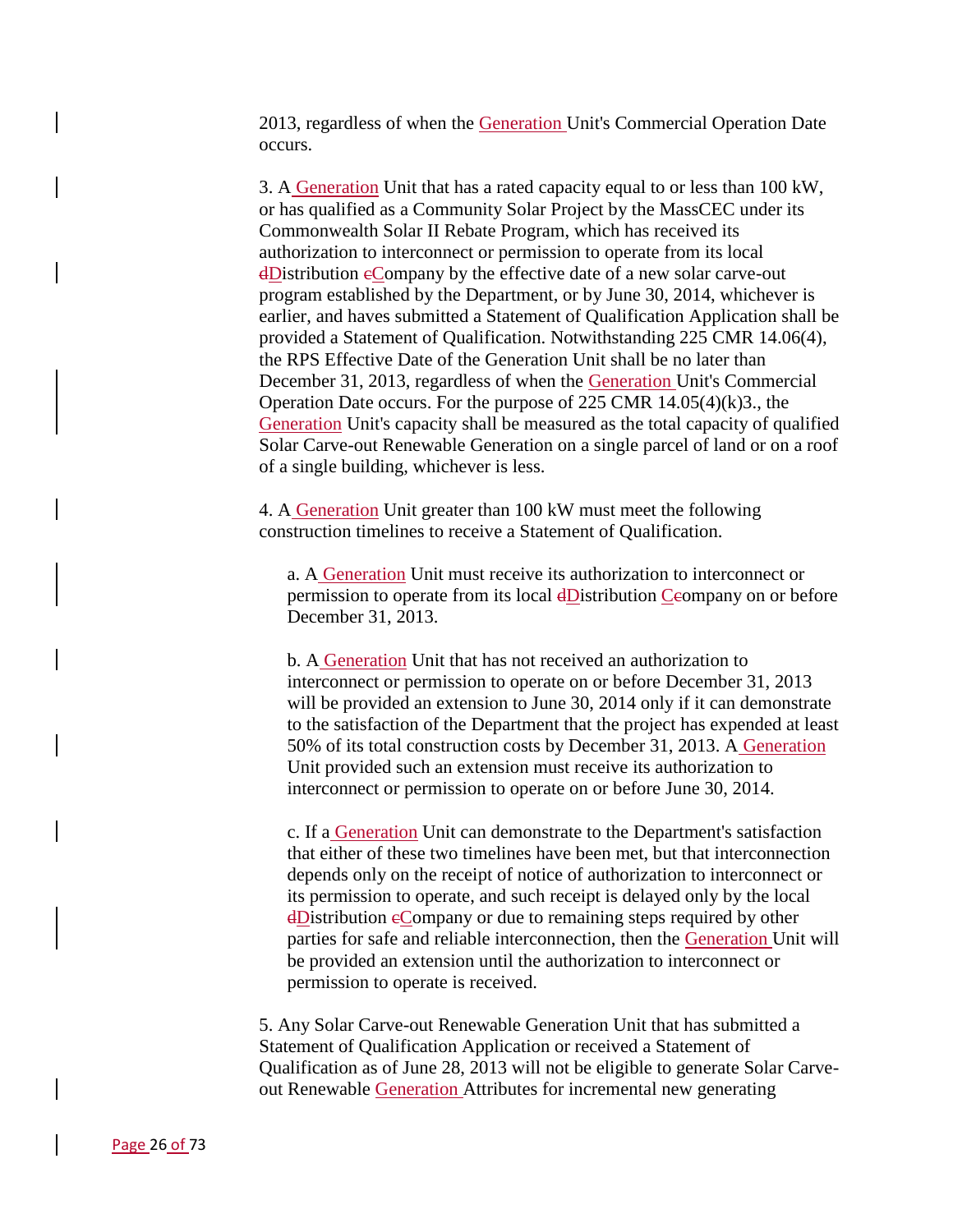2013, regardless of when the Generation Unit's Commercial Operation Date occurs.

3. A Generation Unit that has a rated capacity equal to or less than 100 kW, or has qualified as a Community Solar Project by the MassCEC under its Commonwealth Solar II Rebate Program, which has received its authorization to interconnect or permission to operate from its local dDistribution cCompany by the effective date of a new solar carve-out program established by the Department, or by June 30, 2014, whichever is earlier, and haves submitted a Statement of Qualification Application shall be provided a Statement of Qualification. Notwithstanding 225 CMR 14.06(4), the RPS Effective Date of the Generation Unit shall be no later than December 31, 2013, regardless of when the Generation Unit's Commercial Operation Date occurs. For the purpose of 225 CMR 14.05(4)(k)3., the Generation Unit's capacity shall be measured as the total capacity of qualified Solar Carve-out Renewable Generation on a single parcel of land or on a roof of a single building, whichever is less.

4. A Generation Unit greater than 100 kW must meet the following construction timelines to receive a Statement of Qualification.

  a. A Generation Unit must receive its authorization to interconnect or permission to operate from its local dDistribution Ccompany on or before December 31, 2013.

  b. A Generation Unit that has not received an authorization to interconnect or permission to operate on or before December 31, 2013 will be provided an extension to June 30, 2014 only if it can demonstrate to the satisfaction of the Department that the project has expended at least 50% of its total construction costs by December 31, 2013. A Generation Unit provided such an extension must receive its authorization to interconnect or permission to operate on or before June 30, 2014.

  c. If a Generation Unit can demonstrate to the Department's satisfaction that either of these two timelines have been met, but that interconnection depends only on the receipt of notice of authorization to interconnect or its permission to operate, and such receipt is delayed only by the local dDistribution cCompany or due to remaining steps required by other parties for safe and reliable interconnection, then the Generation Unit will be provided an extension until the authorization to interconnect or permission to operate is received.

5. Any Solar Carve-out Renewable Generation Unit that has submitted a Statement of Qualification Application or received a Statement of Qualification as of June 28, 2013 will not be eligible to generate Solar Carve-out Renewable Generation Attributes for incremental new generating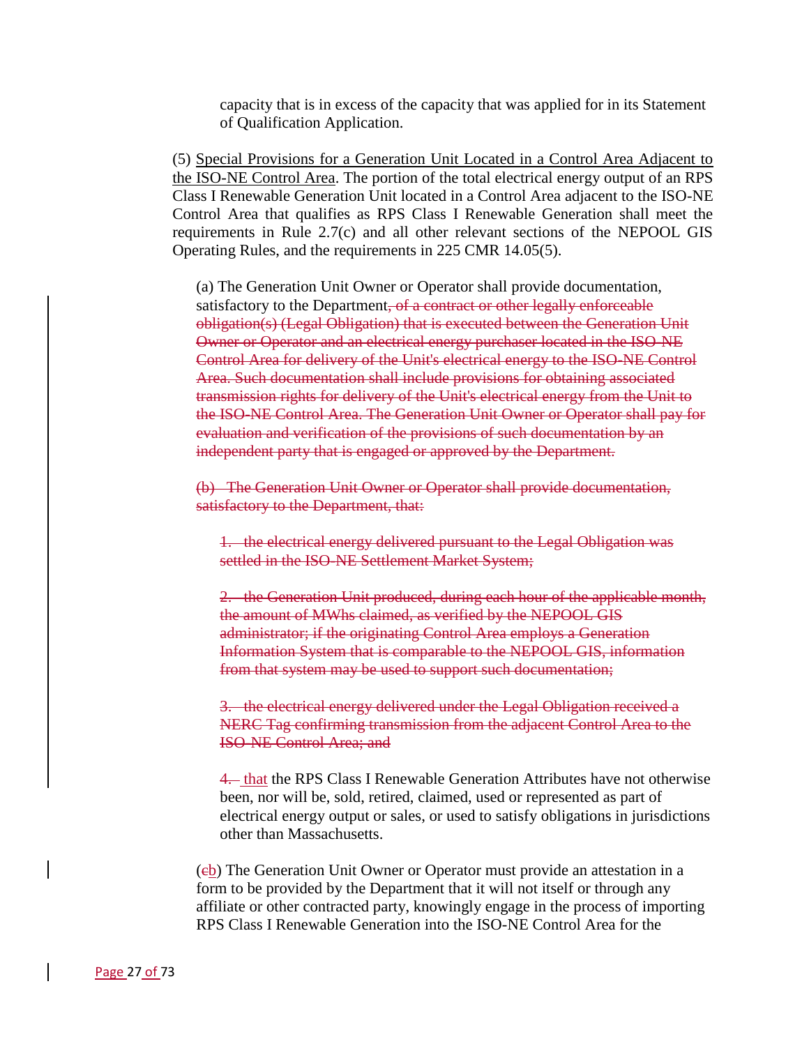capacity that is in excess of the capacity that was applied for in its Statement of Qualification Application.

(5) <u>Special Provisions for a Generation Unit Located in a Control Area Adjacent to the ISO-NE Control Area</u>. The portion of the total electrical energy output of an RPS Class I Renewable Generation Unit located in a Control Area adjacent to the ISO-NE Control Area that qualifies as RPS Class I Renewable Generation shall meet the requirements in Rule 2.7(c) and all other relevant sections of the NEPOOL GIS Operating Rules, and the requirements in 225 CMR 14.05(5).

(a) The Generation Unit Owner or Operator shall provide documentation, satisfactory to the Department~~, of a contract or other legally enforceable obligation(s) (Legal Obligation) that is executed between the Generation Unit Owner or Operator and an electrical energy purchaser located in the ISO-NE Control Area for delivery of the Unit's electrical energy to the ISO-NE Control Area. Such documentation shall include provisions for obtaining associated transmission rights for delivery of the Unit's electrical energy from the Unit to the ISO-NE Control Area. The Generation Unit Owner or Operator shall pay for evaluation and verification of the provisions of such documentation by an independent party that is engaged or approved by the Department.~~

~~(b) The Generation Unit Owner or Operator shall provide documentation, satisfactory to the Department, that:~~

~~1. the electrical energy delivered pursuant to the Legal Obligation was settled in the ISO-NE Settlement Market System;~~

~~2. the Generation Unit produced, during each hour of the applicable month, the amount of MWhs claimed, as verified by the NEPOOL GIS administrator; if the originating Control Area employs a Generation Information System that is comparable to the NEPOOL GIS, information from that system may be used to support such documentation;~~

~~3. the electrical energy delivered under the Legal Obligation received a NERC Tag confirming transmission from the adjacent Control Area to the ISO-NE Control Area; and~~

~~4.~~ <u>that</u> the RPS Class I Renewable Generation Attributes have not otherwise been, nor will be, sold, retired, claimed, used or represented as part of electrical energy output or sales, or used to satisfy obligations in jurisdictions other than Massachusetts.

(~~c~~<u>b</u>) The Generation Unit Owner or Operator must provide an attestation in a form to be provided by the Department that it will not itself or through any affiliate or other contracted party, knowingly engage in the process of importing RPS Class I Renewable Generation into the ISO-NE Control Area for the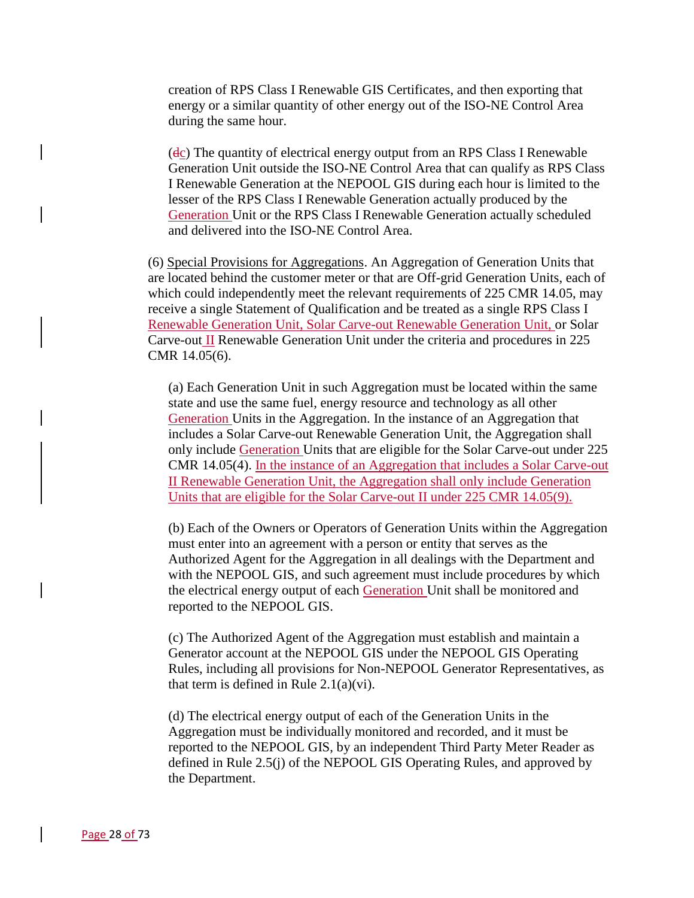creation of RPS Class I Renewable GIS Certificates, and then exporting that energy or a similar quantity of other energy out of the ISO-NE Control Area during the same hour.

(dc) The quantity of electrical energy output from an RPS Class I Renewable Generation Unit outside the ISO-NE Control Area that can qualify as RPS Class I Renewable Generation at the NEPOOL GIS during each hour is limited to the lesser of the RPS Class I Renewable Generation actually produced by the Generation Unit or the RPS Class I Renewable Generation actually scheduled and delivered into the ISO-NE Control Area.

(6) Special Provisions for Aggregations. An Aggregation of Generation Units that are located behind the customer meter or that are Off-grid Generation Units, each of which could independently meet the relevant requirements of 225 CMR 14.05, may receive a single Statement of Qualification and be treated as a single RPS Class I Renewable Generation Unit, Solar Carve-out Renewable Generation Unit, or Solar Carve-out II Renewable Generation Unit under the criteria and procedures in 225 CMR 14.05(6).

(a) Each Generation Unit in such Aggregation must be located within the same state and use the same fuel, energy resource and technology as all other Generation Units in the Aggregation. In the instance of an Aggregation that includes a Solar Carve-out Renewable Generation Unit, the Aggregation shall only include Generation Units that are eligible for the Solar Carve-out under 225 CMR 14.05(4). In the instance of an Aggregation that includes a Solar Carve-out II Renewable Generation Unit, the Aggregation shall only include Generation Units that are eligible for the Solar Carve-out II under 225 CMR 14.05(9).

(b) Each of the Owners or Operators of Generation Units within the Aggregation must enter into an agreement with a person or entity that serves as the Authorized Agent for the Aggregation in all dealings with the Department and with the NEPOOL GIS, and such agreement must include procedures by which the electrical energy output of each Generation Unit shall be monitored and reported to the NEPOOL GIS.

(c) The Authorized Agent of the Aggregation must establish and maintain a Generator account at the NEPOOL GIS under the NEPOOL GIS Operating Rules, including all provisions for Non-NEPOOL Generator Representatives, as that term is defined in Rule 2.1(a)(vi).

(d) The electrical energy output of each of the Generation Units in the Aggregation must be individually monitored and recorded, and it must be reported to the NEPOOL GIS, by an independent Third Party Meter Reader as defined in Rule 2.5(j) of the NEPOOL GIS Operating Rules, and approved by the Department.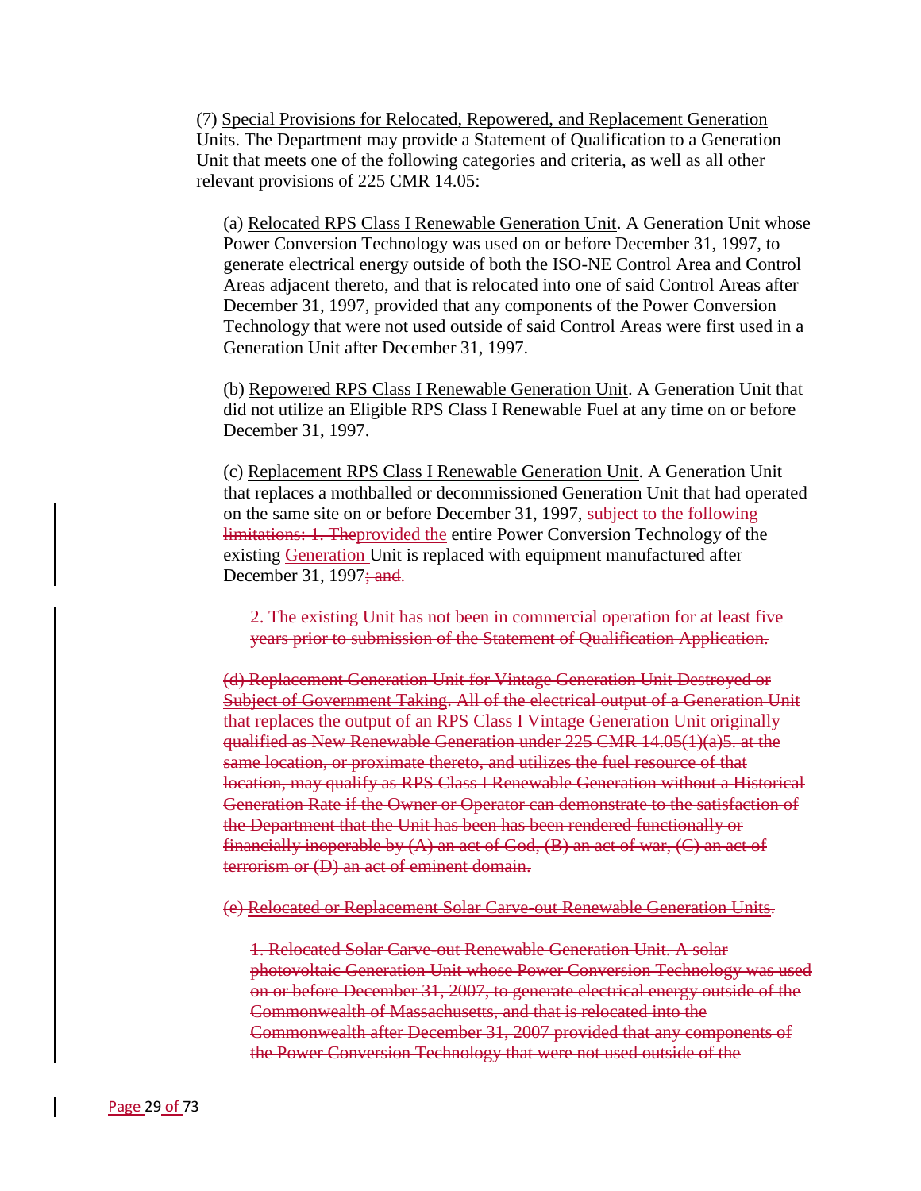(7) Special Provisions for Relocated, Repowered, and Replacement Generation Units. The Department may provide a Statement of Qualification to a Generation Unit that meets one of the following categories and criteria, as well as all other relevant provisions of 225 CMR 14.05:

(a) Relocated RPS Class I Renewable Generation Unit. A Generation Unit whose Power Conversion Technology was used on or before December 31, 1997, to generate electrical energy outside of both the ISO-NE Control Area and Control Areas adjacent thereto, and that is relocated into one of said Control Areas after December 31, 1997, provided that any components of the Power Conversion Technology that were not used outside of said Control Areas were first used in a Generation Unit after December 31, 1997.

(b) Repowered RPS Class I Renewable Generation Unit. A Generation Unit that did not utilize an Eligible RPS Class I Renewable Fuel at any time on or before December 31, 1997.

(c) Replacement RPS Class I Renewable Generation Unit. A Generation Unit that replaces a mothballed or decommissioned Generation Unit that had operated on the same site on or before December 31, 1997, ~~subject to the following limitations: 1. The~~provided the entire Power Conversion Technology of the existing Generation Unit is replaced with equipment manufactured after December 31, 1997~~; and~~.

~~2. The existing Unit has not been in commercial operation for at least five years prior to submission of the Statement of Qualification Application.~~

~~(d) Replacement Generation Unit for Vintage Generation Unit Destroyed or Subject of Government Taking. All of the electrical output of a Generation Unit that replaces the output of an RPS Class I Vintage Generation Unit originally qualified as New Renewable Generation under 225 CMR 14.05(1)(a)5. at the same location, or proximate thereto, and utilizes the fuel resource of that location, may qualify as RPS Class I Renewable Generation without a Historical Generation Rate if the Owner or Operator can demonstrate to the satisfaction of the Department that the Unit has been has been rendered functionally or financially inoperable by (A) an act of God, (B) an act of war, (C) an act of terrorism or (D) an act of eminent domain.~~

~~(e) Relocated or Replacement Solar Carve-out Renewable Generation Units.~~

~~1. Relocated Solar Carve-out Renewable Generation Unit. A solar photovoltaic Generation Unit whose Power Conversion Technology was used on or before December 31, 2007, to generate electrical energy outside of the Commonwealth of Massachusetts, and that is relocated into the Commonwealth after December 31, 2007 provided that any components of the Power Conversion Technology that were not used outside of the~~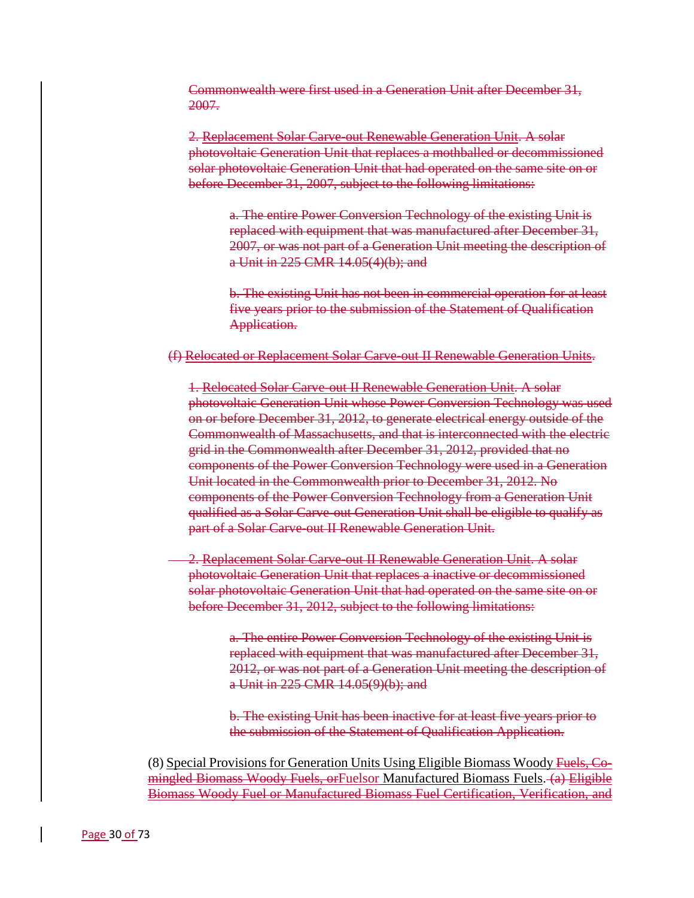~~Commonwealth were first used in a Generation Unit after December 31, 2007.~~

~~2. Replacement Solar Carve-out Renewable Generation Unit. A solar photovoltaic Generation Unit that replaces a mothballed or decommissioned solar photovoltaic Generation Unit that had operated on the same site on or before December 31, 2007, subject to the following limitations:~~

~~a. The entire Power Conversion Technology of the existing Unit is replaced with equipment that was manufactured after December 31, 2007, or was not part of a Generation Unit meeting the description of a Unit in 225 CMR 14.05(4)(b); and~~

~~b. The existing Unit has not been in commercial operation for at least five years prior to the submission of the Statement of Qualification Application.~~

~~(f) Relocated or Replacement Solar Carve-out II Renewable Generation Units.~~

~~1. Relocated Solar Carve-out II Renewable Generation Unit. A solar photovoltaic Generation Unit whose Power Conversion Technology was used on or before December 31, 2012, to generate electrical energy outside of the Commonwealth of Massachusetts, and that is interconnected with the electric grid in the Commonwealth after December 31, 2012, provided that no components of the Power Conversion Technology were used in a Generation Unit located in the Commonwealth prior to December 31, 2012. No components of the Power Conversion Technology from a Generation Unit qualified as a Solar Carve-out Generation Unit shall be eligible to qualify as part of a Solar Carve-out II Renewable Generation Unit.~~

~~2. Replacement Solar Carve-out II Renewable Generation Unit. A solar photovoltaic Generation Unit that replaces a inactive or decommissioned solar photovoltaic Generation Unit that had operated on the same site on or before December 31, 2012, subject to the following limitations:~~

~~a. The entire Power Conversion Technology of the existing Unit is replaced with equipment that was manufactured after December 31, 2012, or was not part of a Generation Unit meeting the description of a Unit in 225 CMR 14.05(9)(b); and~~

~~b. The existing Unit has been inactive for at least five years prior to the submission of the Statement of Qualification Application.~~

(8) Special Provisions for Generation Units Using Eligible Biomass Woody ~~Fuels, Co-mingled Biomass Woody Fuels, or~~Fuelsor Manufactured Biomass Fuels. ~~(a) Eligible Biomass Woody Fuel or Manufactured Biomass Fuel Certification, Verification, and~~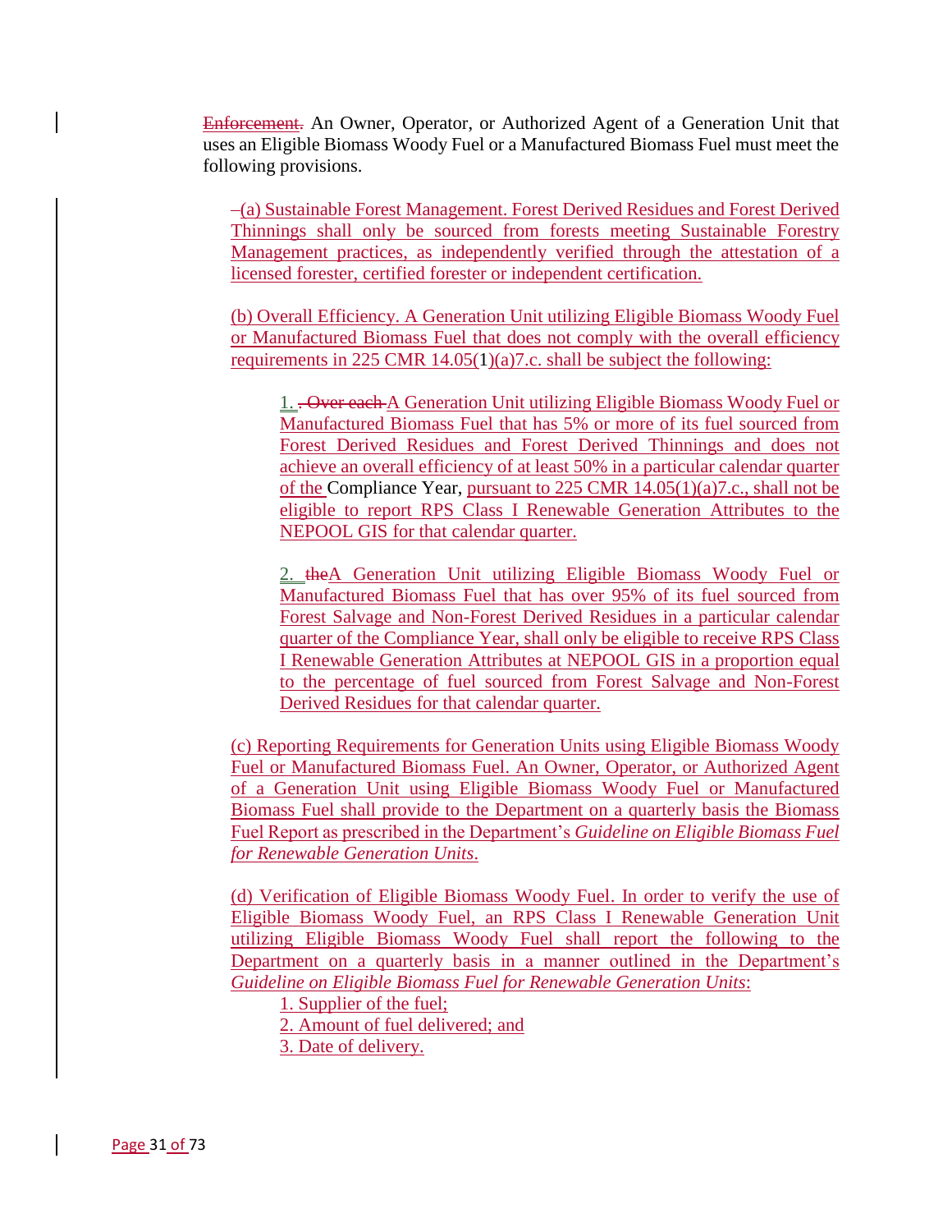~~Enforcement.~~ An Owner, Operator, or Authorized Agent of a Generation Unit that uses an Eligible Biomass Woody Fuel or a Manufactured Biomass Fuel must meet the following provisions.

~~–~~(a) Sustainable Forest Management. Forest Derived Residues and Forest Derived Thinnings shall only be sourced from forests meeting Sustainable Forestry Management practices, as independently verified through the attestation of a licensed forester, certified forester or independent certification.

(b) Overall Efficiency. A Generation Unit utilizing Eligible Biomass Woody Fuel or Manufactured Biomass Fuel that does not comply with the overall efficiency requirements in 225 CMR 14.05(1)(a)7.c. shall be subject the following:

1. ~~. Over each~~ A Generation Unit utilizing Eligible Biomass Woody Fuel or Manufactured Biomass Fuel that has 5% or more of its fuel sourced from Forest Derived Residues and Forest Derived Thinnings and does not achieve an overall efficiency of at least 50% in a particular calendar quarter of the Compliance Year, pursuant to 225 CMR 14.05(1)(a)7.c., shall not be eligible to report RPS Class I Renewable Generation Attributes to the NEPOOL GIS for that calendar quarter.

2. ~~the~~A Generation Unit utilizing Eligible Biomass Woody Fuel or Manufactured Biomass Fuel that has over 95% of its fuel sourced from Forest Salvage and Non-Forest Derived Residues in a particular calendar quarter of the Compliance Year, shall only be eligible to receive RPS Class I Renewable Generation Attributes at NEPOOL GIS in a proportion equal to the percentage of fuel sourced from Forest Salvage and Non-Forest Derived Residues for that calendar quarter.

(c) Reporting Requirements for Generation Units using Eligible Biomass Woody Fuel or Manufactured Biomass Fuel. An Owner, Operator, or Authorized Agent of a Generation Unit using Eligible Biomass Woody Fuel or Manufactured Biomass Fuel shall provide to the Department on a quarterly basis the Biomass Fuel Report as prescribed in the Department's *Guideline on Eligible Biomass Fuel for Renewable Generation Units*.

(d) Verification of Eligible Biomass Woody Fuel. In order to verify the use of Eligible Biomass Woody Fuel, an RPS Class I Renewable Generation Unit utilizing Eligible Biomass Woody Fuel shall report the following to the Department on a quarterly basis in a manner outlined in the Department's *Guideline on Eligible Biomass Fuel for Renewable Generation Units*:

1. Supplier of the fuel;
2. Amount of fuel delivered; and
3. Date of delivery.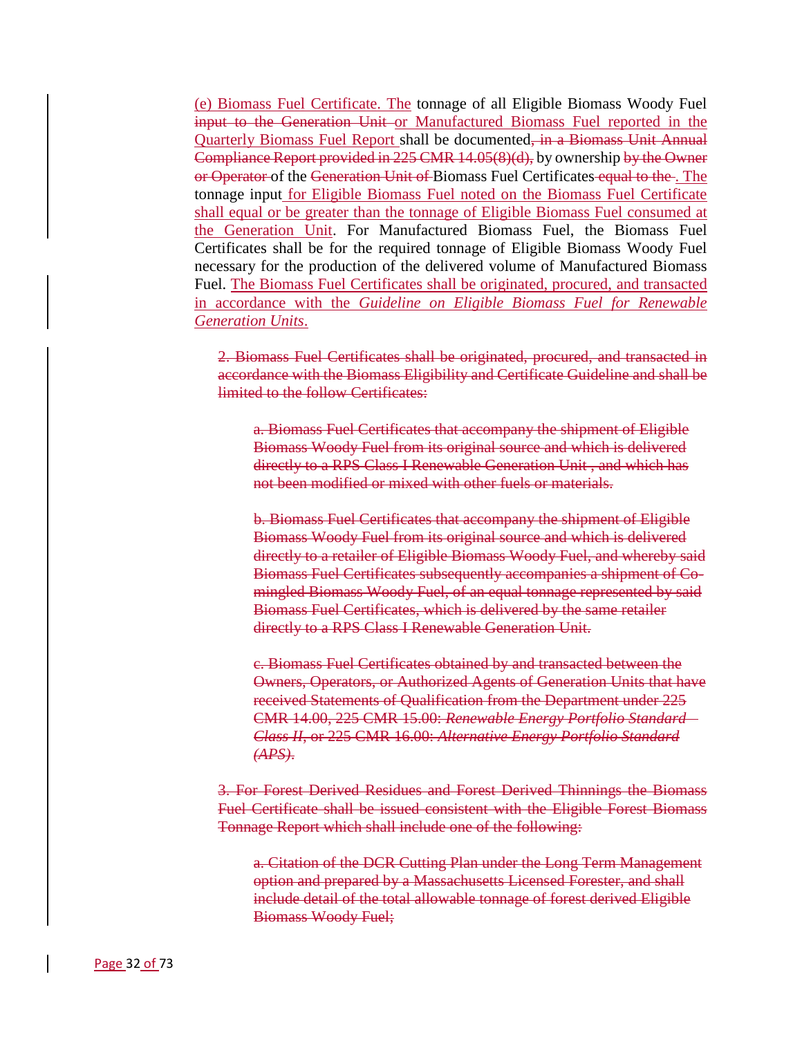(e) Biomass Fuel Certificate. The tonnage of all Eligible Biomass Woody Fuel ~~input to the Generation Unit~~ or Manufactured Biomass Fuel reported in the Quarterly Biomass Fuel Report shall be documented~~, in a Biomass Unit Annual Compliance Report provided in 225 CMR 14.05(8)(d),~~ by ownership ~~by the Owner or Operator~~ of the ~~Generation Unit of~~ Biomass Fuel Certificates ~~equal to the~~. The tonnage input for Eligible Biomass Fuel noted on the Biomass Fuel Certificate shall equal or be greater than the tonnage of Eligible Biomass Fuel consumed at the Generation Unit. For Manufactured Biomass Fuel, the Biomass Fuel Certificates shall be for the required tonnage of Eligible Biomass Woody Fuel necessary for the production of the delivered volume of Manufactured Biomass Fuel. The Biomass Fuel Certificates shall be originated, procured, and transacted in accordance with the *Guideline on Eligible Biomass Fuel for Renewable Generation Units*.

~~2. Biomass Fuel Certificates shall be originated, procured, and transacted in accordance with the Biomass Eligibility and Certificate Guideline and shall be limited to the follow Certificates:~~

~~a. Biomass Fuel Certificates that accompany the shipment of Eligible Biomass Woody Fuel from its original source and which is delivered directly to a RPS Class I Renewable Generation Unit , and which has not been modified or mixed with other fuels or materials.~~

~~b. Biomass Fuel Certificates that accompany the shipment of Eligible Biomass Woody Fuel from its original source and which is delivered directly to a retailer of Eligible Biomass Woody Fuel, and whereby said Biomass Fuel Certificates subsequently accompanies a shipment of Co-mingled Biomass Woody Fuel, of an equal tonnage represented by said Biomass Fuel Certificates, which is delivered by the same retailer directly to a RPS Class I Renewable Generation Unit.~~

~~c. Biomass Fuel Certificates obtained by and transacted between the Owners, Operators, or Authorized Agents of Generation Units that have received Statements of Qualification from the Department under 225 CMR 14.00, 225 CMR 15.00: *Renewable Energy Portfolio Standard – Class II*, or 225 CMR 16.00: *Alternative Energy Portfolio Standard (APS)*.~~

~~3. For Forest Derived Residues and Forest Derived Thinnings the Biomass Fuel Certificate shall be issued consistent with the Eligible Forest Biomass Tonnage Report which shall include one of the following:~~

~~a. Citation of the DCR Cutting Plan under the Long Term Management option and prepared by a Massachusetts Licensed Forester, and shall include detail of the total allowable tonnage of forest derived Eligible Biomass Woody Fuel;~~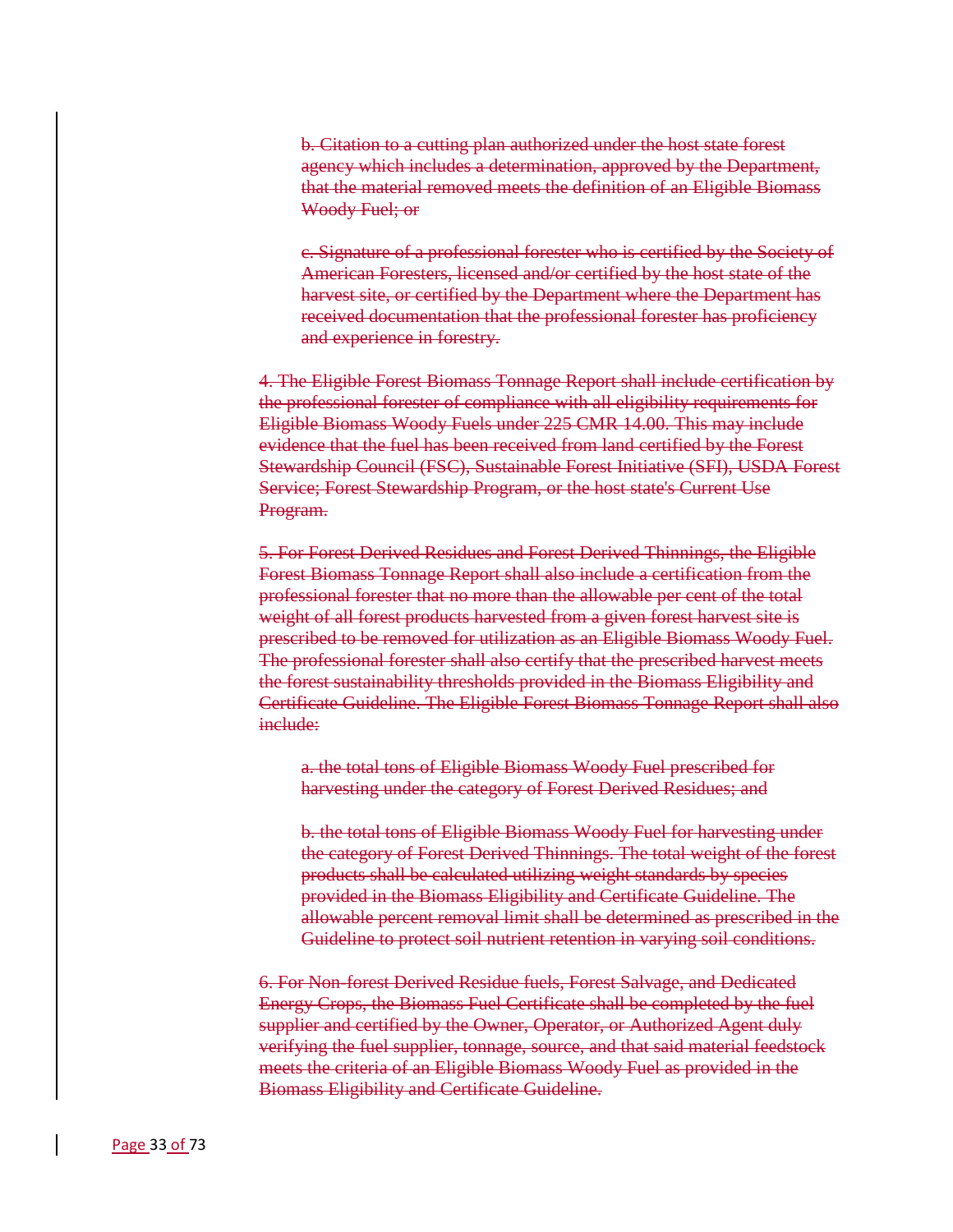b. Citation to a cutting plan authorized under the host state forest agency which includes a determination, approved by the Department, that the material removed meets the definition of an Eligible Biomass Woody Fuel; or

c. Signature of a professional forester who is certified by the Society of American Foresters, licensed and/or certified by the host state of the harvest site, or certified by the Department where the Department has received documentation that the professional forester has proficiency and experience in forestry.

4. The Eligible Forest Biomass Tonnage Report shall include certification by the professional forester of compliance with all eligibility requirements for Eligible Biomass Woody Fuels under 225 CMR 14.00. This may include evidence that the fuel has been received from land certified by the Forest Stewardship Council (FSC), Sustainable Forest Initiative (SFI), USDA Forest Service; Forest Stewardship Program, or the host state's Current Use Program.

5. For Forest Derived Residues and Forest Derived Thinnings, the Eligible Forest Biomass Tonnage Report shall also include a certification from the professional forester that no more than the allowable per cent of the total weight of all forest products harvested from a given forest harvest site is prescribed to be removed for utilization as an Eligible Biomass Woody Fuel. The professional forester shall also certify that the prescribed harvest meets the forest sustainability thresholds provided in the Biomass Eligibility and Certificate Guideline. The Eligible Forest Biomass Tonnage Report shall also include:

a. the total tons of Eligible Biomass Woody Fuel prescribed for harvesting under the category of Forest Derived Residues; and

b. the total tons of Eligible Biomass Woody Fuel for harvesting under the category of Forest Derived Thinnings. The total weight of the forest products shall be calculated utilizing weight standards by species provided in the Biomass Eligibility and Certificate Guideline. The allowable percent removal limit shall be determined as prescribed in the Guideline to protect soil nutrient retention in varying soil conditions.

6. For Non-forest Derived Residue fuels, Forest Salvage, and Dedicated Energy Crops, the Biomass Fuel Certificate shall be completed by the fuel supplier and certified by the Owner, Operator, or Authorized Agent duly verifying the fuel supplier, tonnage, source, and that said material feedstock meets the criteria of an Eligible Biomass Woody Fuel as provided in the Biomass Eligibility and Certificate Guideline.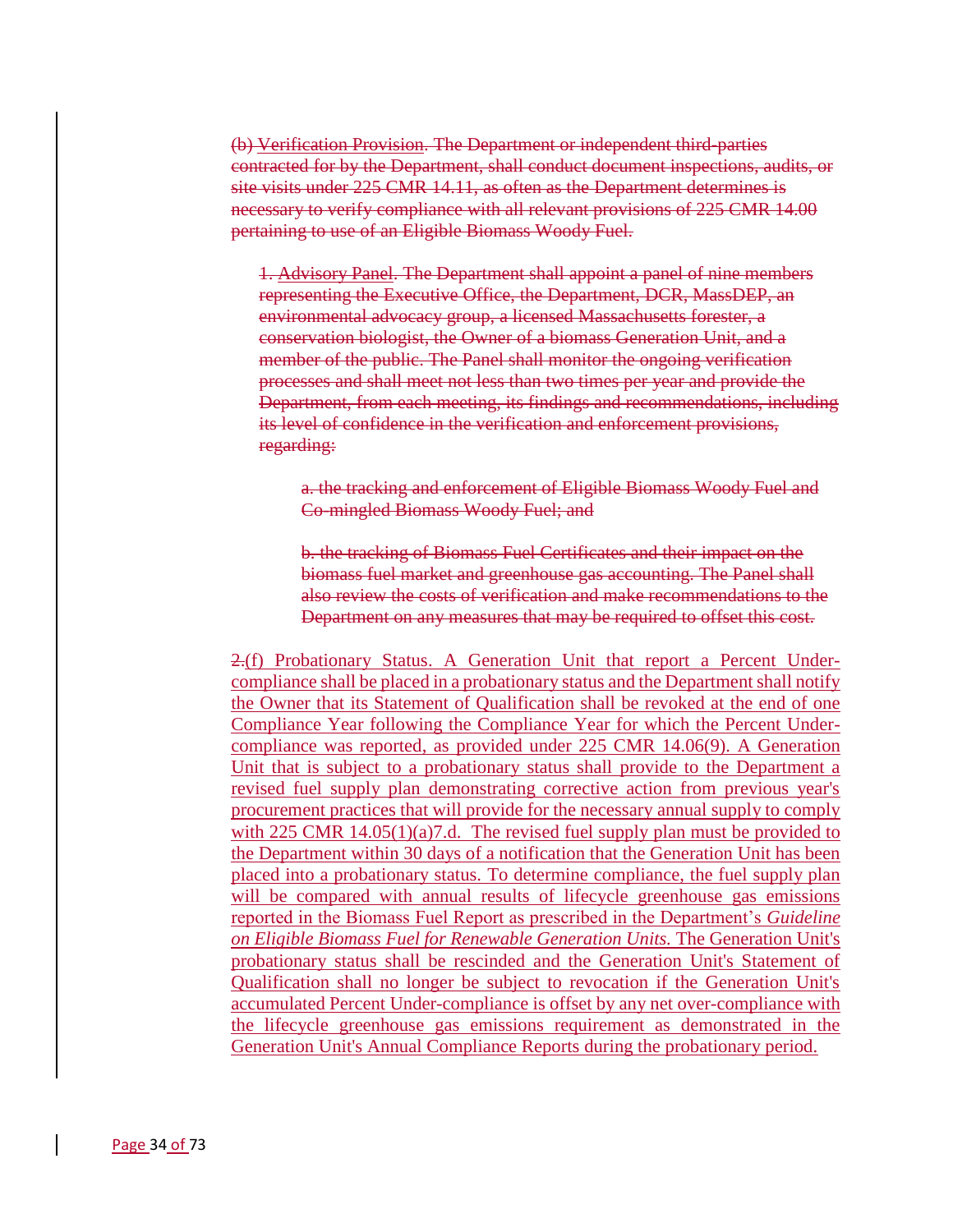(b) Verification Provision. The Department or independent third-parties contracted for by the Department, shall conduct document inspections, audits, or site visits under 225 CMR 14.11, as often as the Department determines is necessary to verify compliance with all relevant provisions of 225 CMR 14.00 pertaining to use of an Eligible Biomass Woody Fuel.

1. Advisory Panel. The Department shall appoint a panel of nine members representing the Executive Office, the Department, DCR, MassDEP, an environmental advocacy group, a licensed Massachusetts forester, a conservation biologist, the Owner of a biomass Generation Unit, and a member of the public. The Panel shall monitor the ongoing verification processes and shall meet not less than two times per year and provide the Department, from each meeting, its findings and recommendations, including its level of confidence in the verification and enforcement provisions, regarding:

a. the tracking and enforcement of Eligible Biomass Woody Fuel and Co-mingled Biomass Woody Fuel; and

b. the tracking of Biomass Fuel Certificates and their impact on the biomass fuel market and greenhouse gas accounting. The Panel shall also review the costs of verification and make recommendations to the Department on any measures that may be required to offset this cost.

2.(f) Probationary Status. A Generation Unit that report a Percent Under-compliance shall be placed in a probationary status and the Department shall notify the Owner that its Statement of Qualification shall be revoked at the end of one Compliance Year following the Compliance Year for which the Percent Under-compliance was reported, as provided under 225 CMR 14.06(9). A Generation Unit that is subject to a probationary status shall provide to the Department a revised fuel supply plan demonstrating corrective action from previous year's procurement practices that will provide for the necessary annual supply to comply with 225 CMR 14.05(1)(a)7.d. The revised fuel supply plan must be provided to the Department within 30 days of a notification that the Generation Unit has been placed into a probationary status. To determine compliance, the fuel supply plan will be compared with annual results of lifecycle greenhouse gas emissions reported in the Biomass Fuel Report as prescribed in the Department's *Guideline on Eligible Biomass Fuel for Renewable Generation Units.* The Generation Unit's probationary status shall be rescinded and the Generation Unit's Statement of Qualification shall no longer be subject to revocation if the Generation Unit's accumulated Percent Under-compliance is offset by any net over-compliance with the lifecycle greenhouse gas emissions requirement as demonstrated in the Generation Unit's Annual Compliance Reports during the probationary period.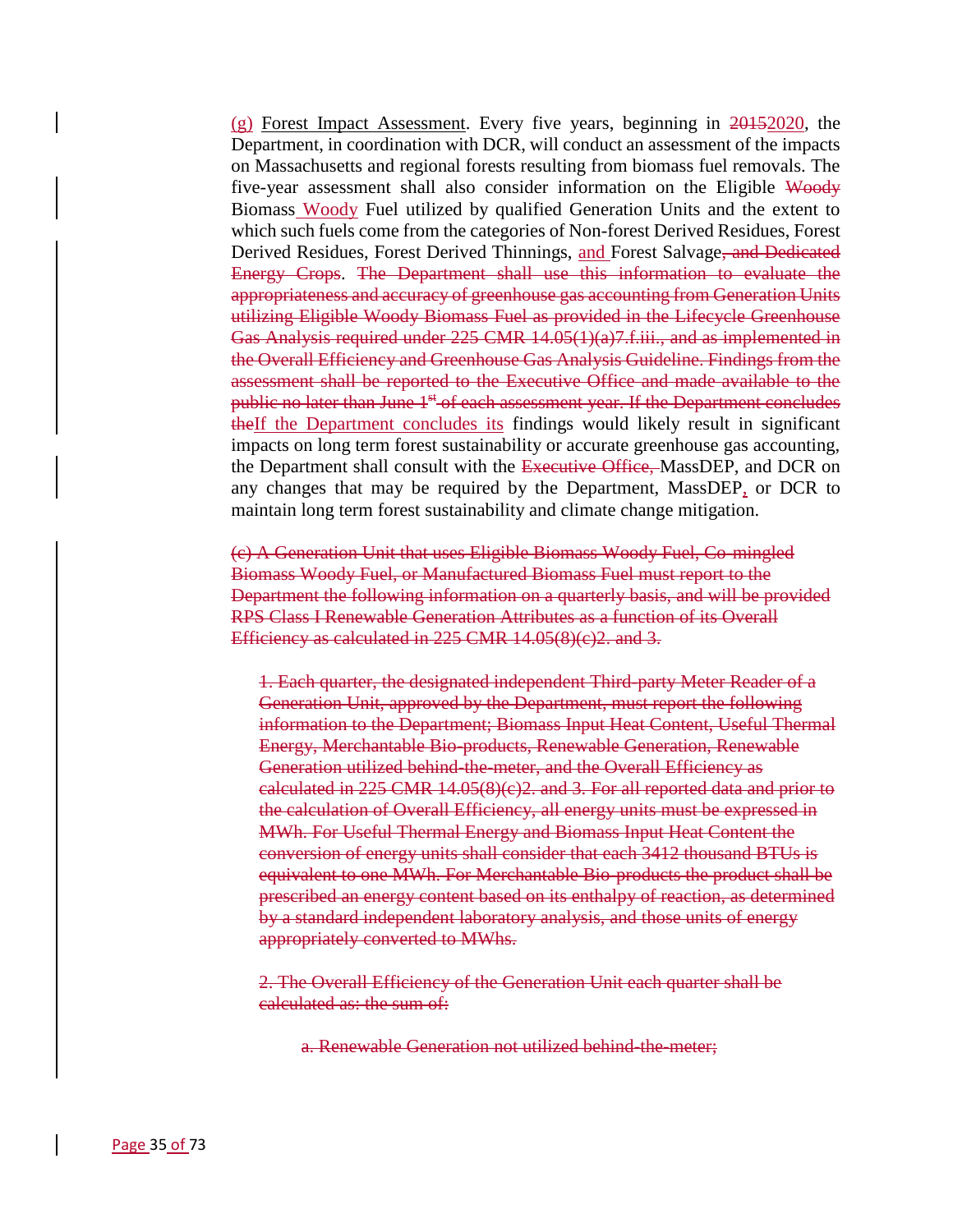(g) Forest Impact Assessment. Every five years, beginning in ~~2015~~2020, the Department, in coordination with DCR, will conduct an assessment of the impacts on Massachusetts and regional forests resulting from biomass fuel removals. The five-year assessment shall also consider information on the Eligible ~~Woody~~ Biomass Woody Fuel utilized by qualified Generation Units and the extent to which such fuels come from the categories of Non-forest Derived Residues, Forest Derived Residues, Forest Derived Thinnings, and Forest Salvage~~, and Dedicated Energy Crops~~. ~~The Department shall use this information to evaluate the appropriateness and accuracy of greenhouse gas accounting from Generation Units utilizing Eligible Woody Biomass Fuel as provided in the Lifecycle Greenhouse Gas Analysis required under 225 CMR 14.05(1)(a)7.f.iii., and as implemented in the Overall Efficiency and Greenhouse Gas Analysis Guideline. Findings from the assessment shall be reported to the Executive Office and made available to the public no later than June 1st of each assessment year. If the Department concludes the~~If the Department concludes its findings would likely result in significant impacts on long term forest sustainability or accurate greenhouse gas accounting, the Department shall consult with the ~~Executive Office,~~ MassDEP, and DCR on any changes that may be required by the Department, MassDEP, or DCR to maintain long term forest sustainability and climate change mitigation.

~~(c) A Generation Unit that uses Eligible Biomass Woody Fuel, Co-mingled Biomass Woody Fuel, or Manufactured Biomass Fuel must report to the Department the following information on a quarterly basis, and will be provided RPS Class I Renewable Generation Attributes as a function of its Overall Efficiency as calculated in 225 CMR 14.05(8)(c)2. and 3.~~

~~1. Each quarter, the designated independent Third-party Meter Reader of a Generation Unit, approved by the Department, must report the following information to the Department; Biomass Input Heat Content, Useful Thermal Energy, Merchantable Bio-products, Renewable Generation, Renewable Generation utilized behind-the-meter, and the Overall Efficiency as calculated in 225 CMR 14.05(8)(c)2. and 3. For all reported data and prior to the calculation of Overall Efficiency, all energy units must be expressed in MWh. For Useful Thermal Energy and Biomass Input Heat Content the conversion of energy units shall consider that each 3412 thousand BTUs is equivalent to one MWh. For Merchantable Bio-products the product shall be prescribed an energy content based on its enthalpy of reaction, as determined by a standard independent laboratory analysis, and those units of energy appropriately converted to MWhs.~~

~~2. The Overall Efficiency of the Generation Unit each quarter shall be calculated as: the sum of:~~

~~a. Renewable Generation not utilized behind-the-meter;~~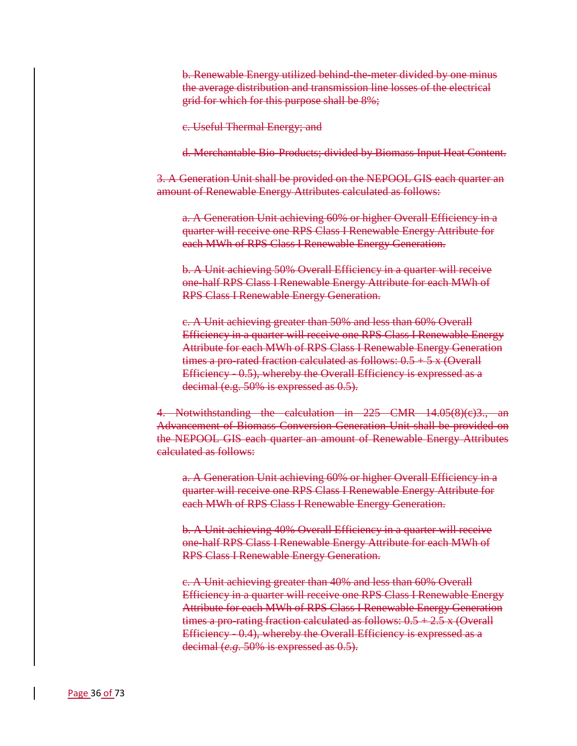~~b. Renewable Energy utilized behind-the-meter divided by one minus the average distribution and transmission line losses of the electrical grid for which for this purpose shall be 8%;~~

~~c. Useful Thermal Energy; and~~

~~d. Merchantable Bio-Products; divided by Biomass Input Heat Content.~~

~~3. A Generation Unit shall be provided on the NEPOOL GIS each quarter an amount of Renewable Energy Attributes calculated as follows:~~

~~a. A Generation Unit achieving 60% or higher Overall Efficiency in a quarter will receive one RPS Class I Renewable Energy Attribute for each MWh of RPS Class I Renewable Energy Generation.~~

~~b. A Unit achieving 50% Overall Efficiency in a quarter will receive one-half RPS Class I Renewable Energy Attribute for each MWh of RPS Class I Renewable Energy Generation.~~

~~c. A Unit achieving greater than 50% and less than 60% Overall Efficiency in a quarter will receive one RPS Class I Renewable Energy Attribute for each MWh of RPS Class I Renewable Energy Generation times a pro-rated fraction calculated as follows: 0.5 + 5 x (Overall Efficiency - 0.5), whereby the Overall Efficiency is expressed as a decimal (e.g. 50% is expressed as 0.5).~~

~~4. Notwithstanding the calculation in 225 CMR 14.05(8)(c)3., an Advancement of Biomass Conversion Generation Unit shall be provided on the NEPOOL GIS each quarter an amount of Renewable Energy Attributes calculated as follows:~~

~~a. A Generation Unit achieving 60% or higher Overall Efficiency in a quarter will receive one RPS Class I Renewable Energy Attribute for each MWh of RPS Class I Renewable Energy Generation.~~

~~b. A Unit achieving 40% Overall Efficiency in a quarter will receive one-half RPS Class I Renewable Energy Attribute for each MWh of RPS Class I Renewable Energy Generation.~~

~~c. A Unit achieving greater than 40% and less than 60% Overall Efficiency in a quarter will receive one RPS Class I Renewable Energy Attribute for each MWh of RPS Class I Renewable Energy Generation times a pro-rating fraction calculated as follows: 0.5 + 2.5 x (Overall Efficiency - 0.4), whereby the Overall Efficiency is expressed as a decimal (*e.g.* 50% is expressed as 0.5).~~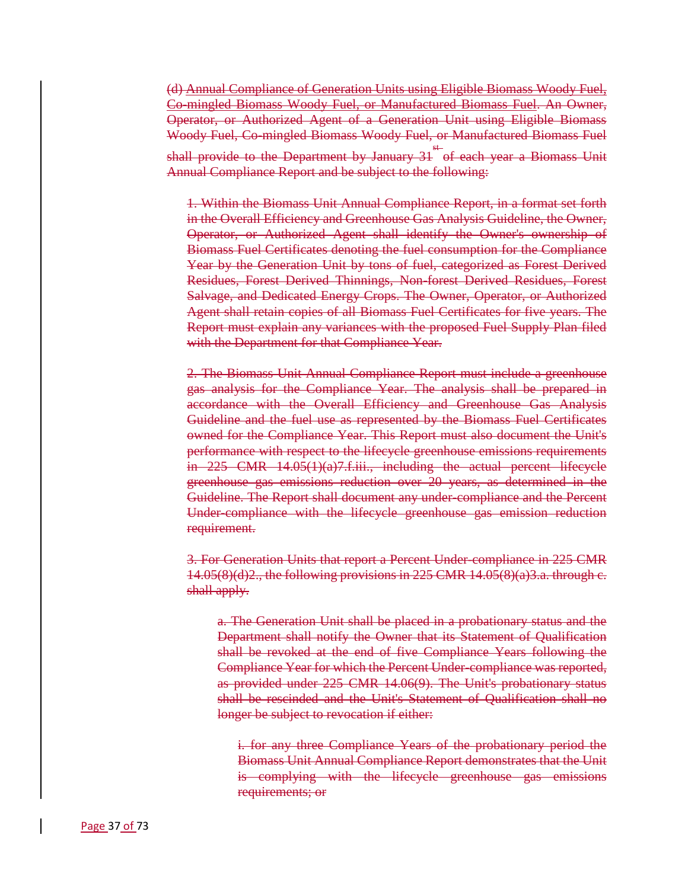~~(d) Annual Compliance of Generation Units using Eligible Biomass Woody Fuel, Co-mingled Biomass Woody Fuel, or Manufactured Biomass Fuel. An Owner, Operator, or Authorized Agent of a Generation Unit using Eligible Biomass Woody Fuel, Co-mingled Biomass Woody Fuel, or Manufactured Biomass Fuel shall provide to the Department by January 31st of each year a Biomass Unit Annual Compliance Report and be subject to the following:~~

~~1. Within the Biomass Unit Annual Compliance Report, in a format set forth in the Overall Efficiency and Greenhouse Gas Analysis Guideline, the Owner, Operator, or Authorized Agent shall identify the Owner's ownership of Biomass Fuel Certificates denoting the fuel consumption for the Compliance Year by the Generation Unit by tons of fuel, categorized as Forest Derived Residues, Forest Derived Thinnings, Non-forest Derived Residues, Forest Salvage, and Dedicated Energy Crops. The Owner, Operator, or Authorized Agent shall retain copies of all Biomass Fuel Certificates for five years. The Report must explain any variances with the proposed Fuel Supply Plan filed with the Department for that Compliance Year.~~

~~2. The Biomass Unit Annual Compliance Report must include a greenhouse gas analysis for the Compliance Year. The analysis shall be prepared in accordance with the Overall Efficiency and Greenhouse Gas Analysis Guideline and the fuel use as represented by the Biomass Fuel Certificates owned for the Compliance Year. This Report must also document the Unit's performance with respect to the lifecycle greenhouse emissions requirements in 225 CMR 14.05(1)(a)7.f.iii., including the actual percent lifecycle greenhouse gas emissions reduction over 20 years, as determined in the Guideline. The Report shall document any under-compliance and the Percent Under-compliance with the lifecycle greenhouse gas emission reduction requirement.~~

~~3. For Generation Units that report a Percent Under-compliance in 225 CMR 14.05(8)(d)2., the following provisions in 225 CMR 14.05(8)(a)3.a. through c. shall apply.~~

~~a. The Generation Unit shall be placed in a probationary status and the Department shall notify the Owner that its Statement of Qualification shall be revoked at the end of five Compliance Years following the Compliance Year for which the Percent Under-compliance was reported, as provided under 225 CMR 14.06(9). The Unit's probationary status shall be rescinded and the Unit's Statement of Qualification shall no longer be subject to revocation if either:~~

~~i. for any three Compliance Years of the probationary period the Biomass Unit Annual Compliance Report demonstrates that the Unit is complying with the lifecycle greenhouse gas emissions requirements; or~~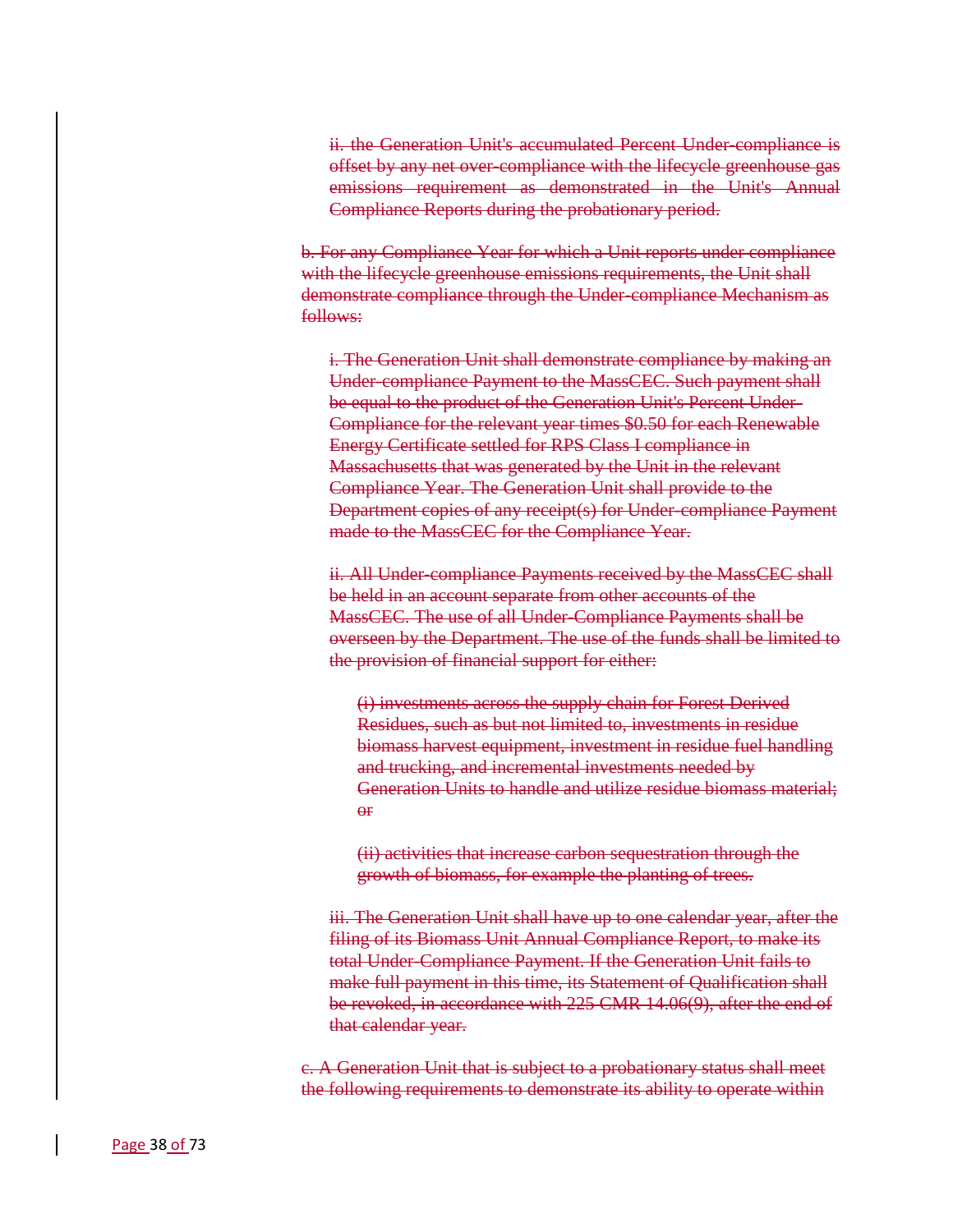~~ii. the Generation Unit's accumulated Percent Under-compliance is offset by any net over-compliance with the lifecycle greenhouse gas emissions requirement as demonstrated in the Unit's Annual Compliance Reports during the probationary period.~~

~~b. For any Compliance Year for which a Unit reports under compliance with the lifecycle greenhouse emissions requirements, the Unit shall demonstrate compliance through the Under-compliance Mechanism as follows:~~

~~i. The Generation Unit shall demonstrate compliance by making an Under-compliance Payment to the MassCEC. Such payment shall be equal to the product of the Generation Unit's Percent Under-Compliance for the relevant year times $0.50 for each Renewable Energy Certificate settled for RPS Class I compliance in Massachusetts that was generated by the Unit in the relevant Compliance Year. The Generation Unit shall provide to the Department copies of any receipt(s) for Under-compliance Payment made to the MassCEC for the Compliance Year.~~

~~ii. All Under-compliance Payments received by the MassCEC shall be held in an account separate from other accounts of the MassCEC. The use of all Under-Compliance Payments shall be overseen by the Department. The use of the funds shall be limited to the provision of financial support for either:~~

~~(i) investments across the supply chain for Forest Derived Residues, such as but not limited to, investments in residue biomass harvest equipment, investment in residue fuel handling and trucking, and incremental investments needed by Generation Units to handle and utilize residue biomass material; or~~

~~(ii) activities that increase carbon sequestration through the growth of biomass, for example the planting of trees.~~

~~iii. The Generation Unit shall have up to one calendar year, after the filing of its Biomass Unit Annual Compliance Report, to make its total Under-Compliance Payment. If the Generation Unit fails to make full payment in this time, its Statement of Qualification shall be revoked, in accordance with 225 CMR 14.06(9), after the end of that calendar year.~~

~~c. A Generation Unit that is subject to a probationary status shall meet the following requirements to demonstrate its ability to operate within~~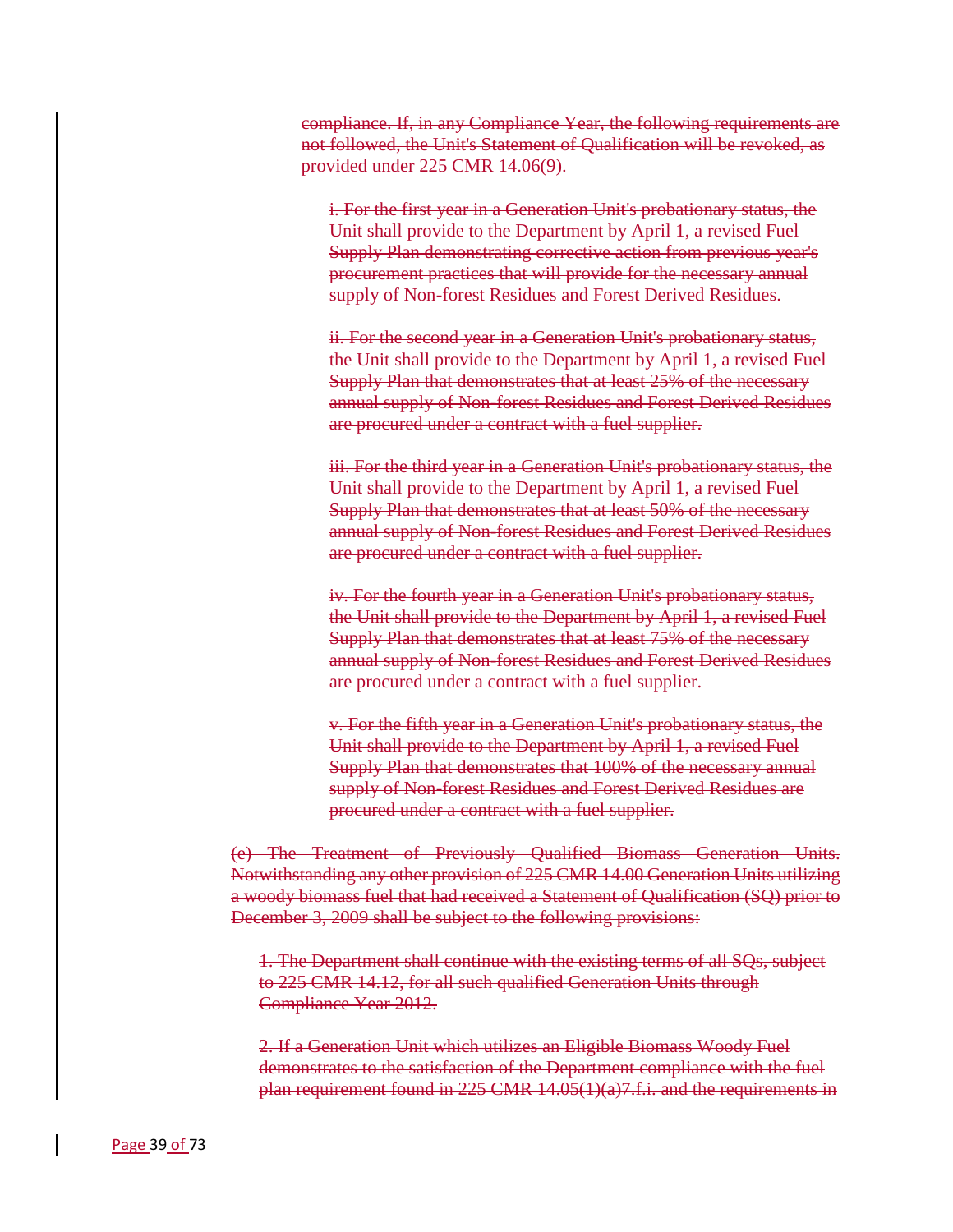~~compliance. If, in any Compliance Year, the following requirements are not followed, the Unit's Statement of Qualification will be revoked, as provided under 225 CMR 14.06(9).~~

~~i. For the first year in a Generation Unit's probationary status, the Unit shall provide to the Department by April 1, a revised Fuel Supply Plan demonstrating corrective action from previous year's procurement practices that will provide for the necessary annual supply of Non-forest Residues and Forest Derived Residues.~~

~~ii. For the second year in a Generation Unit's probationary status, the Unit shall provide to the Department by April 1, a revised Fuel Supply Plan that demonstrates that at least 25% of the necessary annual supply of Non-forest Residues and Forest Derived Residues are procured under a contract with a fuel supplier.~~

~~iii. For the third year in a Generation Unit's probationary status, the Unit shall provide to the Department by April 1, a revised Fuel Supply Plan that demonstrates that at least 50% of the necessary annual supply of Non-forest Residues and Forest Derived Residues are procured under a contract with a fuel supplier.~~

~~iv. For the fourth year in a Generation Unit's probationary status, the Unit shall provide to the Department by April 1, a revised Fuel Supply Plan that demonstrates that at least 75% of the necessary annual supply of Non-forest Residues and Forest Derived Residues are procured under a contract with a fuel supplier.~~

~~v. For the fifth year in a Generation Unit's probationary status, the Unit shall provide to the Department by April 1, a revised Fuel Supply Plan that demonstrates that 100% of the necessary annual supply of Non-forest Residues and Forest Derived Residues are procured under a contract with a fuel supplier.~~

~~(e) The Treatment of Previously Qualified Biomass Generation Units. Notwithstanding any other provision of 225 CMR 14.00 Generation Units utilizing a woody biomass fuel that had received a Statement of Qualification (SQ) prior to December 3, 2009 shall be subject to the following provisions:~~

~~1. The Department shall continue with the existing terms of all SQs, subject to 225 CMR 14.12, for all such qualified Generation Units through Compliance Year 2012.~~

~~2. If a Generation Unit which utilizes an Eligible Biomass Woody Fuel demonstrates to the satisfaction of the Department compliance with the fuel plan requirement found in 225 CMR 14.05(1)(a)7.f.i. and the requirements in~~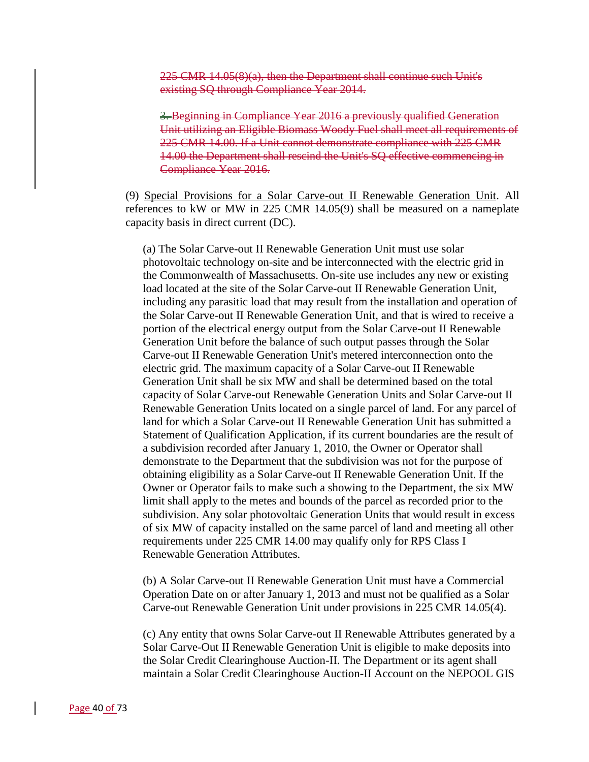~~225 CMR 14.05(8)(a), then the Department shall continue such Unit's existing SQ through Compliance Year 2014.~~

~~3. Beginning in Compliance Year 2016 a previously qualified Generation Unit utilizing an Eligible Biomass Woody Fuel shall meet all requirements of 225 CMR 14.00. If a Unit cannot demonstrate compliance with 225 CMR 14.00 the Department shall rescind the Unit's SQ effective commencing in Compliance Year 2016.~~

(9) Special Provisions for a Solar Carve-out II Renewable Generation Unit. All references to kW or MW in 225 CMR 14.05(9) shall be measured on a nameplate capacity basis in direct current (DC).

(a) The Solar Carve-out II Renewable Generation Unit must use solar photovoltaic technology on-site and be interconnected with the electric grid in the Commonwealth of Massachusetts. On-site use includes any new or existing load located at the site of the Solar Carve-out II Renewable Generation Unit, including any parasitic load that may result from the installation and operation of the Solar Carve-out II Renewable Generation Unit, and that is wired to receive a portion of the electrical energy output from the Solar Carve-out II Renewable Generation Unit before the balance of such output passes through the Solar Carve-out II Renewable Generation Unit's metered interconnection onto the electric grid. The maximum capacity of a Solar Carve-out II Renewable Generation Unit shall be six MW and shall be determined based on the total capacity of Solar Carve-out Renewable Generation Units and Solar Carve-out II Renewable Generation Units located on a single parcel of land. For any parcel of land for which a Solar Carve-out II Renewable Generation Unit has submitted a Statement of Qualification Application, if its current boundaries are the result of a subdivision recorded after January 1, 2010, the Owner or Operator shall demonstrate to the Department that the subdivision was not for the purpose of obtaining eligibility as a Solar Carve-out II Renewable Generation Unit. If the Owner or Operator fails to make such a showing to the Department, the six MW limit shall apply to the metes and bounds of the parcel as recorded prior to the subdivision. Any solar photovoltaic Generation Units that would result in excess of six MW of capacity installed on the same parcel of land and meeting all other requirements under 225 CMR 14.00 may qualify only for RPS Class I Renewable Generation Attributes.

(b) A Solar Carve-out II Renewable Generation Unit must have a Commercial Operation Date on or after January 1, 2013 and must not be qualified as a Solar Carve-out Renewable Generation Unit under provisions in 225 CMR 14.05(4).

(c) Any entity that owns Solar Carve-out II Renewable Attributes generated by a Solar Carve-Out II Renewable Generation Unit is eligible to make deposits into the Solar Credit Clearinghouse Auction-II. The Department or its agent shall maintain a Solar Credit Clearinghouse Auction-II Account on the NEPOOL GIS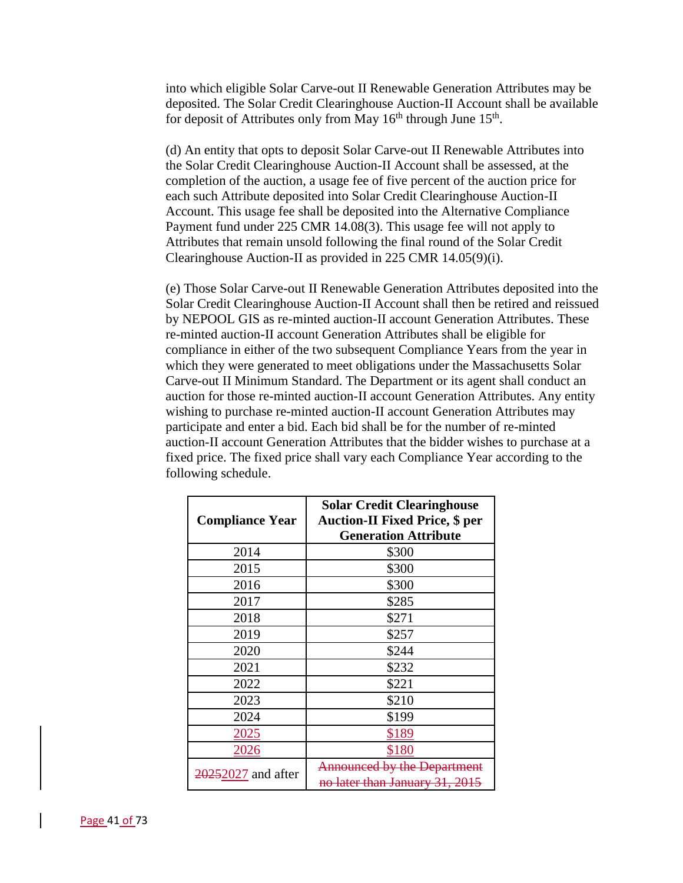into which eligible Solar Carve-out II Renewable Generation Attributes may be deposited. The Solar Credit Clearinghouse Auction-II Account shall be available for deposit of Attributes only from May 16th through June 15th.

(d) An entity that opts to deposit Solar Carve-out II Renewable Attributes into the Solar Credit Clearinghouse Auction-II Account shall be assessed, at the completion of the auction, a usage fee of five percent of the auction price for each such Attribute deposited into Solar Credit Clearinghouse Auction-II Account. This usage fee shall be deposited into the Alternative Compliance Payment fund under 225 CMR 14.08(3). This usage fee will not apply to Attributes that remain unsold following the final round of the Solar Credit Clearinghouse Auction-II as provided in 225 CMR 14.05(9)(i).

(e) Those Solar Carve-out II Renewable Generation Attributes deposited into the Solar Credit Clearinghouse Auction-II Account shall then be retired and reissued by NEPOOL GIS as re-minted auction-II account Generation Attributes. These re-minted auction-II account Generation Attributes shall be eligible for compliance in either of the two subsequent Compliance Years from the year in which they were generated to meet obligations under the Massachusetts Solar Carve-out II Minimum Standard. The Department or its agent shall conduct an auction for those re-minted auction-II account Generation Attributes. Any entity wishing to purchase re-minted auction-II account Generation Attributes may participate and enter a bid. Each bid shall be for the number of re-minted auction-II account Generation Attributes that the bidder wishes to purchase at a fixed price. The fixed price shall vary each Compliance Year according to the following schedule.

| Compliance Year | Solar Credit Clearinghouse Auction-II Fixed Price, $ per Generation Attribute |
|---|---|
| 2014 | $300 |
| 2015 | $300 |
| 2016 | $300 |
| 2017 | $285 |
| 2018 | $271 |
| 2019 | $257 |
| 2020 | $244 |
| 2021 | $232 |
| 2022 | $221 |
| 2023 | $210 |
| 2024 | $199 |
| 2025 | $189 |
| 2026 | $180 |
| ~~2025~~2027 and after | ~~Announced by the Department no later than January 31, 2015~~ |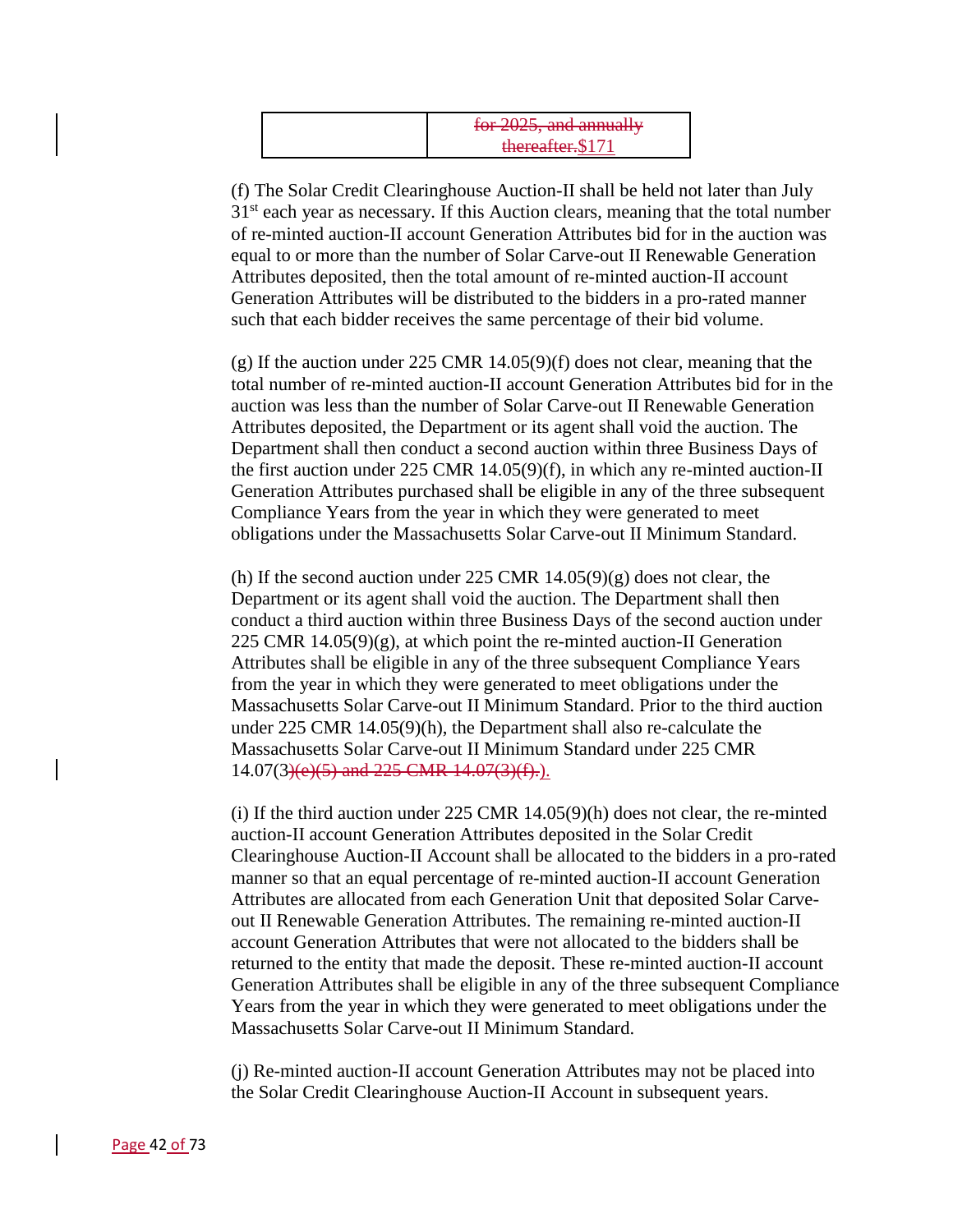| | ~~for 2025, and annually thereafter.~~$171 |
|---|---|

(f) The Solar Credit Clearinghouse Auction-II shall be held not later than July 31st each year as necessary. If this Auction clears, meaning that the total number of re-minted auction-II account Generation Attributes bid for in the auction was equal to or more than the number of Solar Carve-out II Renewable Generation Attributes deposited, then the total amount of re-minted auction-II account Generation Attributes will be distributed to the bidders in a pro-rated manner such that each bidder receives the same percentage of their bid volume.

(g) If the auction under 225 CMR 14.05(9)(f) does not clear, meaning that the total number of re-minted auction-II account Generation Attributes bid for in the auction was less than the number of Solar Carve-out II Renewable Generation Attributes deposited, the Department or its agent shall void the auction. The Department shall then conduct a second auction within three Business Days of the first auction under 225 CMR 14.05(9)(f), in which any re-minted auction-II Generation Attributes purchased shall be eligible in any of the three subsequent Compliance Years from the year in which they were generated to meet obligations under the Massachusetts Solar Carve-out II Minimum Standard.

(h) If the second auction under 225 CMR 14.05(9)(g) does not clear, the Department or its agent shall void the auction. The Department shall then conduct a third auction within three Business Days of the second auction under 225 CMR 14.05(9)(g), at which point the re-minted auction-II Generation Attributes shall be eligible in any of the three subsequent Compliance Years from the year in which they were generated to meet obligations under the Massachusetts Solar Carve-out II Minimum Standard. Prior to the third auction under 225 CMR 14.05(9)(h), the Department shall also re-calculate the Massachusetts Solar Carve-out II Minimum Standard under 225 CMR 14.07(3~~)(e)(5) and 225 CMR 14.07(3)(f).~~).

(i) If the third auction under 225 CMR 14.05(9)(h) does not clear, the re-minted auction-II account Generation Attributes deposited in the Solar Credit Clearinghouse Auction-II Account shall be allocated to the bidders in a pro-rated manner so that an equal percentage of re-minted auction-II account Generation Attributes are allocated from each Generation Unit that deposited Solar Carve-out II Renewable Generation Attributes. The remaining re-minted auction-II account Generation Attributes that were not allocated to the bidders shall be returned to the entity that made the deposit. These re-minted auction-II account Generation Attributes shall be eligible in any of the three subsequent Compliance Years from the year in which they were generated to meet obligations under the Massachusetts Solar Carve-out II Minimum Standard.

(j) Re-minted auction-II account Generation Attributes may not be placed into the Solar Credit Clearinghouse Auction-II Account in subsequent years.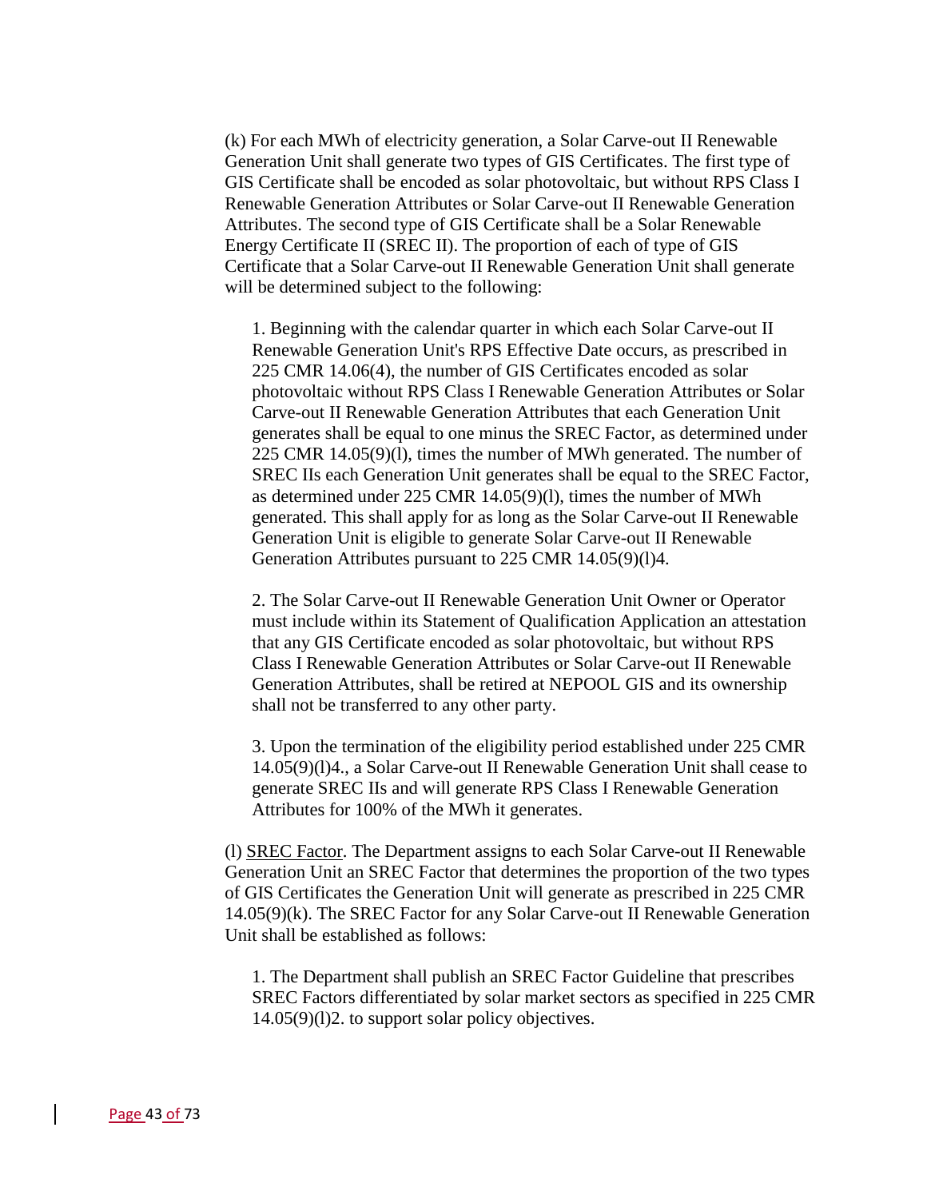(k) For each MWh of electricity generation, a Solar Carve-out II Renewable Generation Unit shall generate two types of GIS Certificates. The first type of GIS Certificate shall be encoded as solar photovoltaic, but without RPS Class I Renewable Generation Attributes or Solar Carve-out II Renewable Generation Attributes. The second type of GIS Certificate shall be a Solar Renewable Energy Certificate II (SREC II). The proportion of each of type of GIS Certificate that a Solar Carve-out II Renewable Generation Unit shall generate will be determined subject to the following:

1. Beginning with the calendar quarter in which each Solar Carve-out II Renewable Generation Unit's RPS Effective Date occurs, as prescribed in 225 CMR 14.06(4), the number of GIS Certificates encoded as solar photovoltaic without RPS Class I Renewable Generation Attributes or Solar Carve-out II Renewable Generation Attributes that each Generation Unit generates shall be equal to one minus the SREC Factor, as determined under 225 CMR 14.05(9)(l), times the number of MWh generated. The number of SREC IIs each Generation Unit generates shall be equal to the SREC Factor, as determined under 225 CMR 14.05(9)(l), times the number of MWh generated. This shall apply for as long as the Solar Carve-out II Renewable Generation Unit is eligible to generate Solar Carve-out II Renewable Generation Attributes pursuant to 225 CMR 14.05(9)(l)4.

2. The Solar Carve-out II Renewable Generation Unit Owner or Operator must include within its Statement of Qualification Application an attestation that any GIS Certificate encoded as solar photovoltaic, but without RPS Class I Renewable Generation Attributes or Solar Carve-out II Renewable Generation Attributes, shall be retired at NEPOOL GIS and its ownership shall not be transferred to any other party.

3. Upon the termination of the eligibility period established under 225 CMR 14.05(9)(l)4., a Solar Carve-out II Renewable Generation Unit shall cease to generate SREC IIs and will generate RPS Class I Renewable Generation Attributes for 100% of the MWh it generates.

(l) SREC Factor. The Department assigns to each Solar Carve-out II Renewable Generation Unit an SREC Factor that determines the proportion of the two types of GIS Certificates the Generation Unit will generate as prescribed in 225 CMR 14.05(9)(k). The SREC Factor for any Solar Carve-out II Renewable Generation Unit shall be established as follows:

1. The Department shall publish an SREC Factor Guideline that prescribes SREC Factors differentiated by solar market sectors as specified in 225 CMR 14.05(9)(l)2. to support solar policy objectives.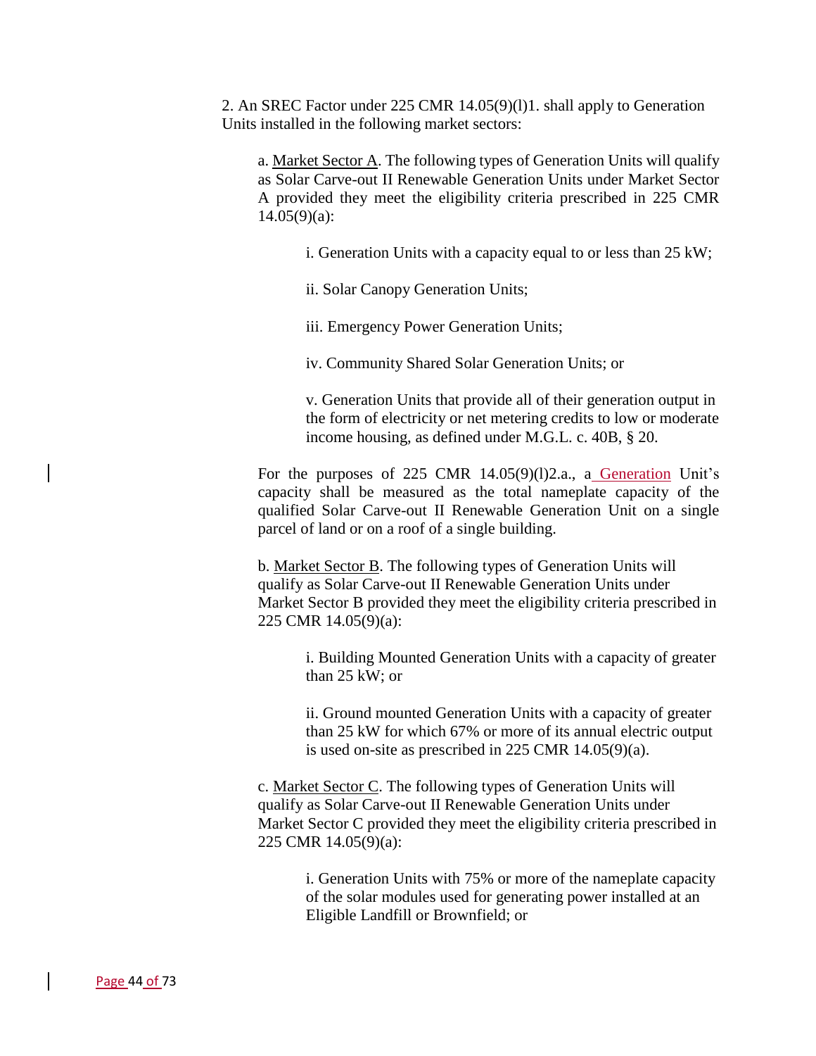2. An SREC Factor under 225 CMR 14.05(9)(l)1. shall apply to Generation Units installed in the following market sectors:

a. Market Sector A. The following types of Generation Units will qualify as Solar Carve-out II Renewable Generation Units under Market Sector A provided they meet the eligibility criteria prescribed in 225 CMR 14.05(9)(a):

i. Generation Units with a capacity equal to or less than 25 kW;

ii. Solar Canopy Generation Units;

iii. Emergency Power Generation Units;

iv. Community Shared Solar Generation Units; or

v. Generation Units that provide all of their generation output in the form of electricity or net metering credits to low or moderate income housing, as defined under M.G.L. c. 40B, § 20.

For the purposes of 225 CMR 14.05(9)(l)2.a., a Generation Unit's capacity shall be measured as the total nameplate capacity of the qualified Solar Carve-out II Renewable Generation Unit on a single parcel of land or on a roof of a single building.

b. Market Sector B. The following types of Generation Units will qualify as Solar Carve-out II Renewable Generation Units under Market Sector B provided they meet the eligibility criteria prescribed in 225 CMR 14.05(9)(a):

i. Building Mounted Generation Units with a capacity of greater than 25 kW; or

ii. Ground mounted Generation Units with a capacity of greater than 25 kW for which 67% or more of its annual electric output is used on-site as prescribed in 225 CMR 14.05(9)(a).

c. Market Sector C. The following types of Generation Units will qualify as Solar Carve-out II Renewable Generation Units under Market Sector C provided they meet the eligibility criteria prescribed in 225 CMR 14.05(9)(a):

i. Generation Units with 75% or more of the nameplate capacity of the solar modules used for generating power installed at an Eligible Landfill or Brownfield; or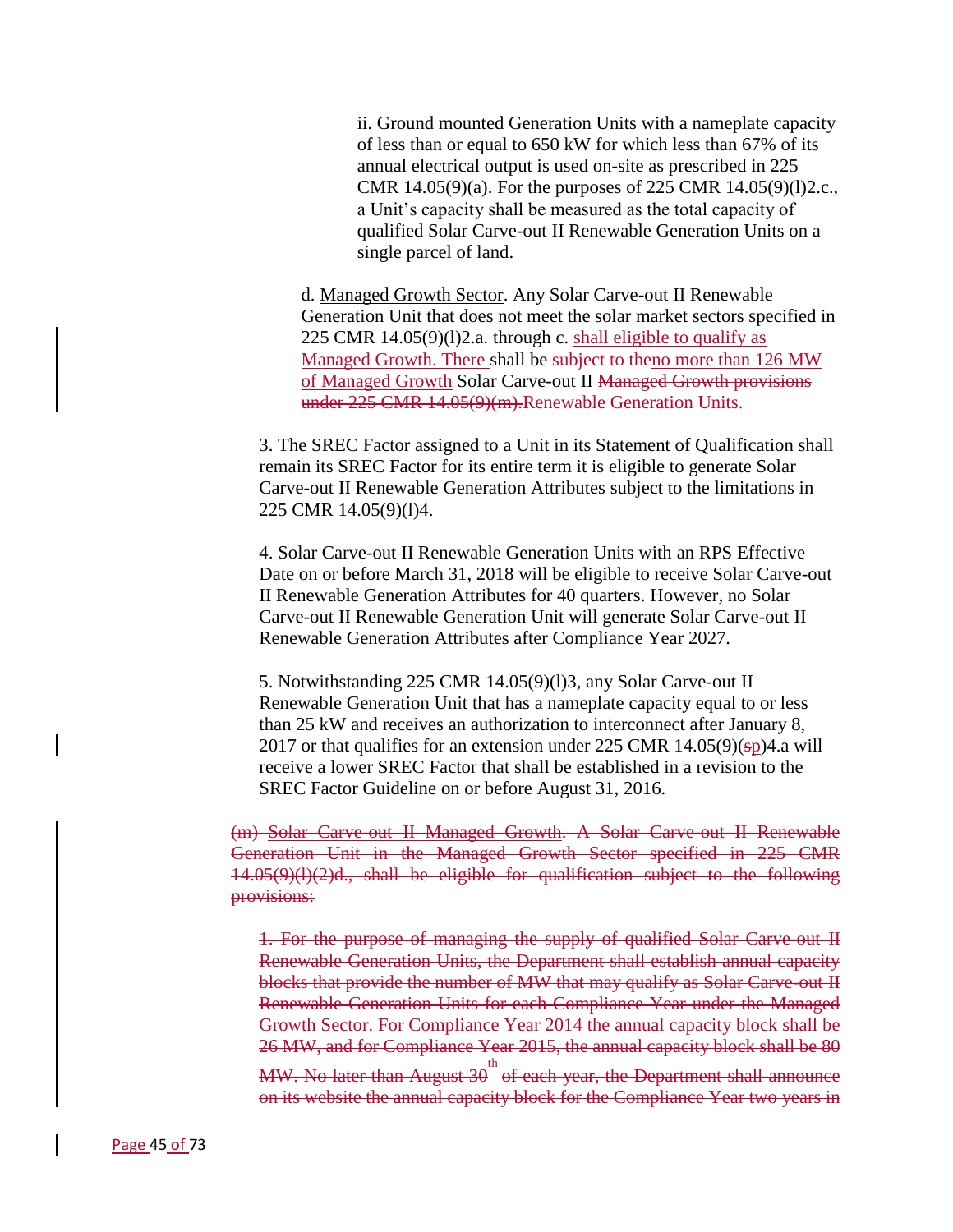ii. Ground mounted Generation Units with a nameplate capacity of less than or equal to 650 kW for which less than 67% of its annual electrical output is used on-site as prescribed in 225 CMR 14.05(9)(a). For the purposes of 225 CMR 14.05(9)(l)2.c., a Unit's capacity shall be measured as the total capacity of qualified Solar Carve-out II Renewable Generation Units on a single parcel of land.

d. Managed Growth Sector. Any Solar Carve-out II Renewable Generation Unit that does not meet the solar market sectors specified in 225 CMR 14.05(9)(l)2.a. through c. shall eligible to qualify as Managed Growth. There shall be ~~subject to the~~no more than 126 MW of Managed Growth Solar Carve-out II ~~Managed Growth provisions under 225 CMR 14.05(9)(m).~~Renewable Generation Units.

3. The SREC Factor assigned to a Unit in its Statement of Qualification shall remain its SREC Factor for its entire term it is eligible to generate Solar Carve-out II Renewable Generation Attributes subject to the limitations in 225 CMR 14.05(9)(l)4.

4. Solar Carve-out II Renewable Generation Units with an RPS Effective Date on or before March 31, 2018 will be eligible to receive Solar Carve-out II Renewable Generation Attributes for 40 quarters. However, no Solar Carve-out II Renewable Generation Unit will generate Solar Carve-out II Renewable Generation Attributes after Compliance Year 2027.

5. Notwithstanding 225 CMR 14.05(9)(l)3, any Solar Carve-out II Renewable Generation Unit that has a nameplate capacity equal to or less than 25 kW and receives an authorization to interconnect after January 8, 2017 or that qualifies for an extension under 225 CMR 14.05(9)(~~s~~p)4.a will receive a lower SREC Factor that shall be established in a revision to the SREC Factor Guideline on or before August 31, 2016.

~~(m) Solar Carve-out II Managed Growth. A Solar Carve-out II Renewable Generation Unit in the Managed Growth Sector specified in 225 CMR 14.05(9)(l)(2)d., shall be eligible for qualification subject to the following provisions:~~

~~1. For the purpose of managing the supply of qualified Solar Carve-out II Renewable Generation Units, the Department shall establish annual capacity blocks that provide the number of MW that may qualify as Solar Carve-out II Renewable Generation Units for each Compliance Year under the Managed Growth Sector. For Compliance Year 2014 the annual capacity block shall be 26 MW, and for Compliance Year 2015, the annual capacity block shall be 80 MW. No later than August 30th of each year, the Department shall announce on its website the annual capacity block for the Compliance Year two years in~~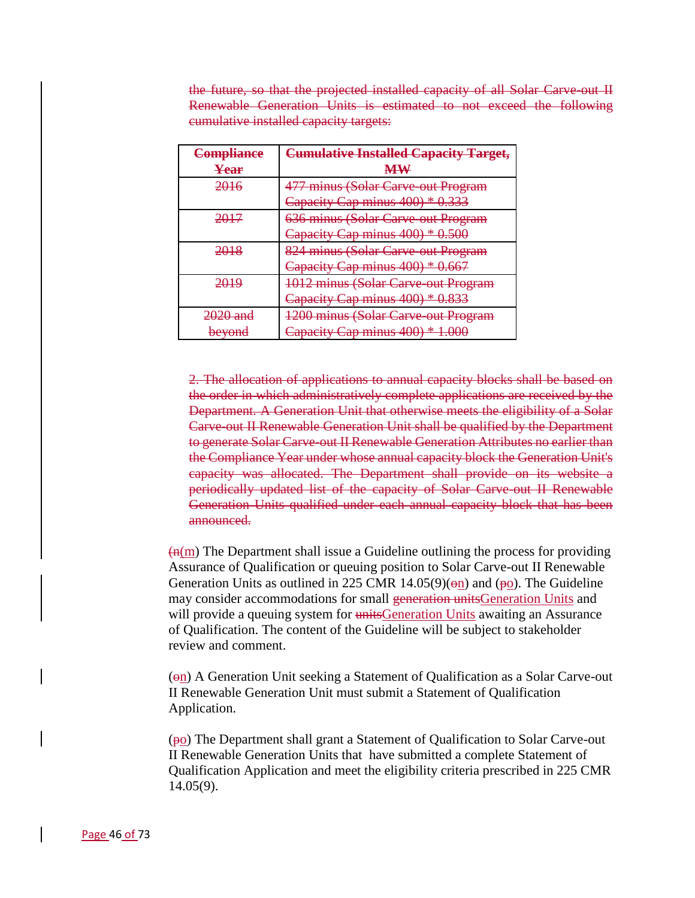~~the future, so that the projected installed capacity of all Solar Carve-out II Renewable Generation Units is estimated to not exceed the following cumulative installed capacity targets:~~

| ~~Compliance Year~~ | ~~Cumulative Installed Capacity Target, MW~~ |
|---|---|
| ~~2016~~ | ~~477 minus (Solar Carve-out Program Capacity Cap minus 400) * 0.333~~ |
| ~~2017~~ | ~~636 minus (Solar Carve-out Program Capacity Cap minus 400) * 0.500~~ |
| ~~2018~~ | ~~824 minus (Solar Carve-out Program Capacity Cap minus 400) * 0.667~~ |
| ~~2019~~ | ~~1012 minus (Solar Carve-out Program Capacity Cap minus 400) * 0.833~~ |
| ~~2020 and beyond~~ | ~~1200 minus (Solar Carve-out Program Capacity Cap minus 400) * 1.000~~ |

~~2. The allocation of applications to annual capacity blocks shall be based on the order in which administratively complete applications are received by the Department. A Generation Unit that otherwise meets the eligibility of a Solar Carve-out II Renewable Generation Unit shall be qualified by the Department to generate Solar Carve-out II Renewable Generation Attributes no earlier than the Compliance Year under whose annual capacity block the Generation Unit's capacity was allocated. The Department shall provide on its website a periodically updated list of the capacity of Solar Carve-out II Renewable Generation Units qualified under each annual capacity block that has been announced.~~

(~~n~~(m) The Department shall issue a Guideline outlining the process for providing Assurance of Qualification or queuing position to Solar Carve-out II Renewable Generation Units as outlined in 225 CMR 14.05(9)(~~o~~n) and (~~p~~o). The Guideline may consider accommodations for small ~~generation units~~Generation Units and will provide a queuing system for ~~units~~Generation Units awaiting an Assurance of Qualification. The content of the Guideline will be subject to stakeholder review and comment.

(~~o~~n) A Generation Unit seeking a Statement of Qualification as a Solar Carve-out II Renewable Generation Unit must submit a Statement of Qualification Application.

(~~p~~o) The Department shall grant a Statement of Qualification to Solar Carve-out II Renewable Generation Units that have submitted a complete Statement of Qualification Application and meet the eligibility criteria prescribed in 225 CMR 14.05(9).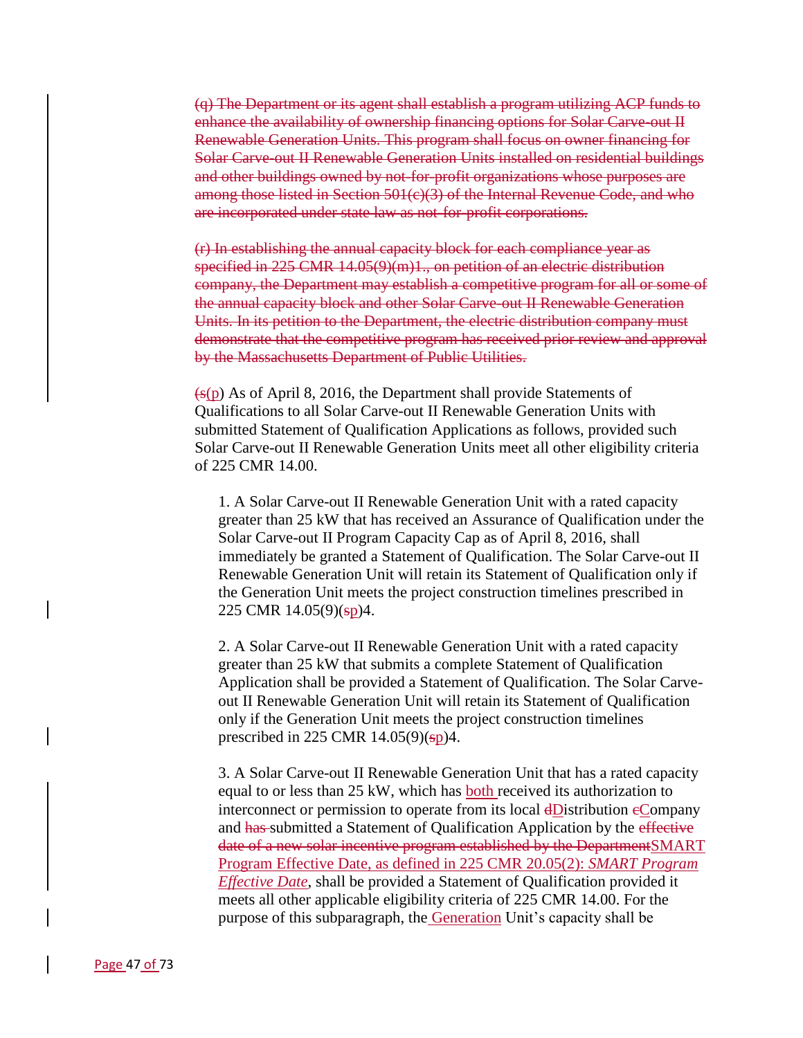~~(q) The Department or its agent shall establish a program utilizing ACP funds to enhance the availability of ownership financing options for Solar Carve-out II Renewable Generation Units. This program shall focus on owner financing for Solar Carve-out II Renewable Generation Units installed on residential buildings and other buildings owned by not-for-profit organizations whose purposes are among those listed in Section 501(c)(3) of the Internal Revenue Code, and who are incorporated under state law as not-for-profit corporations.~~

~~(r) In establishing the annual capacity block for each compliance year as specified in 225 CMR 14.05(9)(m)1., on petition of an electric distribution company, the Department may establish a competitive program for all or some of the annual capacity block and other Solar Carve-out II Renewable Generation Units. In its petition to the Department, the electric distribution company must demonstrate that the competitive program has received prior review and approval by the Massachusetts Department of Public Utilities.~~

(~~s~~p) As of April 8, 2016, the Department shall provide Statements of Qualifications to all Solar Carve-out II Renewable Generation Units with submitted Statement of Qualification Applications as follows, provided such Solar Carve-out II Renewable Generation Units meet all other eligibility criteria of 225 CMR 14.00.

1. A Solar Carve-out II Renewable Generation Unit with a rated capacity greater than 25 kW that has received an Assurance of Qualification under the Solar Carve-out II Program Capacity Cap as of April 8, 2016, shall immediately be granted a Statement of Qualification. The Solar Carve-out II Renewable Generation Unit will retain its Statement of Qualification only if the Generation Unit meets the project construction timelines prescribed in 225 CMR 14.05(9)(~~s~~p)4.

2. A Solar Carve-out II Renewable Generation Unit with a rated capacity greater than 25 kW that submits a complete Statement of Qualification Application shall be provided a Statement of Qualification. The Solar Carve-out II Renewable Generation Unit will retain its Statement of Qualification only if the Generation Unit meets the project construction timelines prescribed in 225 CMR 14.05(9)(~~s~~p)4.

3. A Solar Carve-out II Renewable Generation Unit that has a rated capacity equal to or less than 25 kW, which has both received its authorization to interconnect or permission to operate from its local ~~d~~Distribution ~~c~~Company and ~~has~~ submitted a Statement of Qualification Application by the ~~effective date of a new solar incentive program established by the Department~~SMART Program Effective Date, as defined in 225 CMR 20.05(2): *SMART Program Effective Date*, shall be provided a Statement of Qualification provided it meets all other applicable eligibility criteria of 225 CMR 14.00. For the purpose of this subparagraph, the Generation Unit's capacity shall be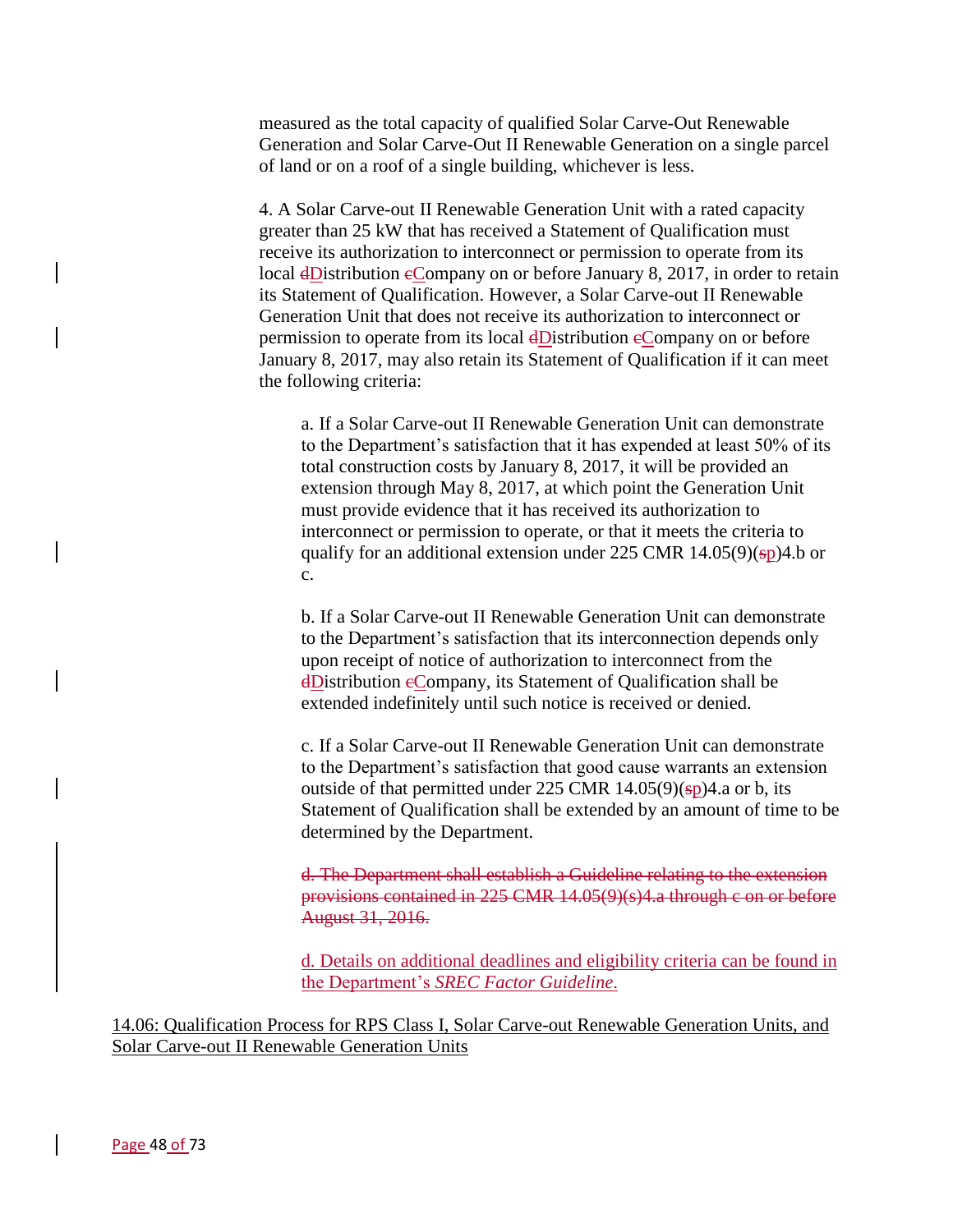measured as the total capacity of qualified Solar Carve-Out Renewable Generation and Solar Carve-Out II Renewable Generation on a single parcel of land or on a roof of a single building, whichever is less.

4. A Solar Carve-out II Renewable Generation Unit with a rated capacity greater than 25 kW that has received a Statement of Qualification must receive its authorization to interconnect or permission to operate from its local ~~d~~Distribution ~~c~~Company on or before January 8, 2017, in order to retain its Statement of Qualification. However, a Solar Carve-out II Renewable Generation Unit that does not receive its authorization to interconnect or permission to operate from its local ~~d~~Distribution ~~c~~Company on or before January 8, 2017, may also retain its Statement of Qualification if it can meet the following criteria:

a. If a Solar Carve-out II Renewable Generation Unit can demonstrate to the Department's satisfaction that it has expended at least 50% of its total construction costs by January 8, 2017, it will be provided an extension through May 8, 2017, at which point the Generation Unit must provide evidence that it has received its authorization to interconnect or permission to operate, or that it meets the criteria to qualify for an additional extension under 225 CMR 14.05(9)(~~s~~p)4.b or c.

b. If a Solar Carve-out II Renewable Generation Unit can demonstrate to the Department's satisfaction that its interconnection depends only upon receipt of notice of authorization to interconnect from the ~~d~~Distribution ~~c~~Company, its Statement of Qualification shall be extended indefinitely until such notice is received or denied.

c. If a Solar Carve-out II Renewable Generation Unit can demonstrate to the Department's satisfaction that good cause warrants an extension outside of that permitted under 225 CMR 14.05(9)(~~s~~p)4.a or b, its Statement of Qualification shall be extended by an amount of time to be determined by the Department.

~~d. The Department shall establish a Guideline relating to the extension provisions contained in 225 CMR 14.05(9)(s)4.a through c on or before August 31, 2016.~~

d. Details on additional deadlines and eligibility criteria can be found in the Department's *SREC Factor Guideline*.

14.06: Qualification Process for RPS Class I, Solar Carve-out Renewable Generation Units, and Solar Carve-out II Renewable Generation Units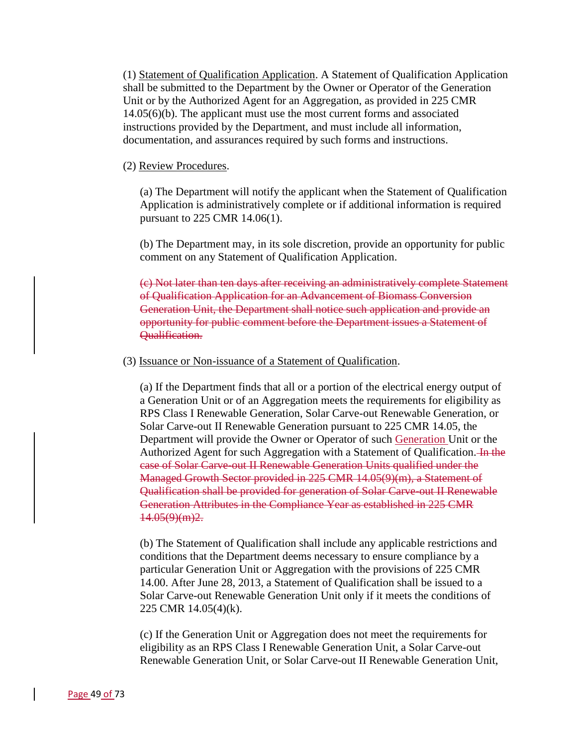(1) Statement of Qualification Application. A Statement of Qualification Application shall be submitted to the Department by the Owner or Operator of the Generation Unit or by the Authorized Agent for an Aggregation, as provided in 225 CMR 14.05(6)(b). The applicant must use the most current forms and associated instructions provided by the Department, and must include all information, documentation, and assurances required by such forms and instructions.

(2) Review Procedures.

(a) The Department will notify the applicant when the Statement of Qualification Application is administratively complete or if additional information is required pursuant to 225 CMR 14.06(1).

(b) The Department may, in its sole discretion, provide an opportunity for public comment on any Statement of Qualification Application.

~~(c) Not later than ten days after receiving an administratively complete Statement of Qualification Application for an Advancement of Biomass Conversion Generation Unit, the Department shall notice such application and provide an opportunity for public comment before the Department issues a Statement of Qualification.~~

(3) Issuance or Non-issuance of a Statement of Qualification.

(a) If the Department finds that all or a portion of the electrical energy output of a Generation Unit or of an Aggregation meets the requirements for eligibility as RPS Class I Renewable Generation, Solar Carve-out Renewable Generation, or Solar Carve-out II Renewable Generation pursuant to 225 CMR 14.05, the Department will provide the Owner or Operator of such Generation Unit or the Authorized Agent for such Aggregation with a Statement of Qualification. ~~In the case of Solar Carve-out II Renewable Generation Units qualified under the Managed Growth Sector provided in 225 CMR 14.05(9)(m), a Statement of Qualification shall be provided for generation of Solar Carve-out II Renewable Generation Attributes in the Compliance Year as established in 225 CMR 14.05(9)(m)2.~~

(b) The Statement of Qualification shall include any applicable restrictions and conditions that the Department deems necessary to ensure compliance by a particular Generation Unit or Aggregation with the provisions of 225 CMR 14.00. After June 28, 2013, a Statement of Qualification shall be issued to a Solar Carve-out Renewable Generation Unit only if it meets the conditions of 225 CMR 14.05(4)(k).

(c) If the Generation Unit or Aggregation does not meet the requirements for eligibility as an RPS Class I Renewable Generation Unit, a Solar Carve-out Renewable Generation Unit, or Solar Carve-out II Renewable Generation Unit,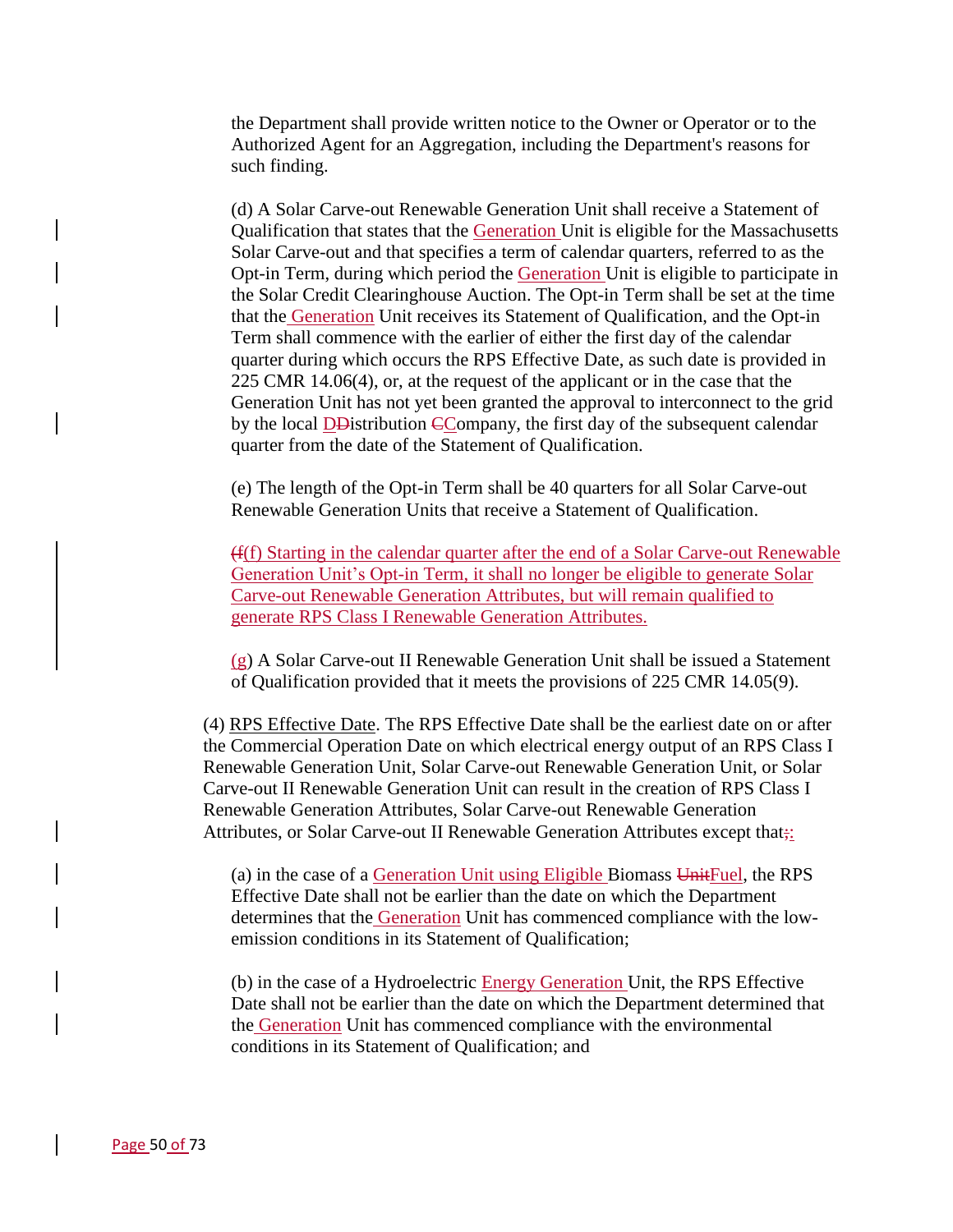the Department shall provide written notice to the Owner or Operator or to the Authorized Agent for an Aggregation, including the Department's reasons for such finding.

(d) A Solar Carve-out Renewable Generation Unit shall receive a Statement of Qualification that states that the Generation Unit is eligible for the Massachusetts Solar Carve-out and that specifies a term of calendar quarters, referred to as the Opt-in Term, during which period the Generation Unit is eligible to participate in the Solar Credit Clearinghouse Auction. The Opt-in Term shall be set at the time that the Generation Unit receives its Statement of Qualification, and the Opt-in Term shall commence with the earlier of either the first day of the calendar quarter during which occurs the RPS Effective Date, as such date is provided in 225 CMR 14.06(4), or, at the request of the applicant or in the case that the Generation Unit has not yet been granted the approval to interconnect to the grid by the local DDistribution CCompany, the first day of the subsequent calendar quarter from the date of the Statement of Qualification.

(e) The length of the Opt-in Term shall be 40 quarters for all Solar Carve-out Renewable Generation Units that receive a Statement of Qualification.

(f(f) Starting in the calendar quarter after the end of a Solar Carve-out Renewable Generation Unit's Opt-in Term, it shall no longer be eligible to generate Solar Carve-out Renewable Generation Attributes, but will remain qualified to generate RPS Class I Renewable Generation Attributes.

(g) A Solar Carve-out II Renewable Generation Unit shall be issued a Statement of Qualification provided that it meets the provisions of 225 CMR 14.05(9).

(4) RPS Effective Date. The RPS Effective Date shall be the earliest date on or after the Commercial Operation Date on which electrical energy output of an RPS Class I Renewable Generation Unit, Solar Carve-out Renewable Generation Unit, or Solar Carve-out II Renewable Generation Unit can result in the creation of RPS Class I Renewable Generation Attributes, Solar Carve-out Renewable Generation Attributes, or Solar Carve-out II Renewable Generation Attributes except that;:

(a) in the case of a Generation Unit using Eligible Biomass UnitFuel, the RPS Effective Date shall not be earlier than the date on which the Department determines that the Generation Unit has commenced compliance with the low-emission conditions in its Statement of Qualification;

(b) in the case of a Hydroelectric Energy Generation Unit, the RPS Effective Date shall not be earlier than the date on which the Department determined that the Generation Unit has commenced compliance with the environmental conditions in its Statement of Qualification; and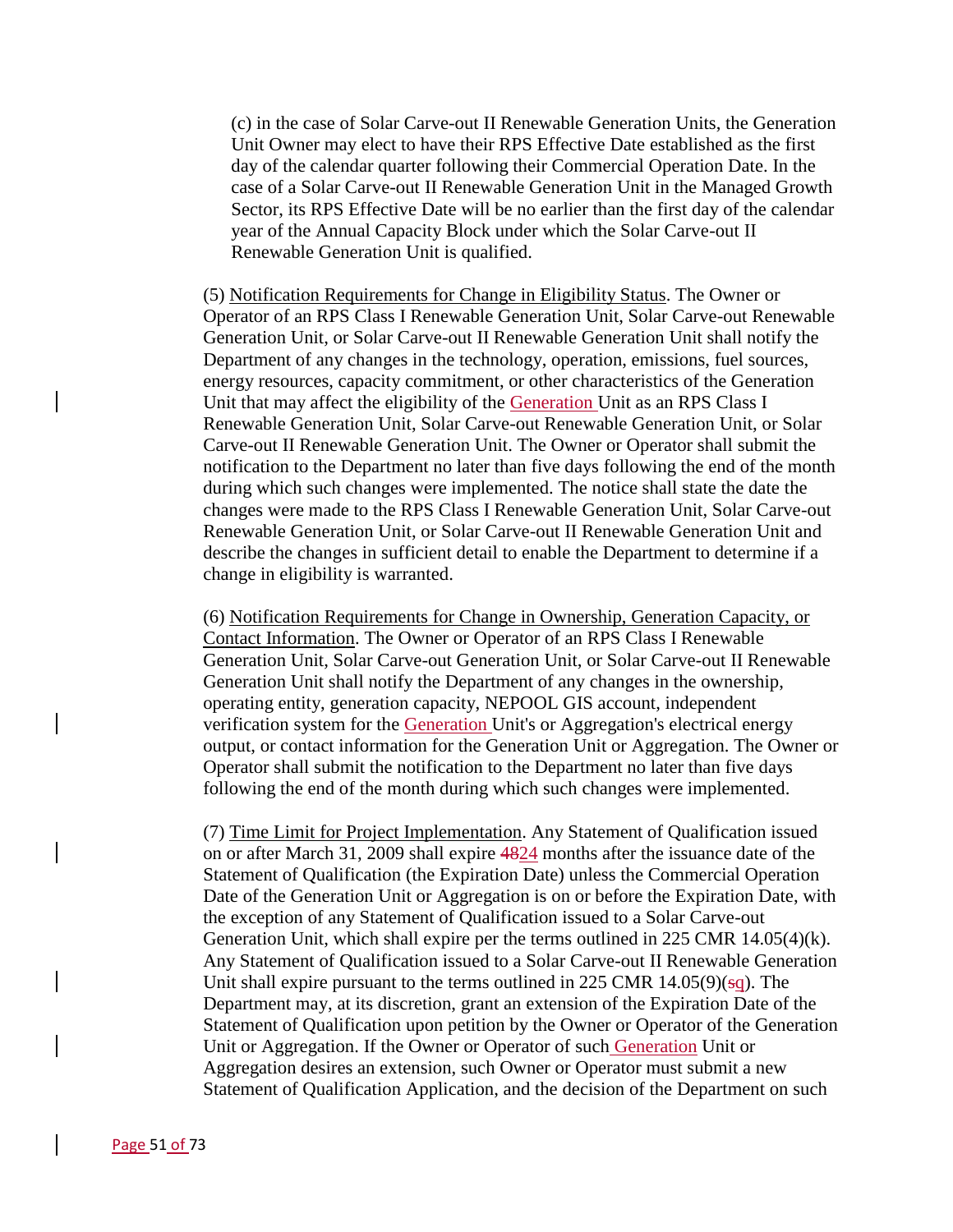(c) in the case of Solar Carve-out II Renewable Generation Units, the Generation Unit Owner may elect to have their RPS Effective Date established as the first day of the calendar quarter following their Commercial Operation Date. In the case of a Solar Carve-out II Renewable Generation Unit in the Managed Growth Sector, its RPS Effective Date will be no earlier than the first day of the calendar year of the Annual Capacity Block under which the Solar Carve-out II Renewable Generation Unit is qualified.

(5) Notification Requirements for Change in Eligibility Status. The Owner or Operator of an RPS Class I Renewable Generation Unit, Solar Carve-out Renewable Generation Unit, or Solar Carve-out II Renewable Generation Unit shall notify the Department of any changes in the technology, operation, emissions, fuel sources, energy resources, capacity commitment, or other characteristics of the Generation Unit that may affect the eligibility of the Generation Unit as an RPS Class I Renewable Generation Unit, Solar Carve-out Renewable Generation Unit, or Solar Carve-out II Renewable Generation Unit. The Owner or Operator shall submit the notification to the Department no later than five days following the end of the month during which such changes were implemented. The notice shall state the date the changes were made to the RPS Class I Renewable Generation Unit, Solar Carve-out Renewable Generation Unit, or Solar Carve-out II Renewable Generation Unit and describe the changes in sufficient detail to enable the Department to determine if a change in eligibility is warranted.

(6) Notification Requirements for Change in Ownership, Generation Capacity, or Contact Information. The Owner or Operator of an RPS Class I Renewable Generation Unit, Solar Carve-out Generation Unit, or Solar Carve-out II Renewable Generation Unit shall notify the Department of any changes in the ownership, operating entity, generation capacity, NEPOOL GIS account, independent verification system for the Generation Unit's or Aggregation's electrical energy output, or contact information for the Generation Unit or Aggregation. The Owner or Operator shall submit the notification to the Department no later than five days following the end of the month during which such changes were implemented.

(7) Time Limit for Project Implementation. Any Statement of Qualification issued on or after March 31, 2009 shall expire ~~48~~24 months after the issuance date of the Statement of Qualification (the Expiration Date) unless the Commercial Operation Date of the Generation Unit or Aggregation is on or before the Expiration Date, with the exception of any Statement of Qualification issued to a Solar Carve-out Generation Unit, which shall expire per the terms outlined in 225 CMR 14.05(4)(k). Any Statement of Qualification issued to a Solar Carve-out II Renewable Generation Unit shall expire pursuant to the terms outlined in 225 CMR 14.05(9)(~~s~~q). The Department may, at its discretion, grant an extension of the Expiration Date of the Statement of Qualification upon petition by the Owner or Operator of the Generation Unit or Aggregation. If the Owner or Operator of such Generation Unit or Aggregation desires an extension, such Owner or Operator must submit a new Statement of Qualification Application, and the decision of the Department on such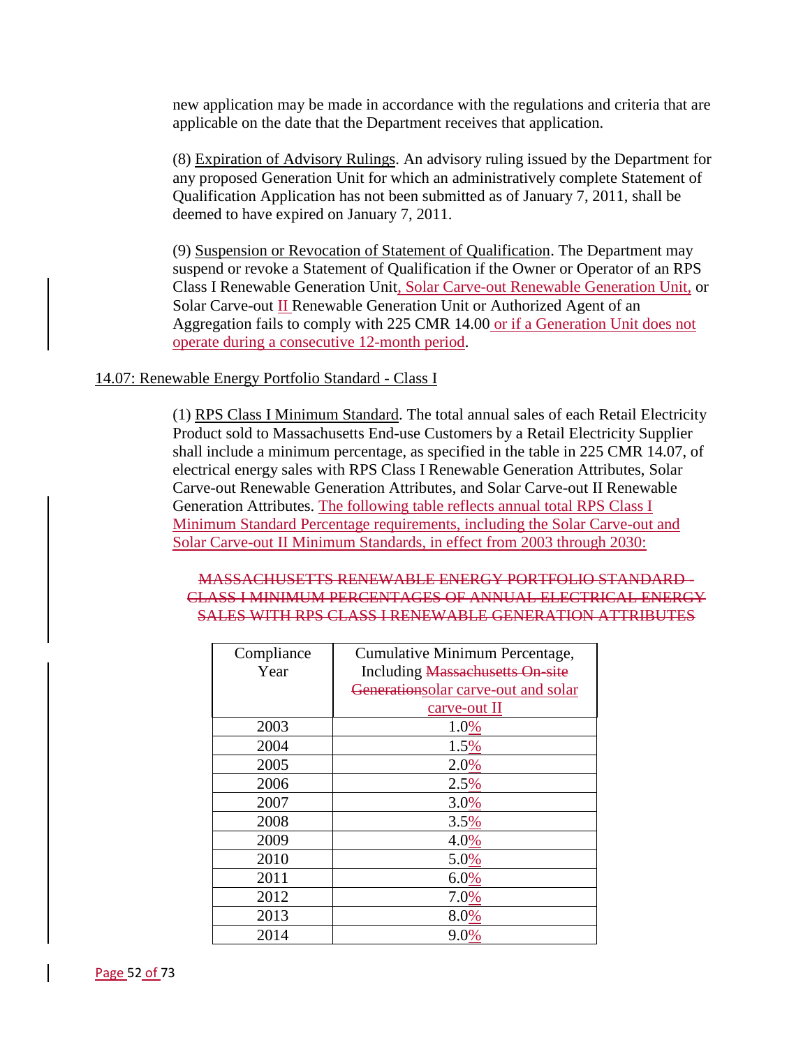new application may be made in accordance with the regulations and criteria that are applicable on the date that the Department receives that application.

(8) Expiration of Advisory Rulings. An advisory ruling issued by the Department for any proposed Generation Unit for which an administratively complete Statement of Qualification Application has not been submitted as of January 7, 2011, shall be deemed to have expired on January 7, 2011.

(9) Suspension or Revocation of Statement of Qualification. The Department may suspend or revoke a Statement of Qualification if the Owner or Operator of an RPS Class I Renewable Generation Unit, Solar Carve-out Renewable Generation Unit, or Solar Carve-out II Renewable Generation Unit or Authorized Agent of an Aggregation fails to comply with 225 CMR 14.00 or if a Generation Unit does not operate during a consecutive 12-month period.

14.07: Renewable Energy Portfolio Standard - Class I

(1) RPS Class I Minimum Standard. The total annual sales of each Retail Electricity Product sold to Massachusetts End-use Customers by a Retail Electricity Supplier shall include a minimum percentage, as specified in the table in 225 CMR 14.07, of electrical energy sales with RPS Class I Renewable Generation Attributes, Solar Carve-out Renewable Generation Attributes, and Solar Carve-out II Renewable Generation Attributes. The following table reflects annual total RPS Class I Minimum Standard Percentage requirements, including the Solar Carve-out and Solar Carve-out II Minimum Standards, in effect from 2003 through 2030:

~~MASSACHUSETTS RENEWABLE ENERGY PORTFOLIO STANDARD - CLASS I MINIMUM PERCENTAGES OF ANNUAL ELECTRICAL ENERGY SALES WITH RPS CLASS I RENEWABLE GENERATION ATTRIBUTES~~

| Compliance Year | Cumulative Minimum Percentage, Including ~~Massachusetts On-site Generation~~solar carve-out and solar carve-out II |
|---|---|
| 2003 | 1.0% |
| 2004 | 1.5% |
| 2005 | 2.0% |
| 2006 | 2.5% |
| 2007 | 3.0% |
| 2008 | 3.5% |
| 2009 | 4.0% |
| 2010 | 5.0% |
| 2011 | 6.0% |
| 2012 | 7.0% |
| 2013 | 8.0% |
| 2014 | 9.0% |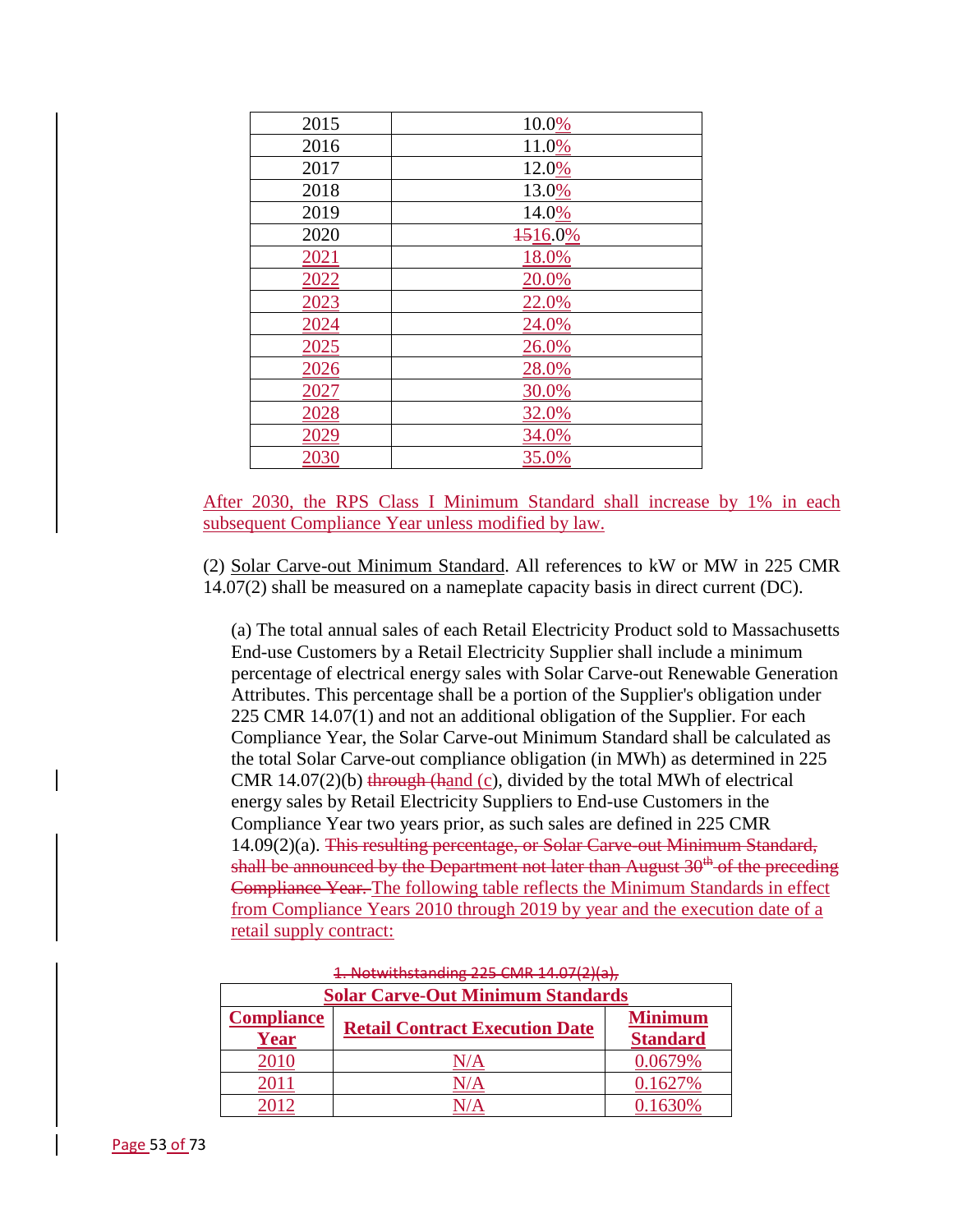| 2015 | 10.0% |
|---|---|
| 2016 | 11.0% |
| 2017 | 12.0% |
| 2018 | 13.0% |
| 2019 | 14.0% |
| 2020 | ~~15~~16.0% |
| 2021 | 18.0% |
| 2022 | 20.0% |
| 2023 | 22.0% |
| 2024 | 24.0% |
| 2025 | 26.0% |
| 2026 | 28.0% |
| 2027 | 30.0% |
| 2028 | 32.0% |
| 2029 | 34.0% |
| 2030 | 35.0% |

After 2030, the RPS Class I Minimum Standard shall increase by 1% in each subsequent Compliance Year unless modified by law.

(2) Solar Carve-out Minimum Standard. All references to kW or MW in 225 CMR 14.07(2) shall be measured on a nameplate capacity basis in direct current (DC).

(a) The total annual sales of each Retail Electricity Product sold to Massachusetts End-use Customers by a Retail Electricity Supplier shall include a minimum percentage of electrical energy sales with Solar Carve-out Renewable Generation Attributes. This percentage shall be a portion of the Supplier's obligation under 225 CMR 14.07(1) and not an additional obligation of the Supplier. For each Compliance Year, the Solar Carve-out Minimum Standard shall be calculated as the total Solar Carve-out compliance obligation (in MWh) as determined in 225 CMR 14.07(2)(b) ~~through (h~~and (c), divided by the total MWh of electrical energy sales by Retail Electricity Suppliers to End-use Customers in the Compliance Year two years prior, as such sales are defined in 225 CMR 14.09(2)(a). ~~This resulting percentage, or Solar Carve-out Minimum Standard, shall be announced by the Department not later than August 30th of the preceding Compliance Year.~~ The following table reflects the Minimum Standards in effect from Compliance Years 2010 through 2019 by year and the execution date of a retail supply contract:

~~1. Notwithstanding 225 CMR 14.07(2)(a),~~

| **Solar Carve-Out Minimum Standards** | | |
|---|---|---|
| **Compliance Year** | **Retail Contract Execution Date** | **Minimum Standard** |
| 2010 | N/A | 0.0679% |
| 2011 | N/A | 0.1627% |
| 2012 | N/A | 0.1630% |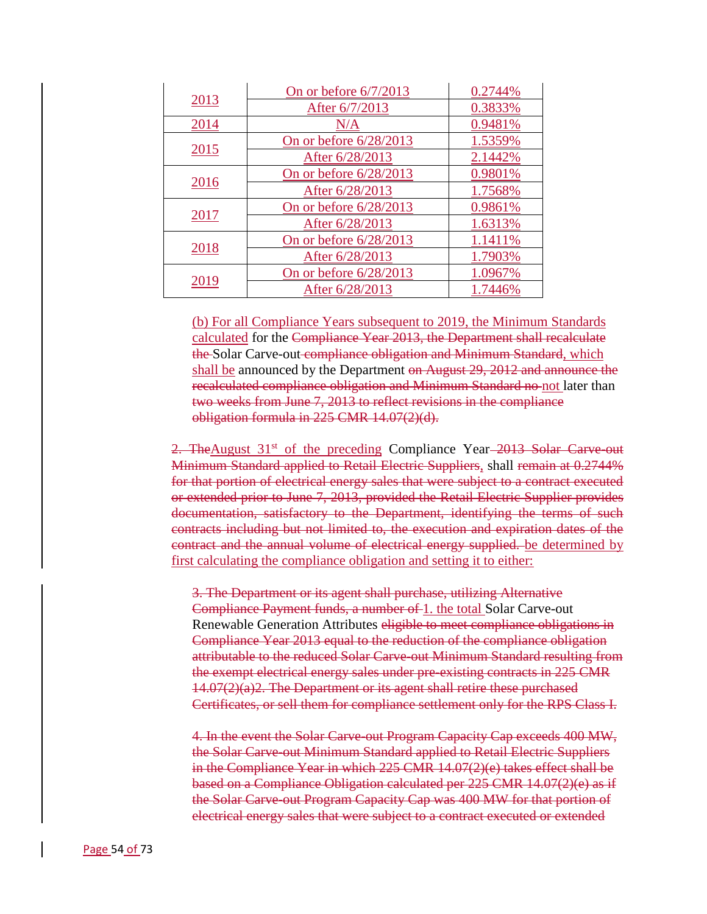| 2013 | On or before 6/7/2013 | 0.2744% |
|---|---|---|
| | After 6/7/2013 | 0.3833% |
| 2014 | N/A | 0.9481% |
| 2015 | On or before 6/28/2013 | 1.5359% |
| | After 6/28/2013 | 2.1442% |
| 2016 | On or before 6/28/2013 | 0.9801% |
| | After 6/28/2013 | 1.7568% |
| 2017 | On or before 6/28/2013 | 0.9861% |
| | After 6/28/2013 | 1.6313% |
| 2018 | On or before 6/28/2013 | 1.1411% |
| | After 6/28/2013 | 1.7903% |
| 2019 | On or before 6/28/2013 | 1.0967% |
| | After 6/28/2013 | 1.7446% |

(b) For all Compliance Years subsequent to 2019, the Minimum Standards calculated for the ~~Compliance Year 2013, the Department shall recalculate the~~ Solar Carve-out ~~compliance obligation and Minimum Standard~~, which shall be announced by the Department ~~on August 29, 2012 and announce the recalculated compliance obligation and Minimum Standard no~~ not later than ~~two weeks from June 7, 2013 to reflect revisions in the compliance obligation formula in 225 CMR 14.07(2)(d).~~

~~2. The~~August 31st of the preceding Compliance Year ~~2013 Solar Carve-out Minimum Standard applied to Retail Electric Suppliers~~, shall ~~remain at 0.2744% for that portion of electrical energy sales that were subject to a contract executed or extended prior to June 7, 2013, provided the Retail Electric Supplier provides documentation, satisfactory to the Department, identifying the terms of such contracts including but not limited to, the execution and expiration dates of the contract and the annual volume of electrical energy supplied.~~ be determined by first calculating the compliance obligation and setting it to either:

~~3. The Department or its agent shall purchase, utilizing Alternative Compliance Payment funds, a number of~~ 1. the total Solar Carve-out Renewable Generation Attributes ~~eligible to meet compliance obligations in Compliance Year 2013 equal to the reduction of the compliance obligation attributable to the reduced Solar Carve-out Minimum Standard resulting from the exempt electrical energy sales under pre-existing contracts in 225 CMR 14.07(2)(a)2. The Department or its agent shall retire these purchased Certificates, or sell them for compliance settlement only for the RPS Class I.~~

~~4. In the event the Solar Carve-out Program Capacity Cap exceeds 400 MW, the Solar Carve-out Minimum Standard applied to Retail Electric Suppliers in the Compliance Year in which 225 CMR 14.07(2)(e) takes effect shall be based on a Compliance Obligation calculated per 225 CMR 14.07(2)(e) as if the Solar Carve-out Program Capacity Cap was 400 MW for that portion of electrical energy sales that were subject to a contract executed or extended~~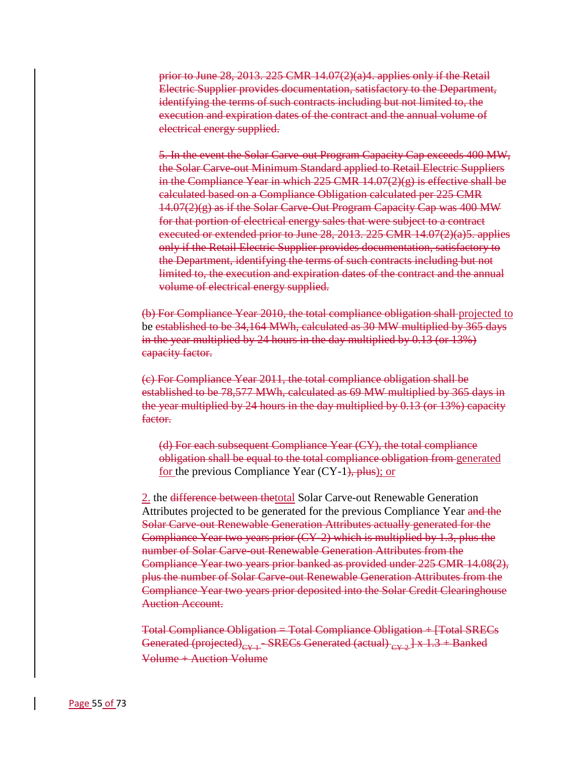prior to June 28, 2013. 225 CMR 14.07(2)(a)4. applies only if the Retail Electric Supplier provides documentation, satisfactory to the Department, identifying the terms of such contracts including but not limited to, the execution and expiration dates of the contract and the annual volume of electrical energy supplied.

5. In the event the Solar Carve-out Program Capacity Cap exceeds 400 MW, the Solar Carve-out Minimum Standard applied to Retail Electric Suppliers in the Compliance Year in which 225 CMR 14.07(2)(g) is effective shall be calculated based on a Compliance Obligation calculated per 225 CMR 14.07(2)(g) as if the Solar Carve-Out Program Capacity Cap was 400 MW for that portion of electrical energy sales that were subject to a contract executed or extended prior to June 28, 2013. 225 CMR 14.07(2)(a)5. applies only if the Retail Electric Supplier provides documentation, satisfactory to the Department, identifying the terms of such contracts including but not limited to, the execution and expiration dates of the contract and the annual volume of electrical energy supplied.

(b) For Compliance Year 2010, the total compliance obligation shall projected to be established to be 34,164 MWh, calculated as 30 MW multiplied by 365 days in the year multiplied by 24 hours in the day multiplied by 0.13 (or 13%) capacity factor.

(c) For Compliance Year 2011, the total compliance obligation shall be established to be 78,577 MWh, calculated as 69 MW multiplied by 365 days in the year multiplied by 24 hours in the day multiplied by 0.13 (or 13%) capacity factor.

(d) For each subsequent Compliance Year (CY), the total compliance obligation shall be equal to the total compliance obligation from generated for the previous Compliance Year (CY-1), plus); or

2. the difference between thetotal Solar Carve-out Renewable Generation Attributes projected to be generated for the previous Compliance Year and the Solar Carve-out Renewable Generation Attributes actually generated for the Compliance Year two years prior (CY-2) which is multiplied by 1.3, plus the number of Solar Carve-out Renewable Generation Attributes from the Compliance Year two years prior banked as provided under 225 CMR 14.08(2), plus the number of Solar Carve-out Renewable Generation Attributes from the Compliance Year two years prior deposited into the Solar Credit Clearinghouse Auction Account.

Total Compliance Obligation = Total Compliance Obligation + [Total SRECs Generated (projected)$_{CY-1}$ - SRECs Generated (actual)$_{CY-2}$] x 1.3 + Banked Volume + Auction Volume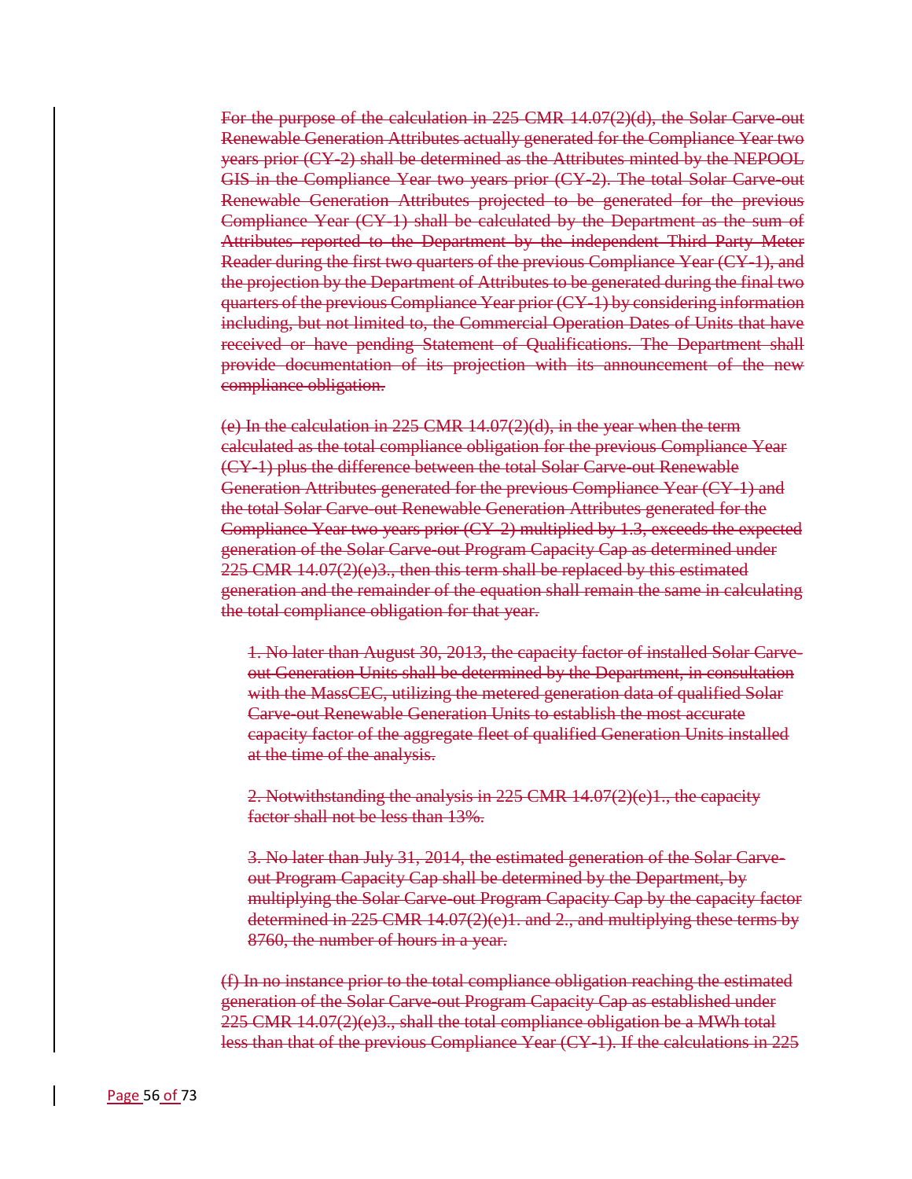~~For the purpose of the calculation in 225 CMR 14.07(2)(d), the Solar Carve-out Renewable Generation Attributes actually generated for the Compliance Year two years prior (CY-2) shall be determined as the Attributes minted by the NEPOOL GIS in the Compliance Year two years prior (CY-2). The total Solar Carve-out Renewable Generation Attributes projected to be generated for the previous Compliance Year (CY-1) shall be calculated by the Department as the sum of Attributes reported to the Department by the independent Third Party Meter Reader during the first two quarters of the previous Compliance Year (CY-1), and the projection by the Department of Attributes to be generated during the final two quarters of the previous Compliance Year prior (CY-1) by considering information including, but not limited to, the Commercial Operation Dates of Units that have received or have pending Statement of Qualifications. The Department shall provide documentation of its projection with its announcement of the new compliance obligation.~~

~~(e) In the calculation in 225 CMR 14.07(2)(d), in the year when the term calculated as the total compliance obligation for the previous Compliance Year (CY-1) plus the difference between the total Solar Carve-out Renewable Generation Attributes generated for the previous Compliance Year (CY-1) and the total Solar Carve-out Renewable Generation Attributes generated for the Compliance Year two years prior (CY-2) multiplied by 1.3, exceeds the expected generation of the Solar Carve-out Program Capacity Cap as determined under 225 CMR 14.07(2)(e)3., then this term shall be replaced by this estimated generation and the remainder of the equation shall remain the same in calculating the total compliance obligation for that year.~~

~~1. No later than August 30, 2013, the capacity factor of installed Solar Carve-out Generation Units shall be determined by the Department, in consultation with the MassCEC, utilizing the metered generation data of qualified Solar Carve-out Renewable Generation Units to establish the most accurate capacity factor of the aggregate fleet of qualified Generation Units installed at the time of the analysis.~~

~~2. Notwithstanding the analysis in 225 CMR 14.07(2)(e)1., the capacity factor shall not be less than 13%.~~

~~3. No later than July 31, 2014, the estimated generation of the Solar Carve-out Program Capacity Cap shall be determined by the Department, by multiplying the Solar Carve-out Program Capacity Cap by the capacity factor determined in 225 CMR 14.07(2)(e)1. and 2., and multiplying these terms by 8760, the number of hours in a year.~~

~~(f) In no instance prior to the total compliance obligation reaching the estimated generation of the Solar Carve-out Program Capacity Cap as established under 225 CMR 14.07(2)(e)3., shall the total compliance obligation be a MWh total less than that of the previous Compliance Year (CY-1). If the calculations in 225~~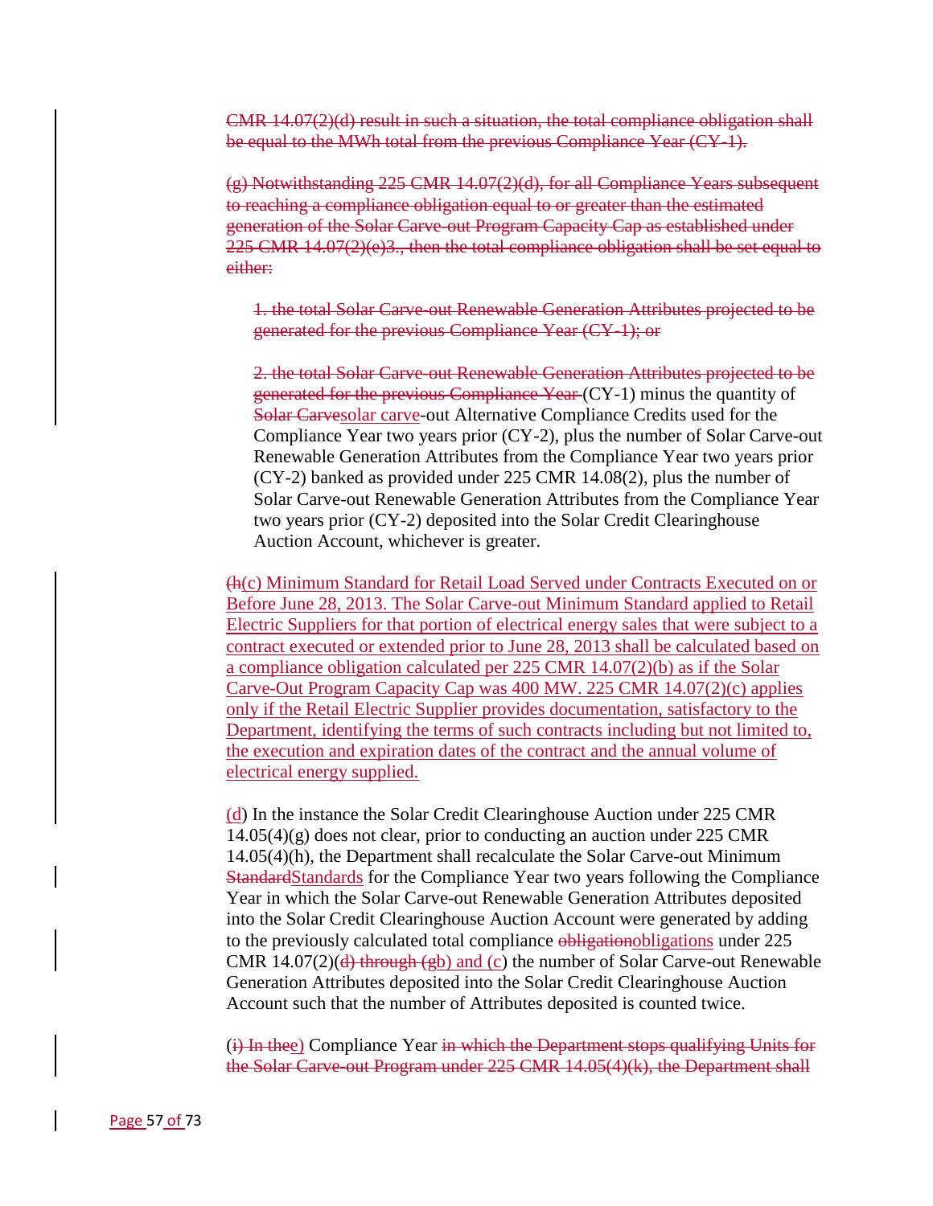CMR 14.07(2)(d) result in such a situation, the total compliance obligation shall be equal to the MWh total from the previous Compliance Year (CY-1).

(g) Notwithstanding 225 CMR 14.07(2)(d), for all Compliance Years subsequent to reaching a compliance obligation equal to or greater than the estimated generation of the Solar Carve-out Program Capacity Cap as established under 225 CMR 14.07(2)(e)3., then the total compliance obligation shall be set equal to either:

1. the total Solar Carve-out Renewable Generation Attributes projected to be generated for the previous Compliance Year (CY-1); or

2. the total Solar Carve-out Renewable Generation Attributes projected to be generated for the previous Compliance Year (CY-1) minus the quantity of Solar Carvesolar carve-out Alternative Compliance Credits used for the Compliance Year two years prior (CY-2), plus the number of Solar Carve-out Renewable Generation Attributes from the Compliance Year two years prior (CY-2) banked as provided under 225 CMR 14.08(2), plus the number of Solar Carve-out Renewable Generation Attributes from the Compliance Year two years prior (CY-2) deposited into the Solar Credit Clearinghouse Auction Account, whichever is greater.

(h(c) Minimum Standard for Retail Load Served under Contracts Executed on or Before June 28, 2013. The Solar Carve-out Minimum Standard applied to Retail Electric Suppliers for that portion of electrical energy sales that were subject to a contract executed or extended prior to June 28, 2013 shall be calculated based on a compliance obligation calculated per 225 CMR 14.07(2)(b) as if the Solar Carve-Out Program Capacity Cap was 400 MW. 225 CMR 14.07(2)(c) applies only if the Retail Electric Supplier provides documentation, satisfactory to the Department, identifying the terms of such contracts including but not limited to, the execution and expiration dates of the contract and the annual volume of electrical energy supplied.

(d) In the instance the Solar Credit Clearinghouse Auction under 225 CMR 14.05(4)(g) does not clear, prior to conducting an auction under 225 CMR 14.05(4)(h), the Department shall recalculate the Solar Carve-out Minimum StandardStandards for the Compliance Year two years following the Compliance Year in which the Solar Carve-out Renewable Generation Attributes deposited into the Solar Credit Clearinghouse Auction Account were generated by adding to the previously calculated total compliance obligationobligations under 225 CMR 14.07(2)(d) through (gb) and (c) the number of Solar Carve-out Renewable Generation Attributes deposited into the Solar Credit Clearinghouse Auction Account such that the number of Attributes deposited is counted twice.

(i) In thee) Compliance Year in which the Department stops qualifying Units for the Solar Carve-out Program under 225 CMR 14.05(4)(k), the Department shall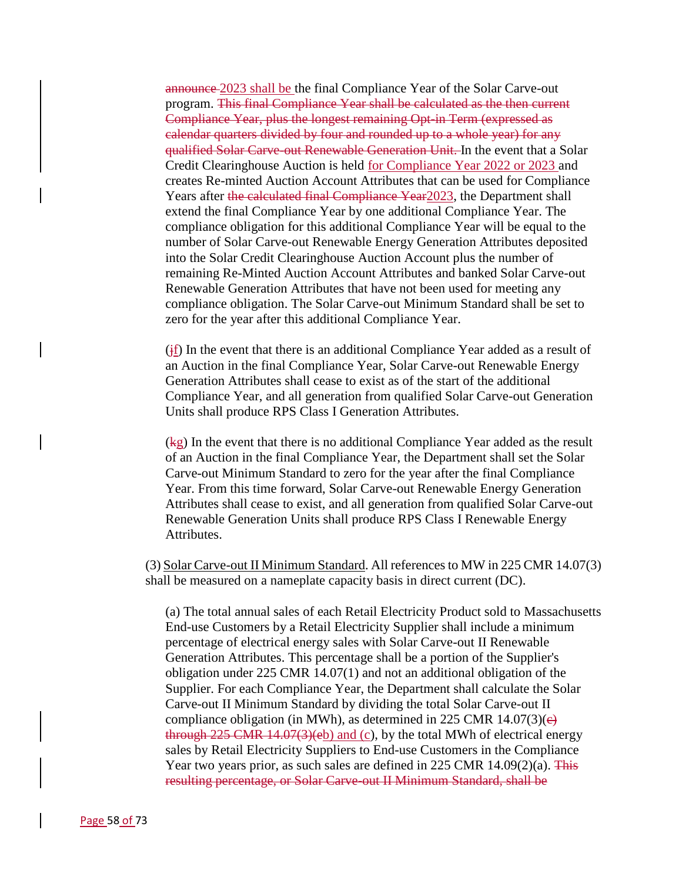~~announce~~ 2023 shall be the final Compliance Year of the Solar Carve-out program. ~~This final Compliance Year shall be calculated as the then current Compliance Year, plus the longest remaining Opt-in Term (expressed as calendar quarters divided by four and rounded up to a whole year) for any qualified Solar Carve-out Renewable Generation Unit.~~ In the event that a Solar Credit Clearinghouse Auction is held for Compliance Year 2022 or 2023 and creates Re-minted Auction Account Attributes that can be used for Compliance Years after ~~the calculated final Compliance Year~~2023, the Department shall extend the final Compliance Year by one additional Compliance Year. The compliance obligation for this additional Compliance Year will be equal to the number of Solar Carve-out Renewable Energy Generation Attributes deposited into the Solar Credit Clearinghouse Auction Account plus the number of remaining Re-Minted Auction Account Attributes and banked Solar Carve-out Renewable Generation Attributes that have not been used for meeting any compliance obligation. The Solar Carve-out Minimum Standard shall be set to zero for the year after this additional Compliance Year.

(~~j~~f) In the event that there is an additional Compliance Year added as a result of an Auction in the final Compliance Year, Solar Carve-out Renewable Energy Generation Attributes shall cease to exist as of the start of the additional Compliance Year, and all generation from qualified Solar Carve-out Generation Units shall produce RPS Class I Generation Attributes.

(~~k~~g) In the event that there is no additional Compliance Year added as the result of an Auction in the final Compliance Year, the Department shall set the Solar Carve-out Minimum Standard to zero for the year after the final Compliance Year. From this time forward, Solar Carve-out Renewable Energy Generation Attributes shall cease to exist, and all generation from qualified Solar Carve-out Renewable Generation Units shall produce RPS Class I Renewable Energy Attributes.

(3) Solar Carve-out II Minimum Standard. All references to MW in 225 CMR 14.07(3) shall be measured on a nameplate capacity basis in direct current (DC).

(a) The total annual sales of each Retail Electricity Product sold to Massachusetts End-use Customers by a Retail Electricity Supplier shall include a minimum percentage of electrical energy sales with Solar Carve-out II Renewable Generation Attributes. This percentage shall be a portion of the Supplier's obligation under 225 CMR 14.07(1) and not an additional obligation of the Supplier. For each Compliance Year, the Department shall calculate the Solar Carve-out II Minimum Standard by dividing the total Solar Carve-out II compliance obligation (in MWh), as determined in 225 CMR 14.07(3)(~~c) through 225 CMR 14.07(3)(e~~b) and (c), by the total MWh of electrical energy sales by Retail Electricity Suppliers to End-use Customers in the Compliance Year two years prior, as such sales are defined in 225 CMR 14.09(2)(a). ~~This resulting percentage, or Solar Carve-out II Minimum Standard, shall be~~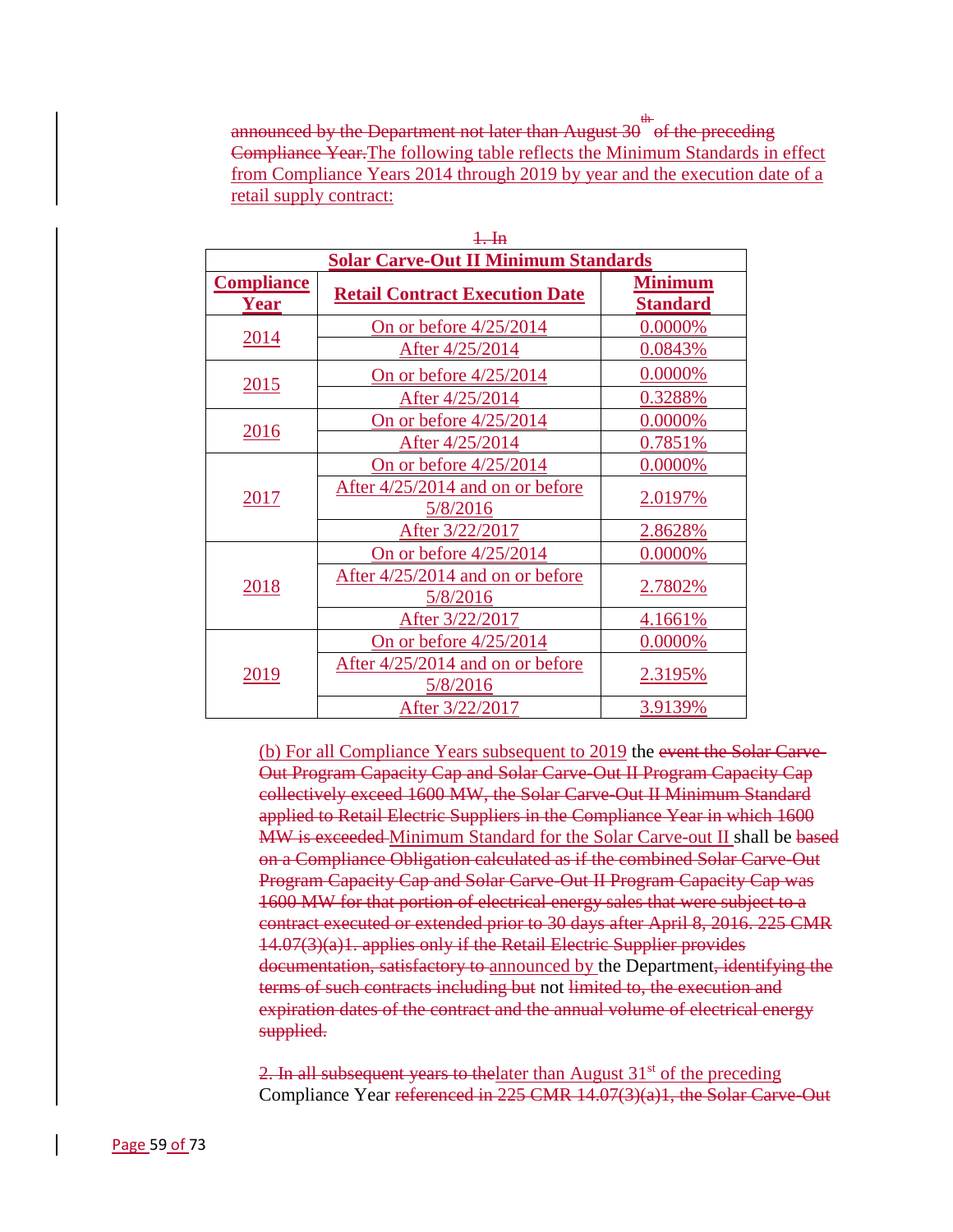announced by the Department not later than August 30th of the preceding Compliance Year.The following table reflects the Minimum Standards in effect from Compliance Years 2014 through 2019 by year and the execution date of a retail supply contract:

1. In

| Solar Carve-Out II Minimum Standards | | |
|---|---|---|
| **Compliance Year** | **Retail Contract Execution Date** | **Minimum Standard** |
| 2014 | On or before 4/25/2014 | 0.0000% |
| | After 4/25/2014 | 0.0843% |
| 2015 | On or before 4/25/2014 | 0.0000% |
| | After 4/25/2014 | 0.3288% |
| 2016 | On or before 4/25/2014 | 0.0000% |
| | After 4/25/2014 | 0.7851% |
| 2017 | On or before 4/25/2014 | 0.0000% |
| | After 4/25/2014 and on or before 5/8/2016 | 2.0197% |
| | After 3/22/2017 | 2.8628% |
| 2018 | On or before 4/25/2014 | 0.0000% |
| | After 4/25/2014 and on or before 5/8/2016 | 2.7802% |
| | After 3/22/2017 | 4.1661% |
| 2019 | On or before 4/25/2014 | 0.0000% |
| | After 4/25/2014 and on or before 5/8/2016 | 2.3195% |
| | After 3/22/2017 | 3.9139% |

(b) For all Compliance Years subsequent to 2019 the event the Solar Carve-Out Program Capacity Cap and Solar Carve-Out II Program Capacity Cap collectively exceed 1600 MW, the Solar Carve-Out II Minimum Standard applied to Retail Electric Suppliers in the Compliance Year in which 1600 MW is exceeded Minimum Standard for the Solar Carve-out II shall be based on a Compliance Obligation calculated as if the combined Solar Carve-Out Program Capacity Cap and Solar Carve-Out II Program Capacity Cap was 1600 MW for that portion of electrical energy sales that were subject to a contract executed or extended prior to 30 days after April 8, 2016. 225 CMR 14.07(3)(a)1. applies only if the Retail Electric Supplier provides documentation, satisfactory to announced by the Department, identifying the terms of such contracts including but not limited to, the execution and expiration dates of the contract and the annual volume of electrical energy supplied.

2. In all subsequent years to thelater than August 31st of the preceding Compliance Year referenced in 225 CMR 14.07(3)(a)1, the Solar Carve-Out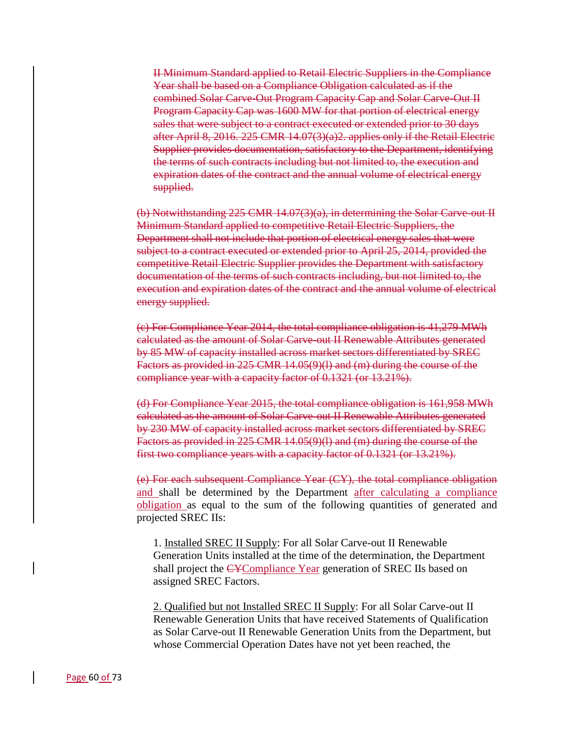~~II Minimum Standard applied to Retail Electric Suppliers in the Compliance Year shall be based on a Compliance Obligation calculated as if the combined Solar Carve-Out Program Capacity Cap and Solar Carve-Out II Program Capacity Cap was 1600 MW for that portion of electrical energy sales that were subject to a contract executed or extended prior to 30 days after April 8, 2016. 225 CMR 14.07(3)(a)2. applies only if the Retail Electric Supplier provides documentation, satisfactory to the Department, identifying the terms of such contracts including but not limited to, the execution and expiration dates of the contract and the annual volume of electrical energy supplied.~~

~~(b) Notwithstanding 225 CMR 14.07(3)(a), in determining the Solar Carve-out II Minimum Standard applied to competitive Retail Electric Suppliers, the Department shall not include that portion of electrical energy sales that were subject to a contract executed or extended prior to April 25, 2014, provided the competitive Retail Electric Supplier provides the Department with satisfactory documentation of the terms of such contracts including, but not limited to, the execution and expiration dates of the contract and the annual volume of electrical energy supplied.~~

~~(c) For Compliance Year 2014, the total compliance obligation is 41,279 MWh calculated as the amount of Solar Carve-out II Renewable Attributes generated by 85 MW of capacity installed across market sectors differentiated by SREC Factors as provided in 225 CMR 14.05(9)(l) and (m) during the course of the compliance year with a capacity factor of 0.1321 (or 13.21%).~~

~~(d) For Compliance Year 2015, the total compliance obligation is 161,958 MWh calculated as the amount of Solar Carve-out II Renewable Attributes generated by 230 MW of capacity installed across market sectors differentiated by SREC Factors as provided in 225 CMR 14.05(9)(l) and (m) during the course of the first two compliance years with a capacity factor of 0.1321 (or 13.21%).~~

~~(e) For each subsequent Compliance Year (CY), the total compliance obligation~~ and shall be determined by the Department after calculating a compliance obligation as equal to the sum of the following quantities of generated and projected SREC IIs:

1. Installed SREC II Supply: For all Solar Carve-out II Renewable Generation Units installed at the time of the determination, the Department shall project the ~~CY~~Compliance Year generation of SREC IIs based on assigned SREC Factors.

2. Qualified but not Installed SREC II Supply: For all Solar Carve-out II Renewable Generation Units that have received Statements of Qualification as Solar Carve-out II Renewable Generation Units from the Department, but whose Commercial Operation Dates have not yet been reached, the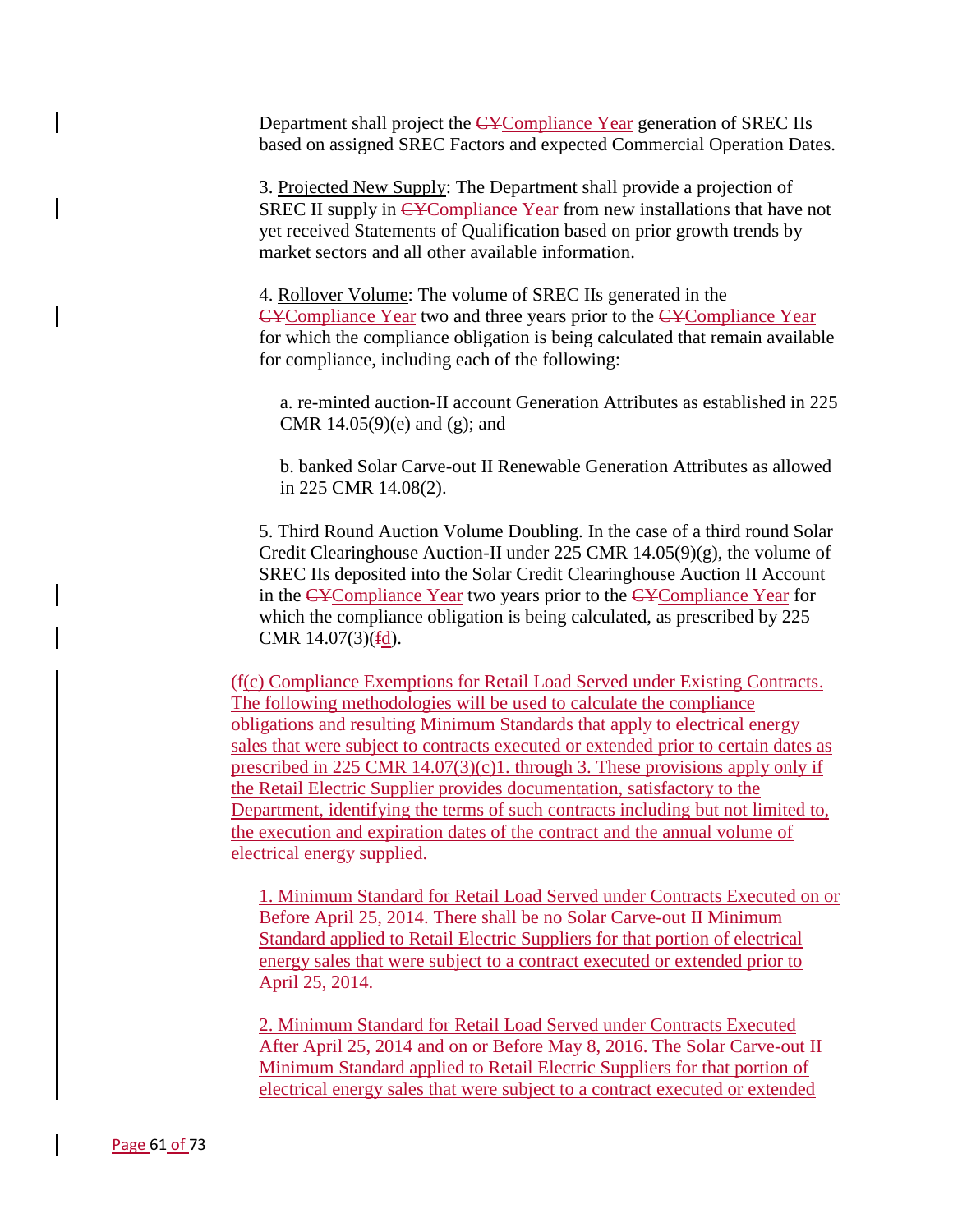Department shall project the ~~CY~~Compliance Year generation of SREC IIs based on assigned SREC Factors and expected Commercial Operation Dates.

3. Projected New Supply: The Department shall provide a projection of SREC II supply in ~~CY~~Compliance Year from new installations that have not yet received Statements of Qualification based on prior growth trends by market sectors and all other available information.

4. Rollover Volume: The volume of SREC IIs generated in the ~~CY~~Compliance Year two and three years prior to the ~~CY~~Compliance Year for which the compliance obligation is being calculated that remain available for compliance, including each of the following:

a. re-minted auction-II account Generation Attributes as established in 225 CMR 14.05(9)(e) and (g); and

b. banked Solar Carve-out II Renewable Generation Attributes as allowed in 225 CMR 14.08(2).

5. Third Round Auction Volume Doubling. In the case of a third round Solar Credit Clearinghouse Auction-II under 225 CMR 14.05(9)(g), the volume of SREC IIs deposited into the Solar Credit Clearinghouse Auction II Account in the ~~CY~~Compliance Year two years prior to the ~~CY~~Compliance Year for which the compliance obligation is being calculated, as prescribed by 225 CMR 14.07(3)(~~f~~d).

~~(f~~(c) Compliance Exemptions for Retail Load Served under Existing Contracts. The following methodologies will be used to calculate the compliance obligations and resulting Minimum Standards that apply to electrical energy sales that were subject to contracts executed or extended prior to certain dates as prescribed in 225 CMR 14.07(3)(c)1. through 3. These provisions apply only if the Retail Electric Supplier provides documentation, satisfactory to the Department, identifying the terms of such contracts including but not limited to, the execution and expiration dates of the contract and the annual volume of electrical energy supplied.

1. Minimum Standard for Retail Load Served under Contracts Executed on or Before April 25, 2014. There shall be no Solar Carve-out II Minimum Standard applied to Retail Electric Suppliers for that portion of electrical energy sales that were subject to a contract executed or extended prior to April 25, 2014.

2. Minimum Standard for Retail Load Served under Contracts Executed After April 25, 2014 and on or Before May 8, 2016. The Solar Carve-out II Minimum Standard applied to Retail Electric Suppliers for that portion of electrical energy sales that were subject to a contract executed or extended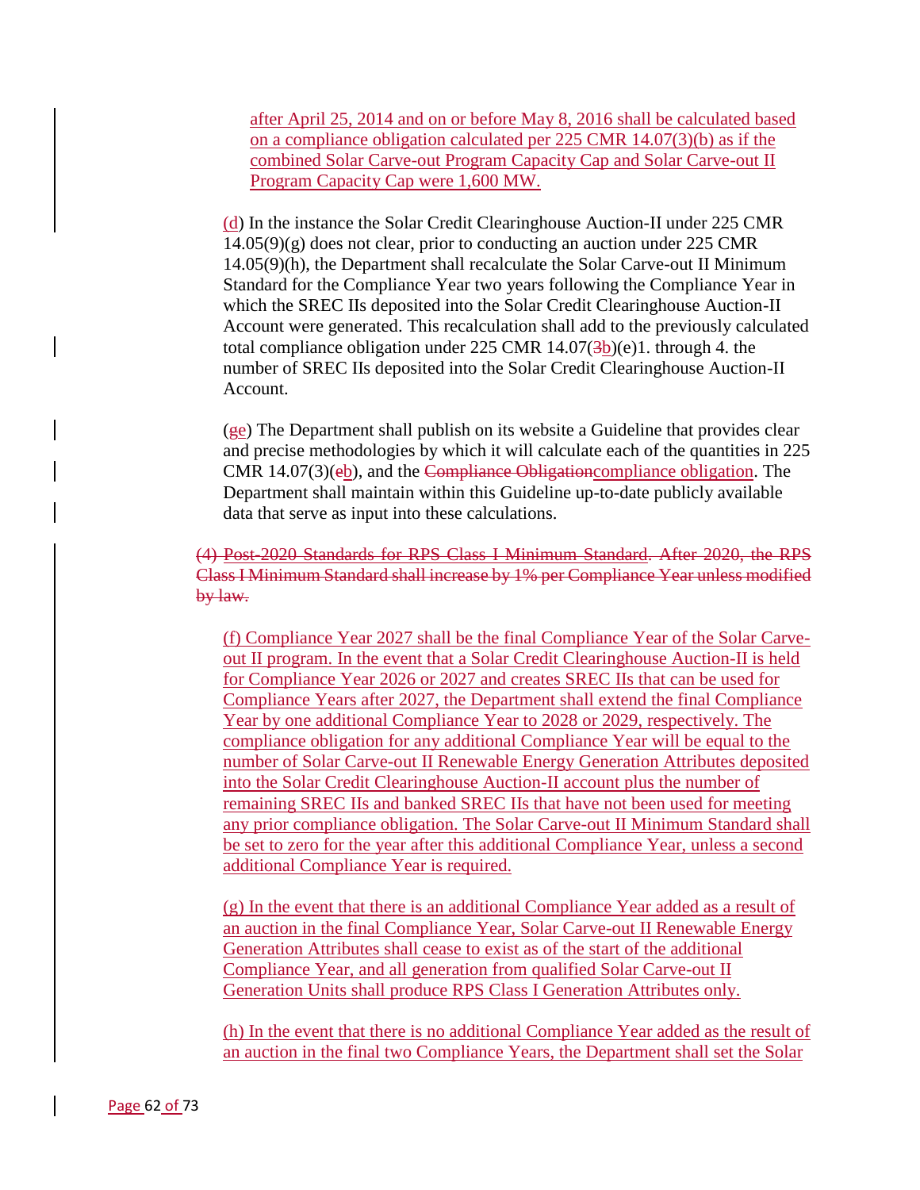after April 25, 2014 and on or before May 8, 2016 shall be calculated based on a compliance obligation calculated per 225 CMR 14.07(3)(b) as if the combined Solar Carve-out Program Capacity Cap and Solar Carve-out II Program Capacity Cap were 1,600 MW.

(d) In the instance the Solar Credit Clearinghouse Auction-II under 225 CMR 14.05(9)(g) does not clear, prior to conducting an auction under 225 CMR 14.05(9)(h), the Department shall recalculate the Solar Carve-out II Minimum Standard for the Compliance Year two years following the Compliance Year in which the SREC IIs deposited into the Solar Credit Clearinghouse Auction-II Account were generated. This recalculation shall add to the previously calculated total compliance obligation under 225 CMR 14.07(~~3~~b)(e)1. through 4. the number of SREC IIs deposited into the Solar Credit Clearinghouse Auction-II Account.

(~~g~~e) The Department shall publish on its website a Guideline that provides clear and precise methodologies by which it will calculate each of the quantities in 225 CMR 14.07(3)(~~e~~b), and the ~~Compliance Obligation~~compliance obligation. The Department shall maintain within this Guideline up-to-date publicly available data that serve as input into these calculations.

~~(4) Post-2020 Standards for RPS Class I Minimum Standard. After 2020, the RPS Class I Minimum Standard shall increase by 1% per Compliance Year unless modified by law.~~

(f) Compliance Year 2027 shall be the final Compliance Year of the Solar Carve-out II program. In the event that a Solar Credit Clearinghouse Auction-II is held for Compliance Year 2026 or 2027 and creates SREC IIs that can be used for Compliance Years after 2027, the Department shall extend the final Compliance Year by one additional Compliance Year to 2028 or 2029, respectively. The compliance obligation for any additional Compliance Year will be equal to the number of Solar Carve-out II Renewable Energy Generation Attributes deposited into the Solar Credit Clearinghouse Auction-II account plus the number of remaining SREC IIs and banked SREC IIs that have not been used for meeting any prior compliance obligation. The Solar Carve-out II Minimum Standard shall be set to zero for the year after this additional Compliance Year, unless a second additional Compliance Year is required.

(g) In the event that there is an additional Compliance Year added as a result of an auction in the final Compliance Year, Solar Carve-out II Renewable Energy Generation Attributes shall cease to exist as of the start of the additional Compliance Year, and all generation from qualified Solar Carve-out II Generation Units shall produce RPS Class I Generation Attributes only.

(h) In the event that there is no additional Compliance Year added as the result of an auction in the final two Compliance Years, the Department shall set the Solar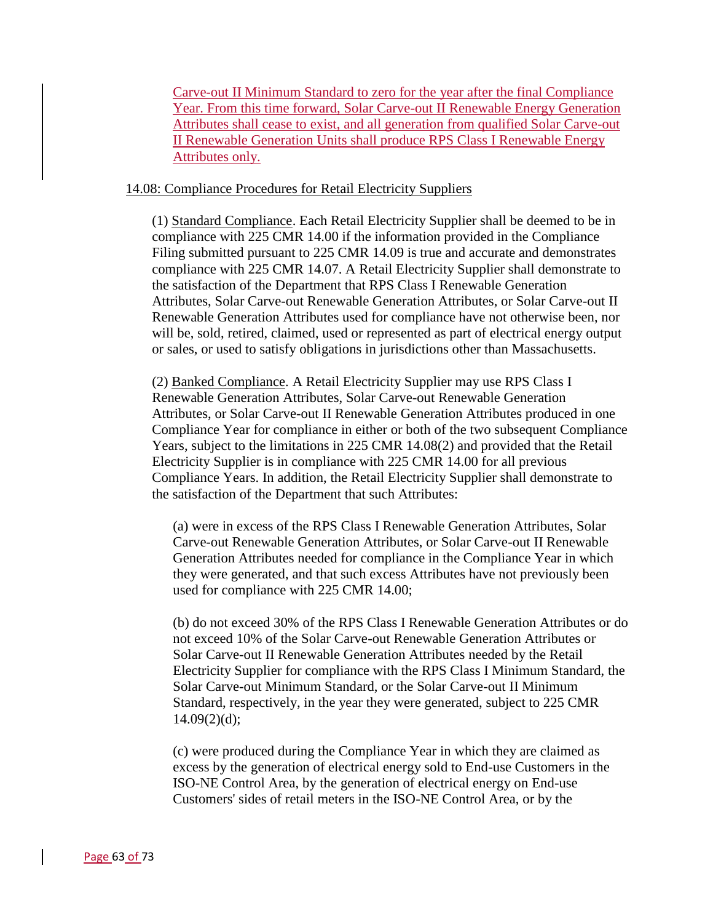Carve-out II Minimum Standard to zero for the year after the final Compliance Year. From this time forward, Solar Carve-out II Renewable Energy Generation Attributes shall cease to exist, and all generation from qualified Solar Carve-out II Renewable Generation Units shall produce RPS Class I Renewable Energy Attributes only.

14.08: Compliance Procedures for Retail Electricity Suppliers

(1) Standard Compliance. Each Retail Electricity Supplier shall be deemed to be in compliance with 225 CMR 14.00 if the information provided in the Compliance Filing submitted pursuant to 225 CMR 14.09 is true and accurate and demonstrates compliance with 225 CMR 14.07. A Retail Electricity Supplier shall demonstrate to the satisfaction of the Department that RPS Class I Renewable Generation Attributes, Solar Carve-out Renewable Generation Attributes, or Solar Carve-out II Renewable Generation Attributes used for compliance have not otherwise been, nor will be, sold, retired, claimed, used or represented as part of electrical energy output or sales, or used to satisfy obligations in jurisdictions other than Massachusetts.

(2) Banked Compliance. A Retail Electricity Supplier may use RPS Class I Renewable Generation Attributes, Solar Carve-out Renewable Generation Attributes, or Solar Carve-out II Renewable Generation Attributes produced in one Compliance Year for compliance in either or both of the two subsequent Compliance Years, subject to the limitations in 225 CMR 14.08(2) and provided that the Retail Electricity Supplier is in compliance with 225 CMR 14.00 for all previous Compliance Years. In addition, the Retail Electricity Supplier shall demonstrate to the satisfaction of the Department that such Attributes:

(a) were in excess of the RPS Class I Renewable Generation Attributes, Solar Carve-out Renewable Generation Attributes, or Solar Carve-out II Renewable Generation Attributes needed for compliance in the Compliance Year in which they were generated, and that such excess Attributes have not previously been used for compliance with 225 CMR 14.00;

(b) do not exceed 30% of the RPS Class I Renewable Generation Attributes or do not exceed 10% of the Solar Carve-out Renewable Generation Attributes or Solar Carve-out II Renewable Generation Attributes needed by the Retail Electricity Supplier for compliance with the RPS Class I Minimum Standard, the Solar Carve-out Minimum Standard, or the Solar Carve-out II Minimum Standard, respectively, in the year they were generated, subject to 225 CMR 14.09(2)(d);

(c) were produced during the Compliance Year in which they are claimed as excess by the generation of electrical energy sold to End-use Customers in the ISO-NE Control Area, by the generation of electrical energy on End-use Customers' sides of retail meters in the ISO-NE Control Area, or by the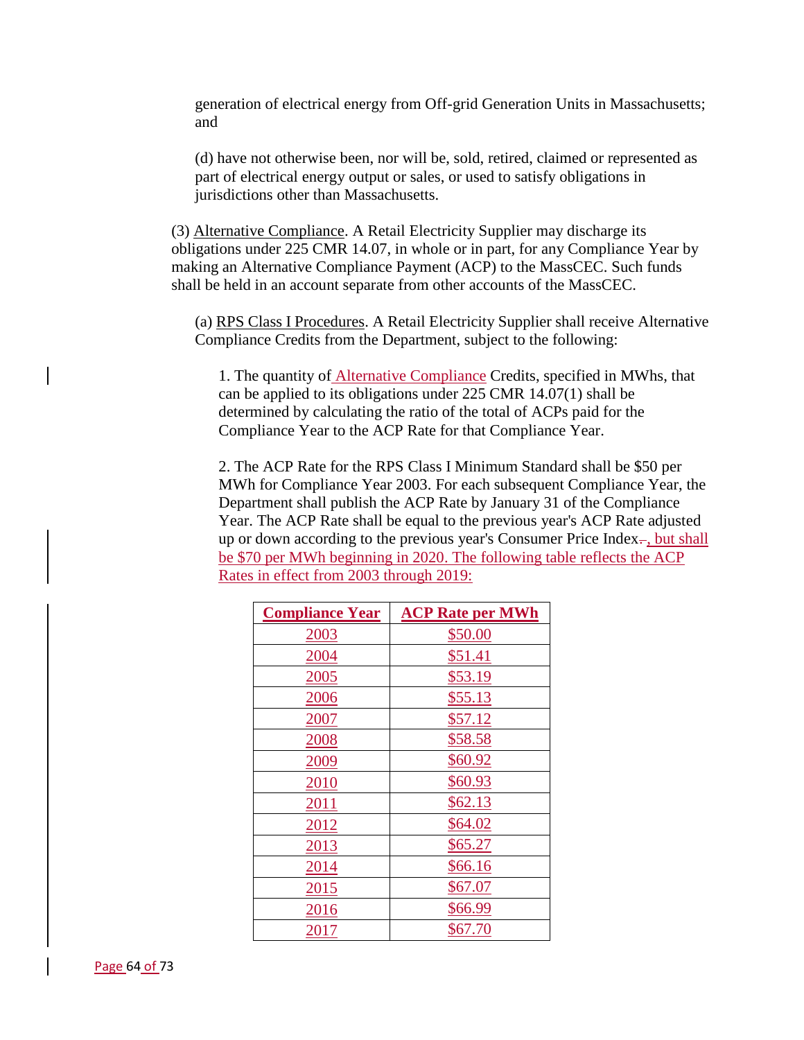generation of electrical energy from Off-grid Generation Units in Massachusetts; and

(d) have not otherwise been, nor will be, sold, retired, claimed or represented as part of electrical energy output or sales, or used to satisfy obligations in jurisdictions other than Massachusetts.

(3) Alternative Compliance. A Retail Electricity Supplier may discharge its obligations under 225 CMR 14.07, in whole or in part, for any Compliance Year by making an Alternative Compliance Payment (ACP) to the MassCEC. Such funds shall be held in an account separate from other accounts of the MassCEC.

(a) RPS Class I Procedures. A Retail Electricity Supplier shall receive Alternative Compliance Credits from the Department, subject to the following:

1. The quantity of Alternative Compliance Credits, specified in MWhs, that can be applied to its obligations under 225 CMR 14.07(1) shall be determined by calculating the ratio of the total of ACPs paid for the Compliance Year to the ACP Rate for that Compliance Year.

2. The ACP Rate for the RPS Class I Minimum Standard shall be $50 per MWh for Compliance Year 2003. For each subsequent Compliance Year, the Department shall publish the ACP Rate by January 31 of the Compliance Year. The ACP Rate shall be equal to the previous year's ACP Rate adjusted up or down according to the previous year's Consumer Price Index., but shall be $70 per MWh beginning in 2020. The following table reflects the ACP Rates in effect from 2003 through 2019:

| Compliance Year | ACP Rate per MWh |
|---|---|
| 2003 | $50.00 |
| 2004 | $51.41 |
| 2005 | $53.19 |
| 2006 | $55.13 |
| 2007 | $57.12 |
| 2008 | $58.58 |
| 2009 | $60.92 |
| 2010 | $60.93 |
| 2011 | $62.13 |
| 2012 | $64.02 |
| 2013 | $65.27 |
| 2014 | $66.16 |
| 2015 | $67.07 |
| 2016 | $66.99 |
| 2017 | $67.70 |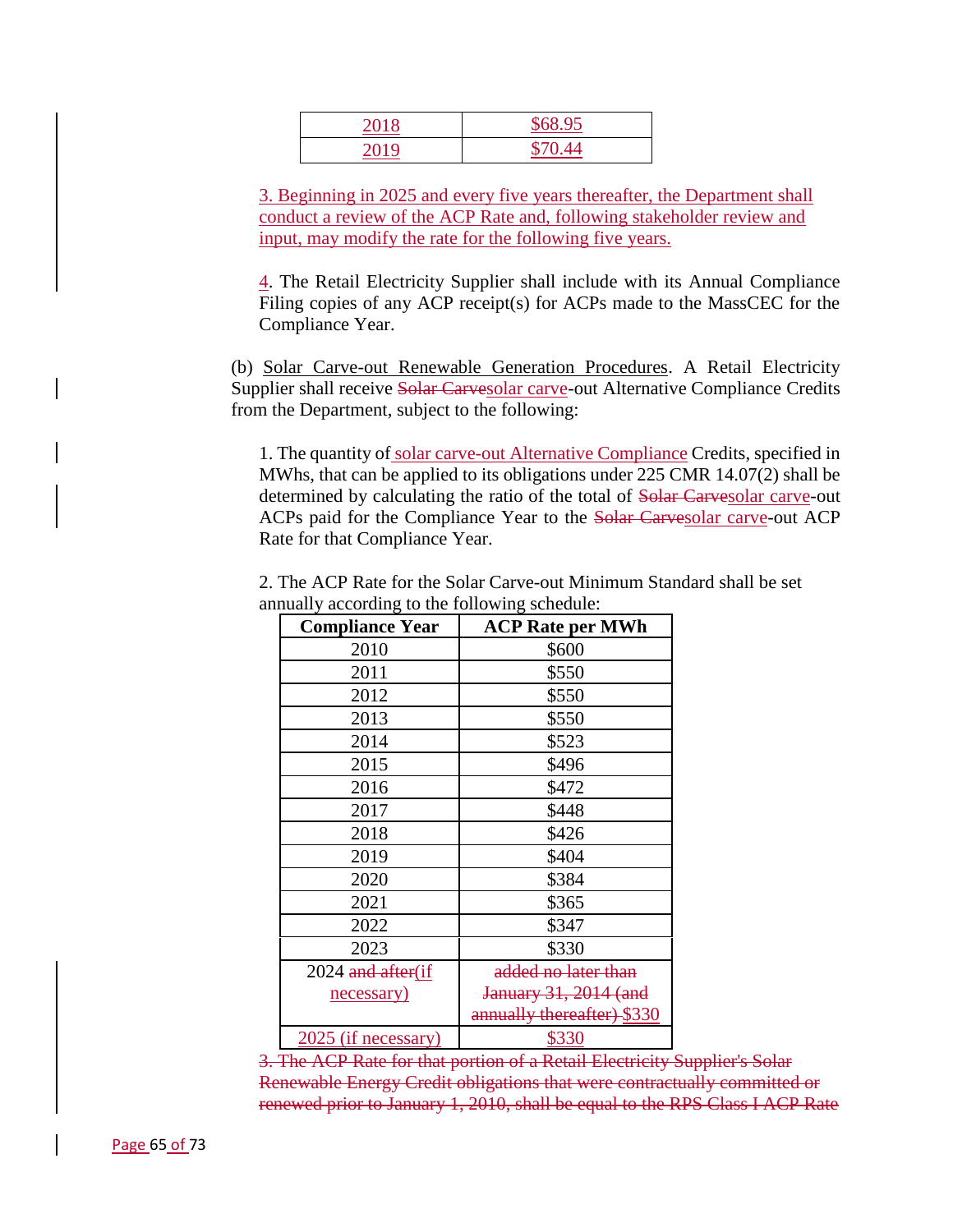| 2018 | $68.95 |
|---|---|
| 2019 | $70.44 |

3. Beginning in 2025 and every five years thereafter, the Department shall conduct a review of the ACP Rate and, following stakeholder review and input, may modify the rate for the following five years.

4. The Retail Electricity Supplier shall include with its Annual Compliance Filing copies of any ACP receipt(s) for ACPs made to the MassCEC for the Compliance Year.

(b) Solar Carve-out Renewable Generation Procedures. A Retail Electricity Supplier shall receive ~~Solar Carve~~solar carve-out Alternative Compliance Credits from the Department, subject to the following:

1. The quantity of solar carve-out Alternative Compliance Credits, specified in MWhs, that can be applied to its obligations under 225 CMR 14.07(2) shall be determined by calculating the ratio of the total of ~~Solar Carve~~solar carve-out ACPs paid for the Compliance Year to the ~~Solar Carve~~solar carve-out ACP Rate for that Compliance Year.

2. The ACP Rate for the Solar Carve-out Minimum Standard shall be set annually according to the following schedule:

| Compliance Year | ACP Rate per MWh |
|---|---|
| 2010 | $600 |
| 2011 | $550 |
| 2012 | $550 |
| 2013 | $550 |
| 2014 | $523 |
| 2015 | $496 |
| 2016 | $472 |
| 2017 | $448 |
| 2018 | $426 |
| 2019 | $404 |
| 2020 | $384 |
| 2021 | $365 |
| 2022 | $347 |
| 2023 | $330 |
| 2024 ~~and after~~(if necessary) | ~~added no later than January 31, 2014 (and annually thereafter)~~ $330 |
| 2025 (if necessary) | $330 |

~~3. The ACP Rate for that portion of a Retail Electricity Supplier's Solar Renewable Energy Credit obligations that were contractually committed or renewed prior to January 1, 2010, shall be equal to the RPS Class I ACP Rate~~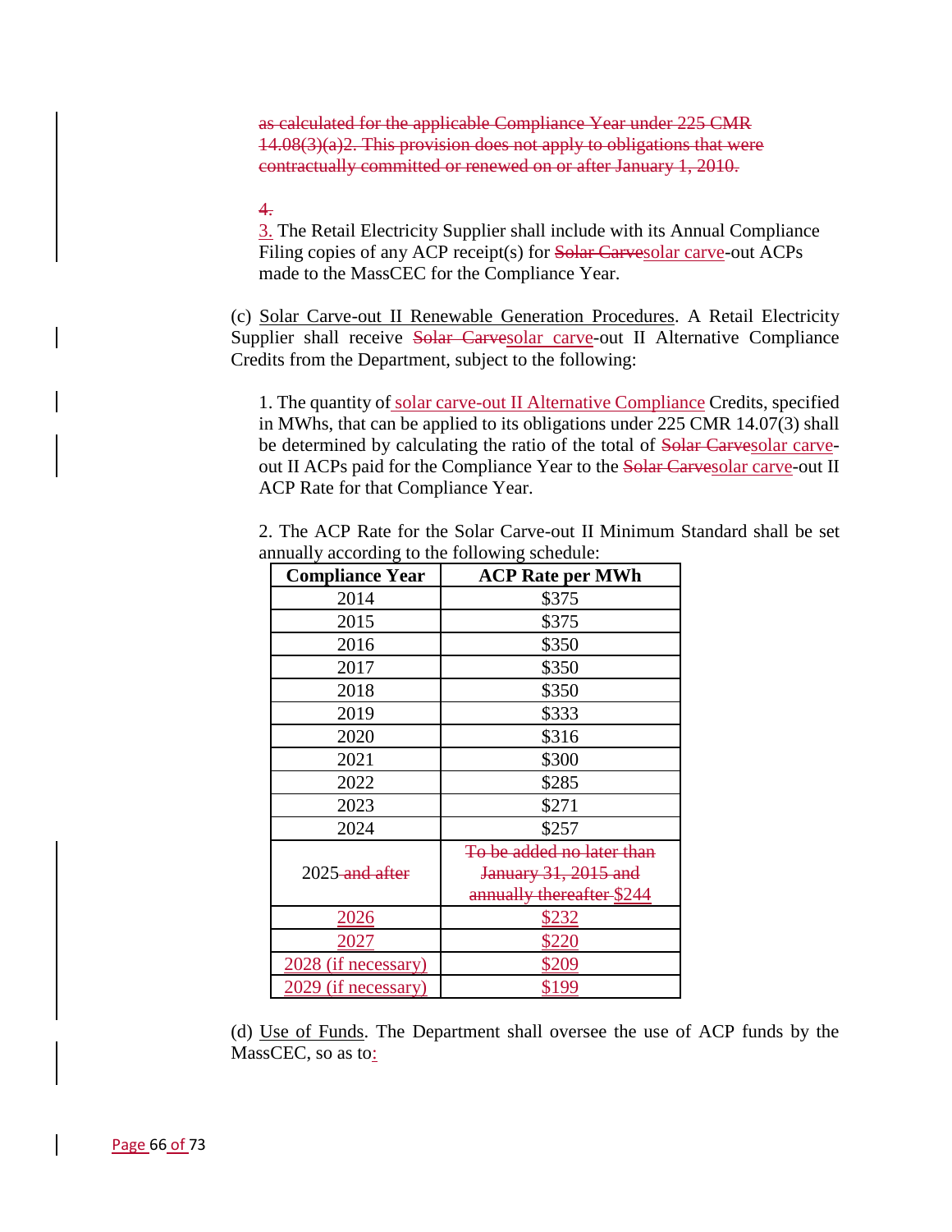~~as calculated for the applicable Compliance Year under 225 CMR 14.08(3)(a)2. This provision does not apply to obligations that were contractually committed or renewed on or after January 1, 2010.~~

~~4.~~

3. The Retail Electricity Supplier shall include with its Annual Compliance Filing copies of any ACP receipt(s) for ~~Solar Carve~~solar carve-out ACPs made to the MassCEC for the Compliance Year.

(c) Solar Carve-out II Renewable Generation Procedures. A Retail Electricity Supplier shall receive ~~Solar Carve~~solar carve-out II Alternative Compliance Credits from the Department, subject to the following:

1. The quantity of solar carve-out II Alternative Compliance Credits, specified in MWhs, that can be applied to its obligations under 225 CMR 14.07(3) shall be determined by calculating the ratio of the total of ~~Solar Carve~~solar carve-out II ACPs paid for the Compliance Year to the ~~Solar Carve~~solar carve-out II ACP Rate for that Compliance Year.

2. The ACP Rate for the Solar Carve-out II Minimum Standard shall be set annually according to the following schedule:

| Compliance Year | ACP Rate per MWh |
|---|---|
| 2014 | $375 |
| 2015 | $375 |
| 2016 | $350 |
| 2017 | $350 |
| 2018 | $350 |
| 2019 | $333 |
| 2020 | $316 |
| 2021 | $300 |
| 2022 | $285 |
| 2023 | $271 |
| 2024 | $257 |
| 2025 ~~and after~~ | ~~To be added no later than January 31, 2015 and annually thereafter~~ $244 |
| 2026 | $232 |
| 2027 | $220 |
| 2028 (if necessary) | $209 |
| 2029 (if necessary) | $199 |

(d) Use of Funds. The Department shall oversee the use of ACP funds by the MassCEC, so as to: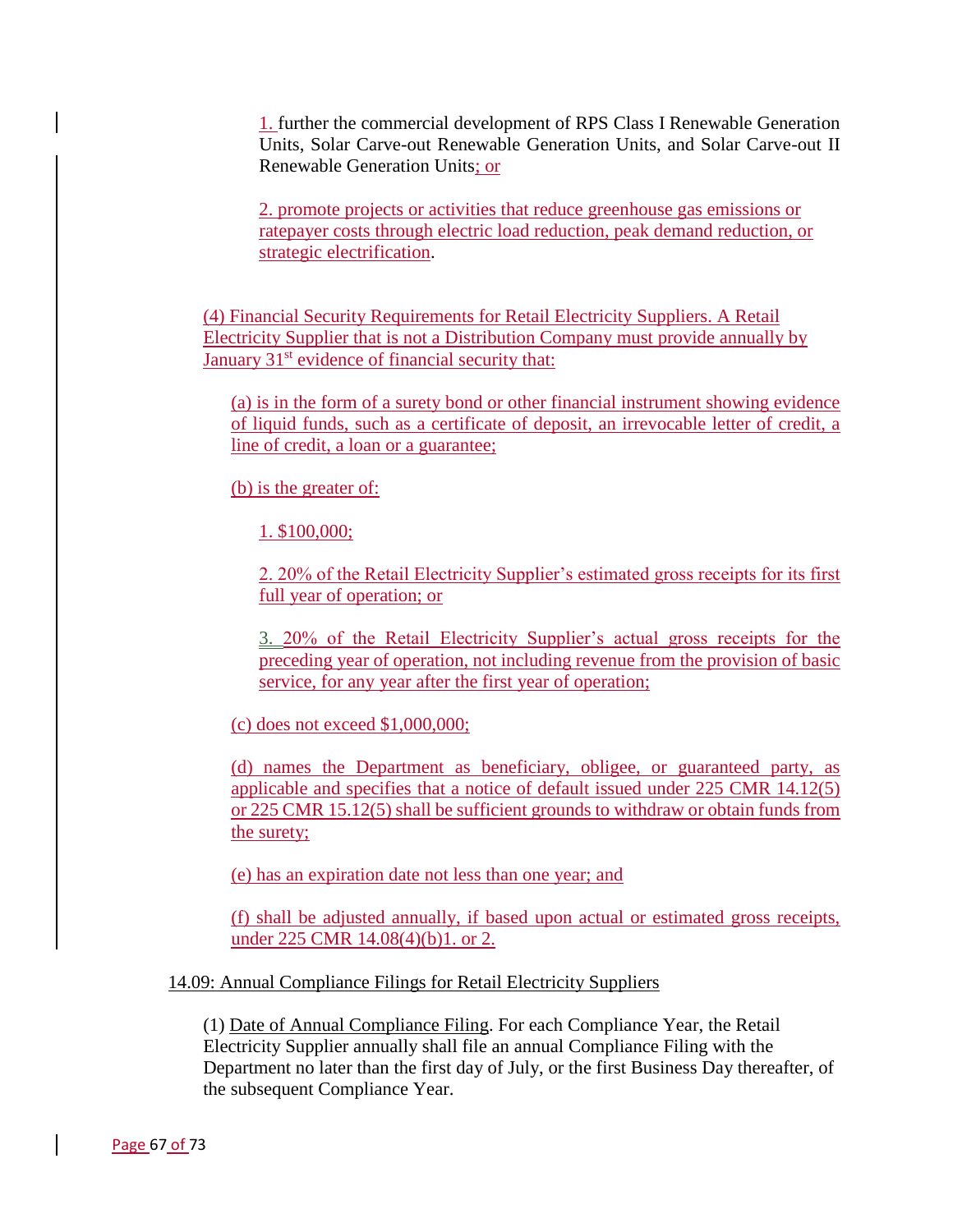1. further the commercial development of RPS Class I Renewable Generation Units, Solar Carve-out Renewable Generation Units, and Solar Carve-out II Renewable Generation Units; or

2. promote projects or activities that reduce greenhouse gas emissions or ratepayer costs through electric load reduction, peak demand reduction, or strategic electrification.

(4) Financial Security Requirements for Retail Electricity Suppliers. A Retail Electricity Supplier that is not a Distribution Company must provide annually by January 31st evidence of financial security that:

(a) is in the form of a surety bond or other financial instrument showing evidence of liquid funds, such as a certificate of deposit, an irrevocable letter of credit, a line of credit, a loan or a guarantee;

(b) is the greater of:

1. $100,000;

2. 20% of the Retail Electricity Supplier's estimated gross receipts for its first full year of operation; or

3. 20% of the Retail Electricity Supplier's actual gross receipts for the preceding year of operation, not including revenue from the provision of basic service, for any year after the first year of operation;

(c) does not exceed $1,000,000;

(d) names the Department as beneficiary, obligee, or guaranteed party, as applicable and specifies that a notice of default issued under 225 CMR 14.12(5) or 225 CMR 15.12(5) shall be sufficient grounds to withdraw or obtain funds from the surety;

(e) has an expiration date not less than one year; and

(f) shall be adjusted annually, if based upon actual or estimated gross receipts, under 225 CMR 14.08(4)(b)1. or 2.

14.09: Annual Compliance Filings for Retail Electricity Suppliers

(1) Date of Annual Compliance Filing. For each Compliance Year, the Retail Electricity Supplier annually shall file an annual Compliance Filing with the Department no later than the first day of July, or the first Business Day thereafter, of the subsequent Compliance Year.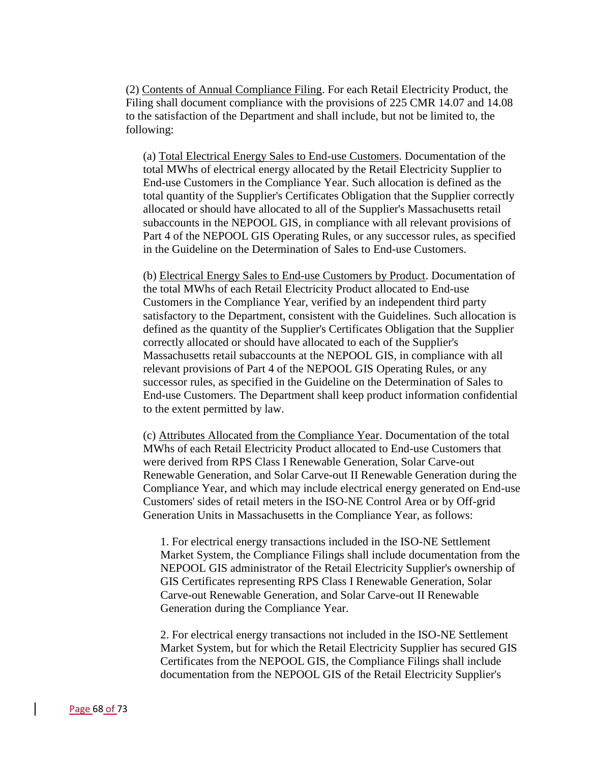(2) Contents of Annual Compliance Filing. For each Retail Electricity Product, the Filing shall document compliance with the provisions of 225 CMR 14.07 and 14.08 to the satisfaction of the Department and shall include, but not be limited to, the following:

(a) Total Electrical Energy Sales to End-use Customers. Documentation of the total MWhs of electrical energy allocated by the Retail Electricity Supplier to End-use Customers in the Compliance Year. Such allocation is defined as the total quantity of the Supplier's Certificates Obligation that the Supplier correctly allocated or should have allocated to all of the Supplier's Massachusetts retail subaccounts in the NEPOOL GIS, in compliance with all relevant provisions of Part 4 of the NEPOOL GIS Operating Rules, or any successor rules, as specified in the Guideline on the Determination of Sales to End-use Customers.

(b) Electrical Energy Sales to End-use Customers by Product. Documentation of the total MWhs of each Retail Electricity Product allocated to End-use Customers in the Compliance Year, verified by an independent third party satisfactory to the Department, consistent with the Guidelines. Such allocation is defined as the quantity of the Supplier's Certificates Obligation that the Supplier correctly allocated or should have allocated to each of the Supplier's Massachusetts retail subaccounts at the NEPOOL GIS, in compliance with all relevant provisions of Part 4 of the NEPOOL GIS Operating Rules, or any successor rules, as specified in the Guideline on the Determination of Sales to End-use Customers. The Department shall keep product information confidential to the extent permitted by law.

(c) Attributes Allocated from the Compliance Year. Documentation of the total MWhs of each Retail Electricity Product allocated to End-use Customers that were derived from RPS Class I Renewable Generation, Solar Carve-out Renewable Generation, and Solar Carve-out II Renewable Generation during the Compliance Year, and which may include electrical energy generated on End-use Customers' sides of retail meters in the ISO-NE Control Area or by Off-grid Generation Units in Massachusetts in the Compliance Year, as follows:

1. For electrical energy transactions included in the ISO-NE Settlement Market System, the Compliance Filings shall include documentation from the NEPOOL GIS administrator of the Retail Electricity Supplier's ownership of GIS Certificates representing RPS Class I Renewable Generation, Solar Carve-out Renewable Generation, and Solar Carve-out II Renewable Generation during the Compliance Year.

2. For electrical energy transactions not included in the ISO-NE Settlement Market System, but for which the Retail Electricity Supplier has secured GIS Certificates from the NEPOOL GIS, the Compliance Filings shall include documentation from the NEPOOL GIS of the Retail Electricity Supplier's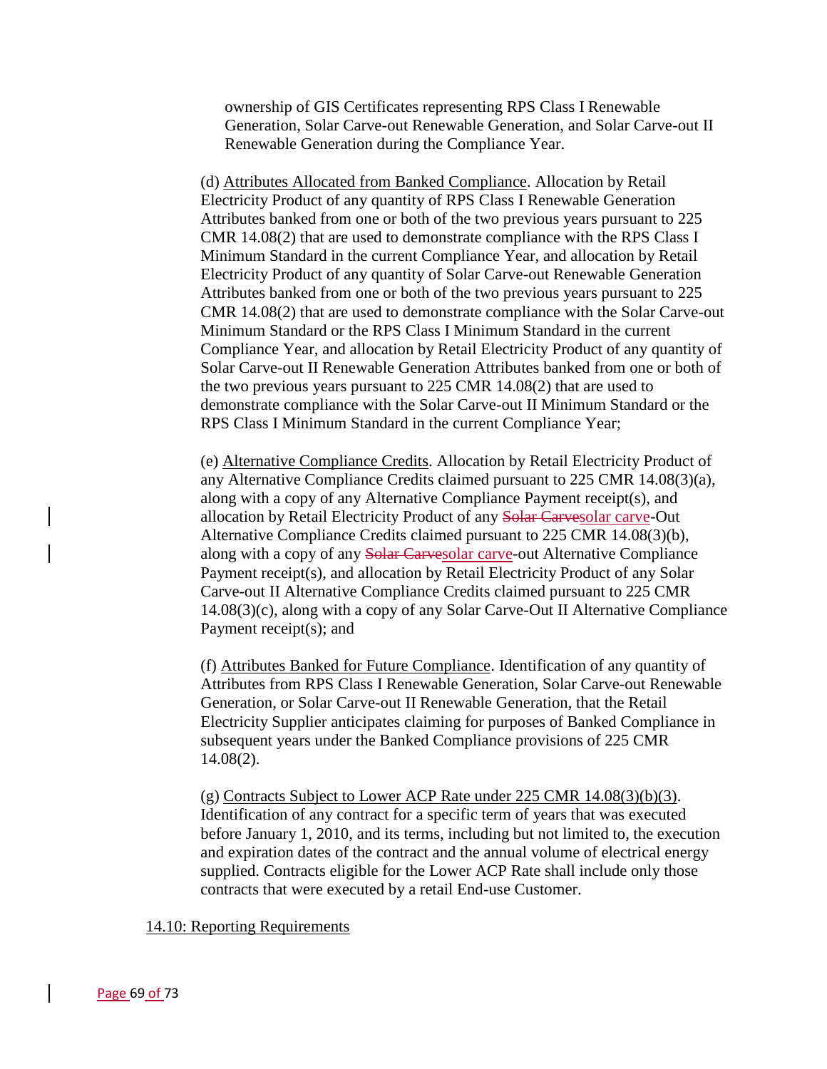ownership of GIS Certificates representing RPS Class I Renewable Generation, Solar Carve-out Renewable Generation, and Solar Carve-out II Renewable Generation during the Compliance Year.

(d) Attributes Allocated from Banked Compliance. Allocation by Retail Electricity Product of any quantity of RPS Class I Renewable Generation Attributes banked from one or both of the two previous years pursuant to 225 CMR 14.08(2) that are used to demonstrate compliance with the RPS Class I Minimum Standard in the current Compliance Year, and allocation by Retail Electricity Product of any quantity of Solar Carve-out Renewable Generation Attributes banked from one or both of the two previous years pursuant to 225 CMR 14.08(2) that are used to demonstrate compliance with the Solar Carve-out Minimum Standard or the RPS Class I Minimum Standard in the current Compliance Year, and allocation by Retail Electricity Product of any quantity of Solar Carve-out II Renewable Generation Attributes banked from one or both of the two previous years pursuant to 225 CMR 14.08(2) that are used to demonstrate compliance with the Solar Carve-out II Minimum Standard or the RPS Class I Minimum Standard in the current Compliance Year;

(e) Alternative Compliance Credits. Allocation by Retail Electricity Product of any Alternative Compliance Credits claimed pursuant to 225 CMR 14.08(3)(a), along with a copy of any Alternative Compliance Payment receipt(s), and allocation by Retail Electricity Product of any ~~Solar Carve~~solar carve-Out Alternative Compliance Credits claimed pursuant to 225 CMR 14.08(3)(b), along with a copy of any ~~Solar Carve~~solar carve-out Alternative Compliance Payment receipt(s), and allocation by Retail Electricity Product of any Solar Carve-out II Alternative Compliance Credits claimed pursuant to 225 CMR 14.08(3)(c), along with a copy of any Solar Carve-Out II Alternative Compliance Payment receipt(s); and

(f) Attributes Banked for Future Compliance. Identification of any quantity of Attributes from RPS Class I Renewable Generation, Solar Carve-out Renewable Generation, or Solar Carve-out II Renewable Generation, that the Retail Electricity Supplier anticipates claiming for purposes of Banked Compliance in subsequent years under the Banked Compliance provisions of 225 CMR 14.08(2).

(g) Contracts Subject to Lower ACP Rate under 225 CMR 14.08(3)(b)(3). Identification of any contract for a specific term of years that was executed before January 1, 2010, and its terms, including but not limited to, the execution and expiration dates of the contract and the annual volume of electrical energy supplied. Contracts eligible for the Lower ACP Rate shall include only those contracts that were executed by a retail End-use Customer.

14.10: Reporting Requirements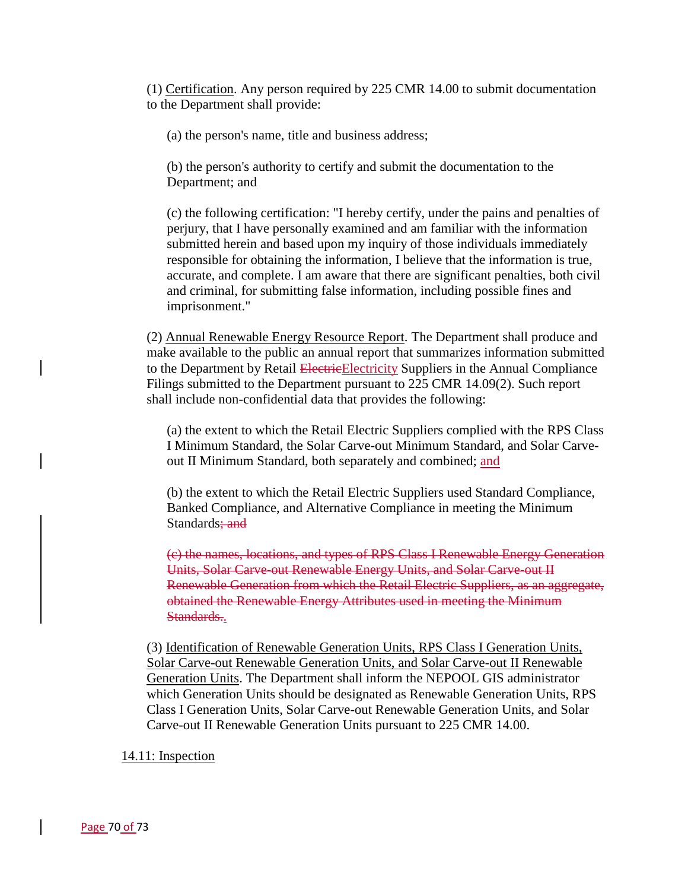(1) Certification. Any person required by 225 CMR 14.00 to submit documentation to the Department shall provide:

(a) the person's name, title and business address;

(b) the person's authority to certify and submit the documentation to the Department; and

(c) the following certification: "I hereby certify, under the pains and penalties of perjury, that I have personally examined and am familiar with the information submitted herein and based upon my inquiry of those individuals immediately responsible for obtaining the information, I believe that the information is true, accurate, and complete. I am aware that there are significant penalties, both civil and criminal, for submitting false information, including possible fines and imprisonment."

(2) Annual Renewable Energy Resource Report. The Department shall produce and make available to the public an annual report that summarizes information submitted to the Department by Retail ~~Electric~~Electricity Suppliers in the Annual Compliance Filings submitted to the Department pursuant to 225 CMR 14.09(2). Such report shall include non-confidential data that provides the following:

(a) the extent to which the Retail Electric Suppliers complied with the RPS Class I Minimum Standard, the Solar Carve-out Minimum Standard, and Solar Carve-out II Minimum Standard, both separately and combined; and

(b) the extent to which the Retail Electric Suppliers used Standard Compliance, Banked Compliance, and Alternative Compliance in meeting the Minimum Standards~~; and~~

~~(c) the names, locations, and types of RPS Class I Renewable Energy Generation Units, Solar Carve-out Renewable Energy Units, and Solar Carve-out II Renewable Generation from which the Retail Electric Suppliers, as an aggregate, obtained the Renewable Energy Attributes used in meeting the Minimum Standards.~~.

(3) Identification of Renewable Generation Units, RPS Class I Generation Units, Solar Carve-out Renewable Generation Units, and Solar Carve-out II Renewable Generation Units. The Department shall inform the NEPOOL GIS administrator which Generation Units should be designated as Renewable Generation Units, RPS Class I Generation Units, Solar Carve-out Renewable Generation Units, and Solar Carve-out II Renewable Generation Units pursuant to 225 CMR 14.00.

14.11: Inspection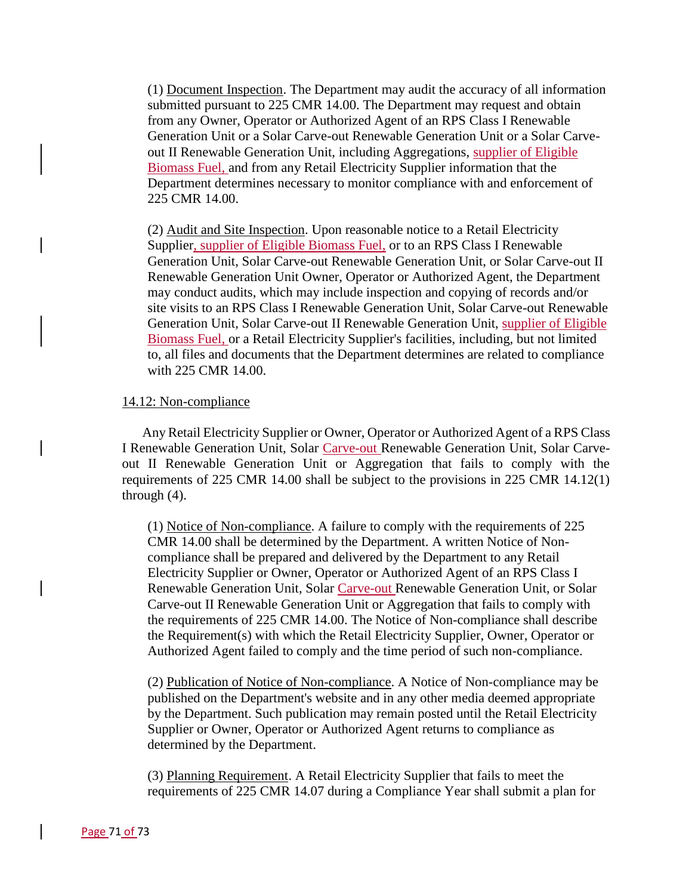(1) Document Inspection. The Department may audit the accuracy of all information submitted pursuant to 225 CMR 14.00. The Department may request and obtain from any Owner, Operator or Authorized Agent of an RPS Class I Renewable Generation Unit or a Solar Carve-out Renewable Generation Unit or a Solar Carve-out II Renewable Generation Unit, including Aggregations, supplier of Eligible Biomass Fuel, and from any Retail Electricity Supplier information that the Department determines necessary to monitor compliance with and enforcement of 225 CMR 14.00.

(2) Audit and Site Inspection. Upon reasonable notice to a Retail Electricity Supplier, supplier of Eligible Biomass Fuel, or to an RPS Class I Renewable Generation Unit, Solar Carve-out Renewable Generation Unit, or Solar Carve-out II Renewable Generation Unit Owner, Operator or Authorized Agent, the Department may conduct audits, which may include inspection and copying of records and/or site visits to an RPS Class I Renewable Generation Unit, Solar Carve-out Renewable Generation Unit, Solar Carve-out II Renewable Generation Unit, supplier of Eligible Biomass Fuel, or a Retail Electricity Supplier's facilities, including, but not limited to, all files and documents that the Department determines are related to compliance with 225 CMR 14.00.

## 14.12: Non-compliance

Any Retail Electricity Supplier or Owner, Operator or Authorized Agent of a RPS Class I Renewable Generation Unit, Solar Carve-out Renewable Generation Unit, Solar Carve-out II Renewable Generation Unit or Aggregation that fails to comply with the requirements of 225 CMR 14.00 shall be subject to the provisions in 225 CMR 14.12(1) through (4).

(1) Notice of Non-compliance. A failure to comply with the requirements of 225 CMR 14.00 shall be determined by the Department. A written Notice of Non-compliance shall be prepared and delivered by the Department to any Retail Electricity Supplier or Owner, Operator or Authorized Agent of an RPS Class I Renewable Generation Unit, Solar Carve-out Renewable Generation Unit, or Solar Carve-out II Renewable Generation Unit or Aggregation that fails to comply with the requirements of 225 CMR 14.00. The Notice of Non-compliance shall describe the Requirement(s) with which the Retail Electricity Supplier, Owner, Operator or Authorized Agent failed to comply and the time period of such non-compliance.

(2) Publication of Notice of Non-compliance. A Notice of Non-compliance may be published on the Department's website and in any other media deemed appropriate by the Department. Such publication may remain posted until the Retail Electricity Supplier or Owner, Operator or Authorized Agent returns to compliance as determined by the Department.

(3) Planning Requirement. A Retail Electricity Supplier that fails to meet the requirements of 225 CMR 14.07 during a Compliance Year shall submit a plan for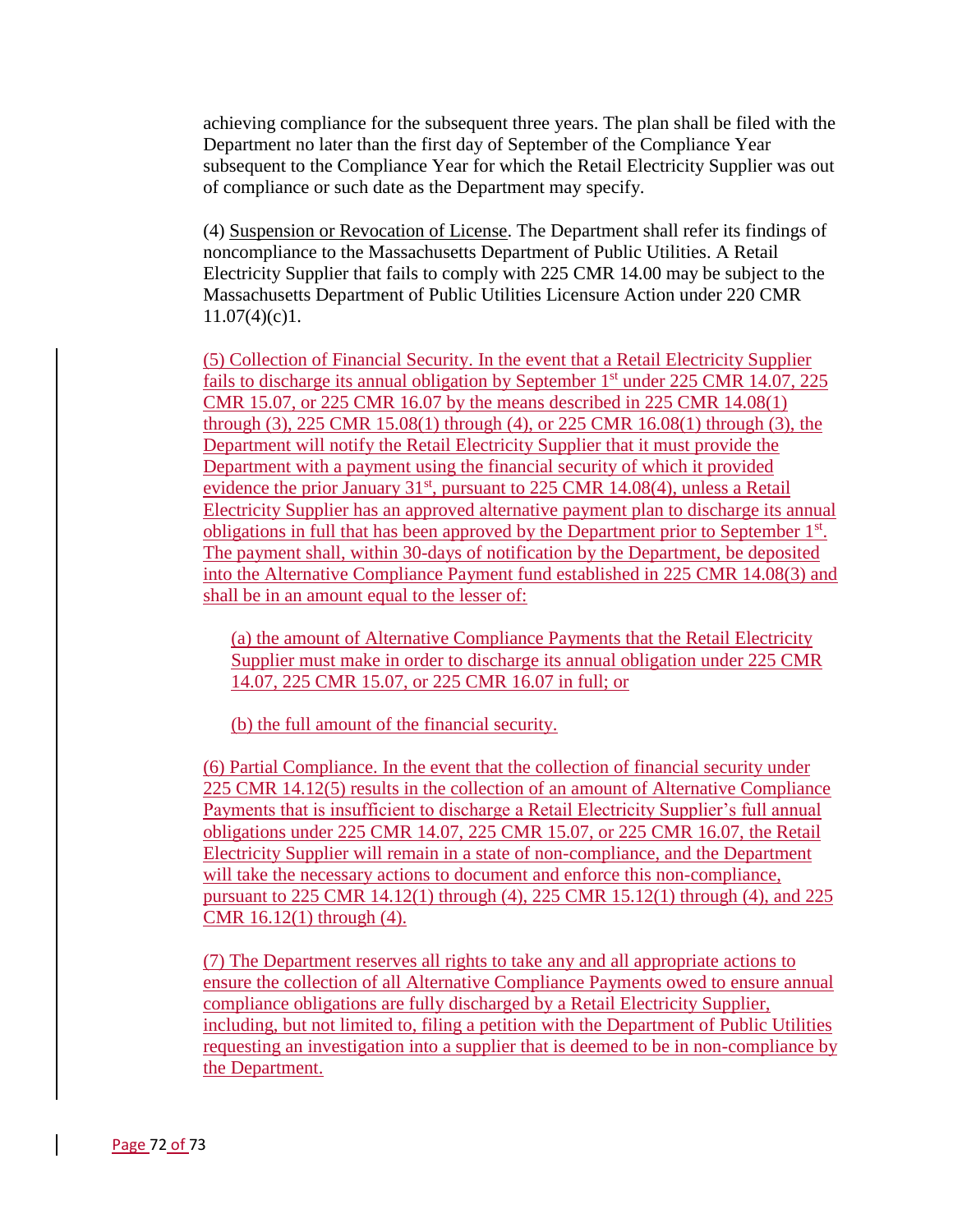achieving compliance for the subsequent three years. The plan shall be filed with the Department no later than the first day of September of the Compliance Year subsequent to the Compliance Year for which the Retail Electricity Supplier was out of compliance or such date as the Department may specify.

(4) Suspension or Revocation of License. The Department shall refer its findings of noncompliance to the Massachusetts Department of Public Utilities. A Retail Electricity Supplier that fails to comply with 225 CMR 14.00 may be subject to the Massachusetts Department of Public Utilities Licensure Action under 220 CMR 11.07(4)(c)1.

(5) Collection of Financial Security. In the event that a Retail Electricity Supplier fails to discharge its annual obligation by September 1st under 225 CMR 14.07, 225 CMR 15.07, or 225 CMR 16.07 by the means described in 225 CMR 14.08(1) through (3), 225 CMR 15.08(1) through (4), or 225 CMR 16.08(1) through (3), the Department will notify the Retail Electricity Supplier that it must provide the Department with a payment using the financial security of which it provided evidence the prior January 31st, pursuant to 225 CMR 14.08(4), unless a Retail Electricity Supplier has an approved alternative payment plan to discharge its annual obligations in full that has been approved by the Department prior to September 1st. The payment shall, within 30-days of notification by the Department, be deposited into the Alternative Compliance Payment fund established in 225 CMR 14.08(3) and shall be in an amount equal to the lesser of:

(a) the amount of Alternative Compliance Payments that the Retail Electricity Supplier must make in order to discharge its annual obligation under 225 CMR 14.07, 225 CMR 15.07, or 225 CMR 16.07 in full; or

(b) the full amount of the financial security.

(6) Partial Compliance. In the event that the collection of financial security under 225 CMR 14.12(5) results in the collection of an amount of Alternative Compliance Payments that is insufficient to discharge a Retail Electricity Supplier's full annual obligations under 225 CMR 14.07, 225 CMR 15.07, or 225 CMR 16.07, the Retail Electricity Supplier will remain in a state of non-compliance, and the Department will take the necessary actions to document and enforce this non-compliance, pursuant to 225 CMR 14.12(1) through (4), 225 CMR 15.12(1) through (4), and 225 CMR 16.12(1) through (4).

(7) The Department reserves all rights to take any and all appropriate actions to ensure the collection of all Alternative Compliance Payments owed to ensure annual compliance obligations are fully discharged by a Retail Electricity Supplier, including, but not limited to, filing a petition with the Department of Public Utilities requesting an investigation into a supplier that is deemed to be in non-compliance by the Department.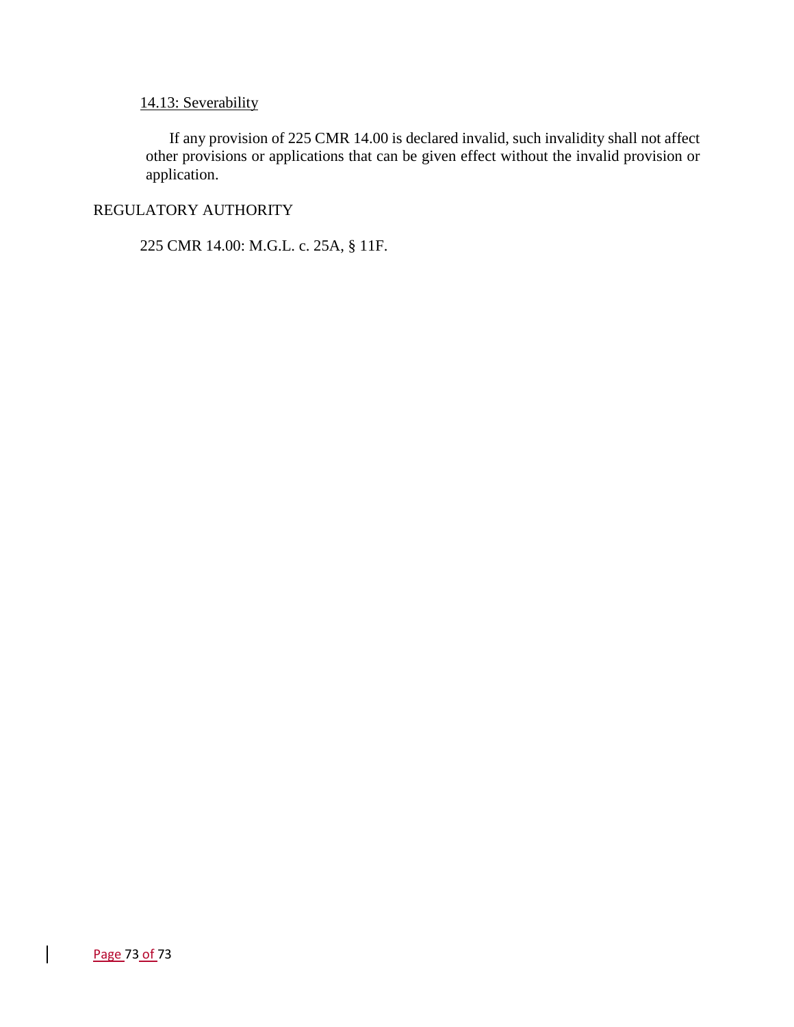14.13: Severability

If any provision of 225 CMR 14.00 is declared invalid, such invalidity shall not affect other provisions or applications that can be given effect without the invalid provision or application.

REGULATORY AUTHORITY

225 CMR 14.00: M.G.L. c. 25A, § 11F.